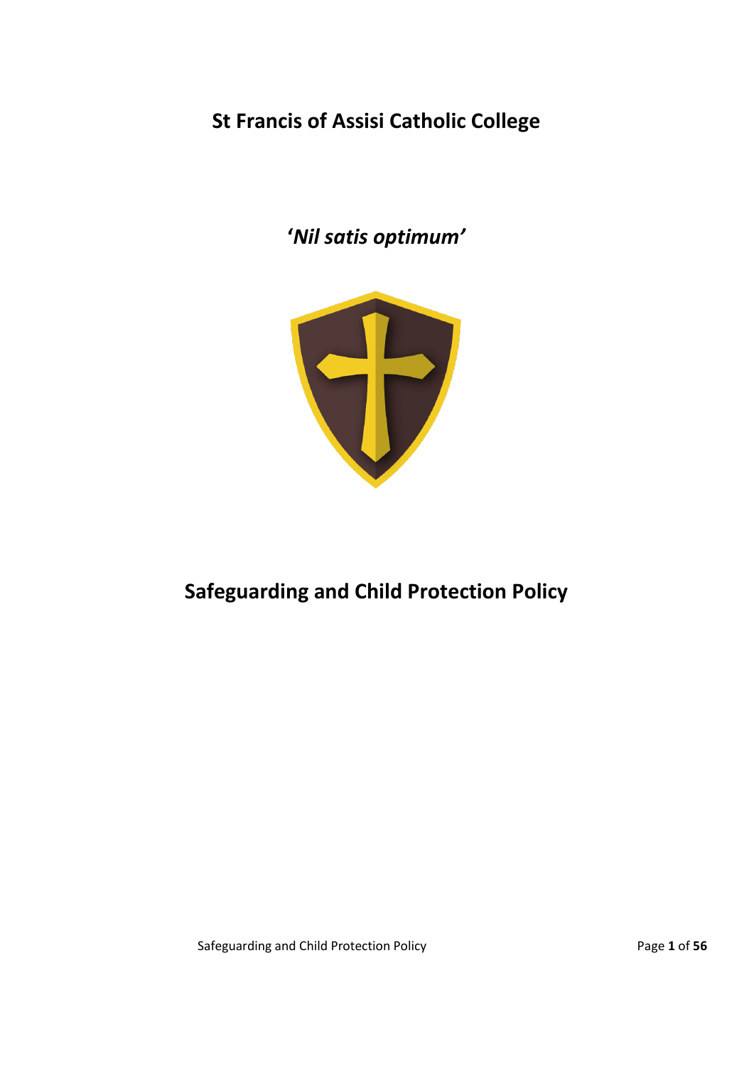# St Francis of Assisi Catholic College

***'Nil satis optimum'***

# Safeguarding and Child Protection Policy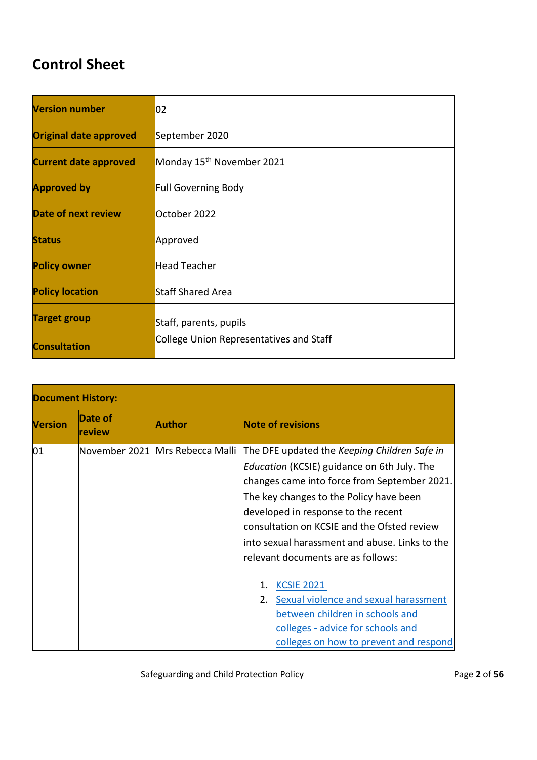# Control Sheet

| Version number | 02 |
|---|---|
| Original date approved | September 2020 |
| Current date approved | Monday 15th November 2021 |
| Approved by | Full Governing Body |
| Date of next review | October 2022 |
| Status | Approved |
| Policy owner | Head Teacher |
| Policy location | Staff Shared Area |
| Target group | Staff, parents, pupils |
| Consultation | College Union Representatives and Staff |

| Document History: | | | |
|---|---|---|---|
| Version | Date of review | Author | Note of revisions |
| 01 | November 2021 | Mrs Rebecca Malli | The DFE updated the *Keeping Children Safe in Education* (KCSIE) guidance on 6th July. The changes came into force from September 2021. The key changes to the Policy have been developed in response to the recent consultation on KCSIE and the Ofsted review into sexual harassment and abuse. Links to the relevant documents are as follows:<br><br>1. KCSIE 2021<br>2. Sexual violence and sexual harassment between children in schools and colleges - advice for schools and colleges on how to prevent and respond |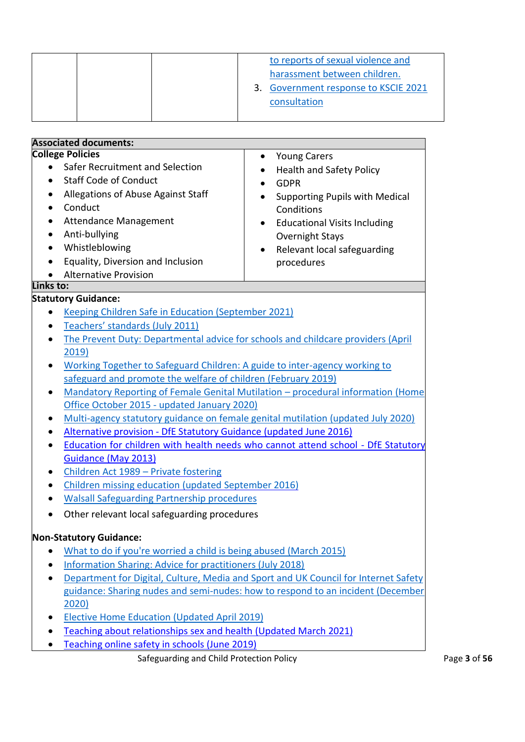| | | | to reports of sexual violence and harassment between children.<br>3. Government response to KSCIE 2021 consultation |
|---|---|---|---|

**Associated documents:**

**College Policies**

- Safer Recruitment and Selection
- Staff Code of Conduct
- Allegations of Abuse Against Staff
- Conduct
- Attendance Management
- Anti-bullying
- Whistleblowing
- Equality, Diversion and Inclusion
- Alternative Provision
- Young Carers
- Health and Safety Policy
- GDPR
- Supporting Pupils with Medical Conditions
- Educational Visits Including Overnight Stays
- Relevant local safeguarding procedures

**Links to:**

**Statutory Guidance:**

- Keeping Children Safe in Education (September 2021)
- Teachers' standards (July 2011)
- The Prevent Duty: Departmental advice for schools and childcare providers (April 2019)
- Working Together to Safeguard Children: A guide to inter-agency working to safeguard and promote the welfare of children (February 2019)
- Mandatory Reporting of Female Genital Mutilation – procedural information (Home Office October 2015 - updated January 2020)
- Multi-agency statutory guidance on female genital mutilation (updated July 2020)
- Alternative provision - DfE Statutory Guidance (updated June 2016)
- Education for children with health needs who cannot attend school - DfE Statutory Guidance (May 2013)
- Children Act 1989 – Private fostering
- Children missing education (updated September 2016)
- Walsall Safeguarding Partnership procedures
- Other relevant local safeguarding procedures

**Non-Statutory Guidance:**

- What to do if you're worried a child is being abused (March 2015)
- Information Sharing: Advice for practitioners (July 2018)
- Department for Digital, Culture, Media and Sport and UK Council for Internet Safety guidance: Sharing nudes and semi-nudes: how to respond to an incident (December 2020)
- Elective Home Education (Updated April 2019)
- Teaching about relationships sex and health (Updated March 2021)
- Teaching online safety in schools (June 2019)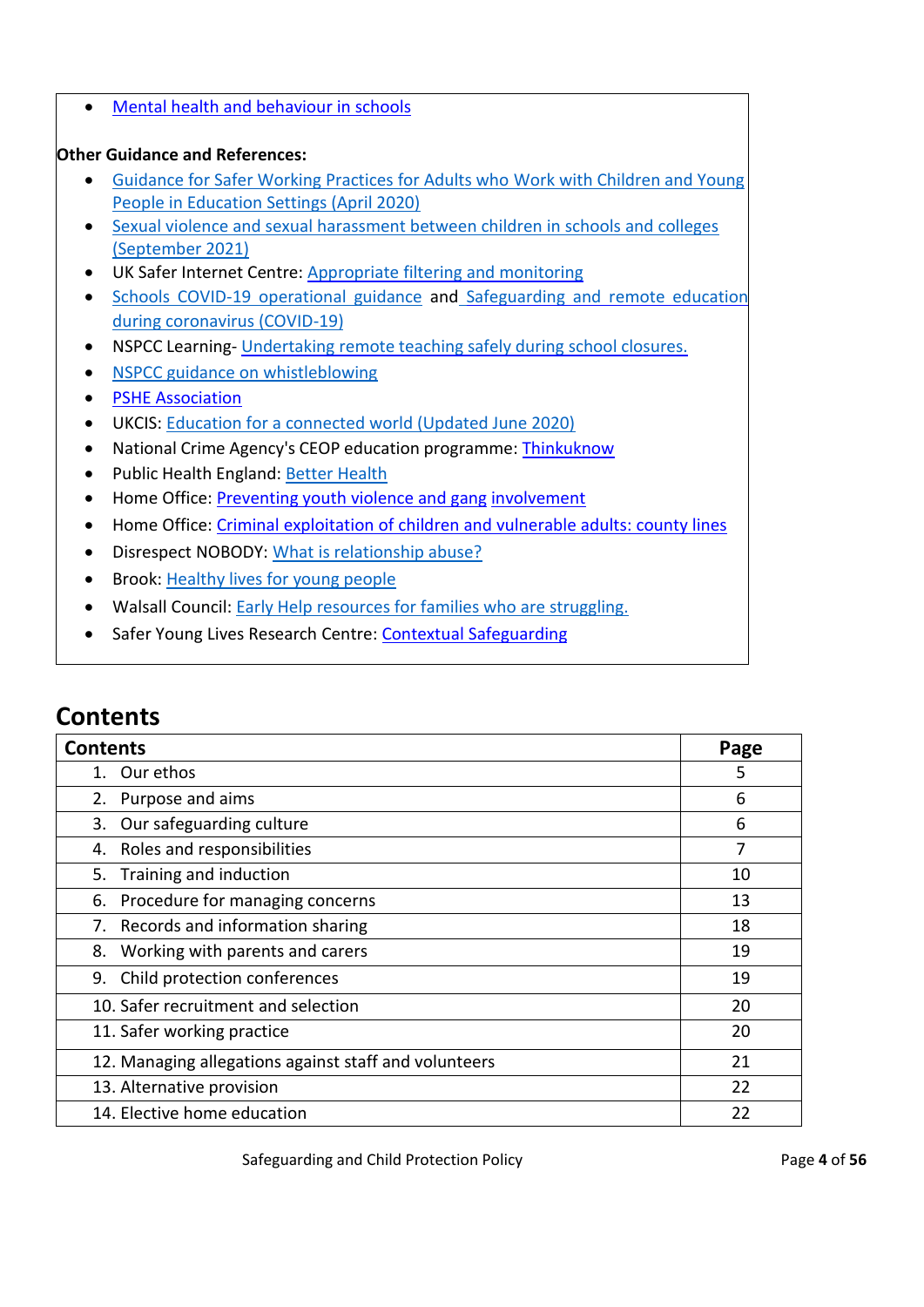- Mental health and behaviour in schools

**Other Guidance and References:**

- Guidance for Safer Working Practices for Adults who Work with Children and Young People in Education Settings (April 2020)
- Sexual violence and sexual harassment between children in schools and colleges (September 2021)
- UK Safer Internet Centre: Appropriate filtering and monitoring
- Schools COVID-19 operational guidance and Safeguarding and remote education during coronavirus (COVID-19)
- NSPCC Learning- Undertaking remote teaching safely during school closures.
- NSPCC guidance on whistleblowing
- PSHE Association
- UKCIS: Education for a connected world (Updated June 2020)
- National Crime Agency's CEOP education programme: Thinkuknow
- Public Health England: Better Health
- Home Office: Preventing youth violence and gang involvement
- Home Office: Criminal exploitation of children and vulnerable adults: county lines
- Disrespect NOBODY: What is relationship abuse?
- Brook: Healthy lives for young people
- Walsall Council: Early Help resources for families who are struggling.
- Safer Young Lives Research Centre: Contextual Safeguarding

## Contents

| Contents | Page |
|---|---|
| 1. Our ethos | 5 |
| 2. Purpose and aims | 6 |
| 3. Our safeguarding culture | 6 |
| 4. Roles and responsibilities | 7 |
| 5. Training and induction | 10 |
| 6. Procedure for managing concerns | 13 |
| 7. Records and information sharing | 18 |
| 8. Working with parents and carers | 19 |
| 9. Child protection conferences | 19 |
| 10. Safer recruitment and selection | 20 |
| 11. Safer working practice | 20 |
| 12. Managing allegations against staff and volunteers | 21 |
| 13. Alternative provision | 22 |
| 14. Elective home education | 22 |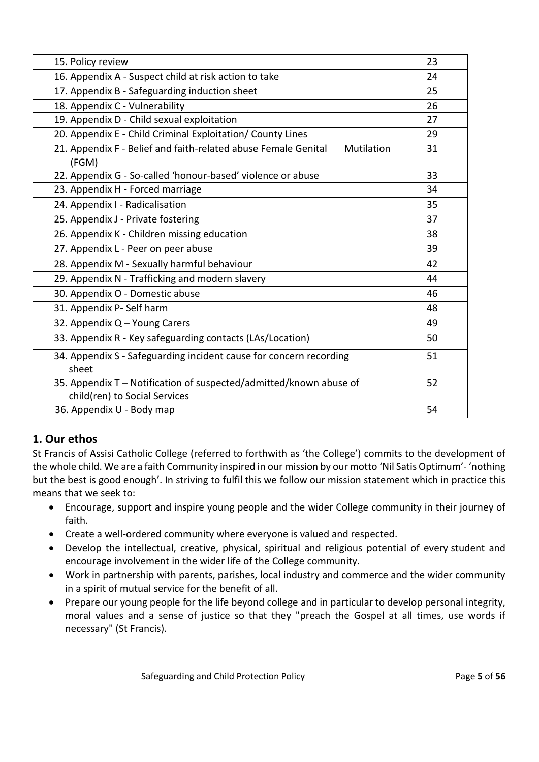| | |
|---|---|
| 15. Policy review | 23 |
| 16. Appendix A - Suspect child at risk action to take | 24 |
| 17. Appendix B - Safeguarding induction sheet | 25 |
| 18. Appendix C - Vulnerability | 26 |
| 19. Appendix D - Child sexual exploitation | 27 |
| 20. Appendix E - Child Criminal Exploitation/ County Lines | 29 |
| 21. Appendix F - Belief and faith-related abuse Female Genital Mutilation (FGM) | 31 |
| 22. Appendix G - So-called 'honour-based' violence or abuse | 33 |
| 23. Appendix H - Forced marriage | 34 |
| 24. Appendix I - Radicalisation | 35 |
| 25. Appendix J - Private fostering | 37 |
| 26. Appendix K - Children missing education | 38 |
| 27. Appendix L - Peer on peer abuse | 39 |
| 28. Appendix M - Sexually harmful behaviour | 42 |
| 29. Appendix N - Trafficking and modern slavery | 44 |
| 30. Appendix O - Domestic abuse | 46 |
| 31. Appendix P- Self harm | 48 |
| 32. Appendix Q – Young Carers | 49 |
| 33. Appendix R - Key safeguarding contacts (LAs/Location) | 50 |
| 34. Appendix S - Safeguarding incident cause for concern recording sheet | 51 |
| 35. Appendix T – Notification of suspected/admitted/known abuse of child(ren) to Social Services | 52 |
| 36. Appendix U - Body map | 54 |

## 1. Our ethos

St Francis of Assisi Catholic College (referred to forthwith as 'the College') commits to the development of the whole child. We are a faith Community inspired in our mission by our motto 'Nil Satis Optimum'- 'nothing but the best is good enough'. In striving to fulfil this we follow our mission statement which in practice this means that we seek to:

- Encourage, support and inspire young people and the wider College community in their journey of faith.
- Create a well-ordered community where everyone is valued and respected.
- Develop the intellectual, creative, physical, spiritual and religious potential of every student and encourage involvement in the wider life of the College community.
- Work in partnership with parents, parishes, local industry and commerce and the wider community in a spirit of mutual service for the benefit of all.
- Prepare our young people for the life beyond college and in particular to develop personal integrity, moral values and a sense of justice so that they "preach the Gospel at all times, use words if necessary" (St Francis).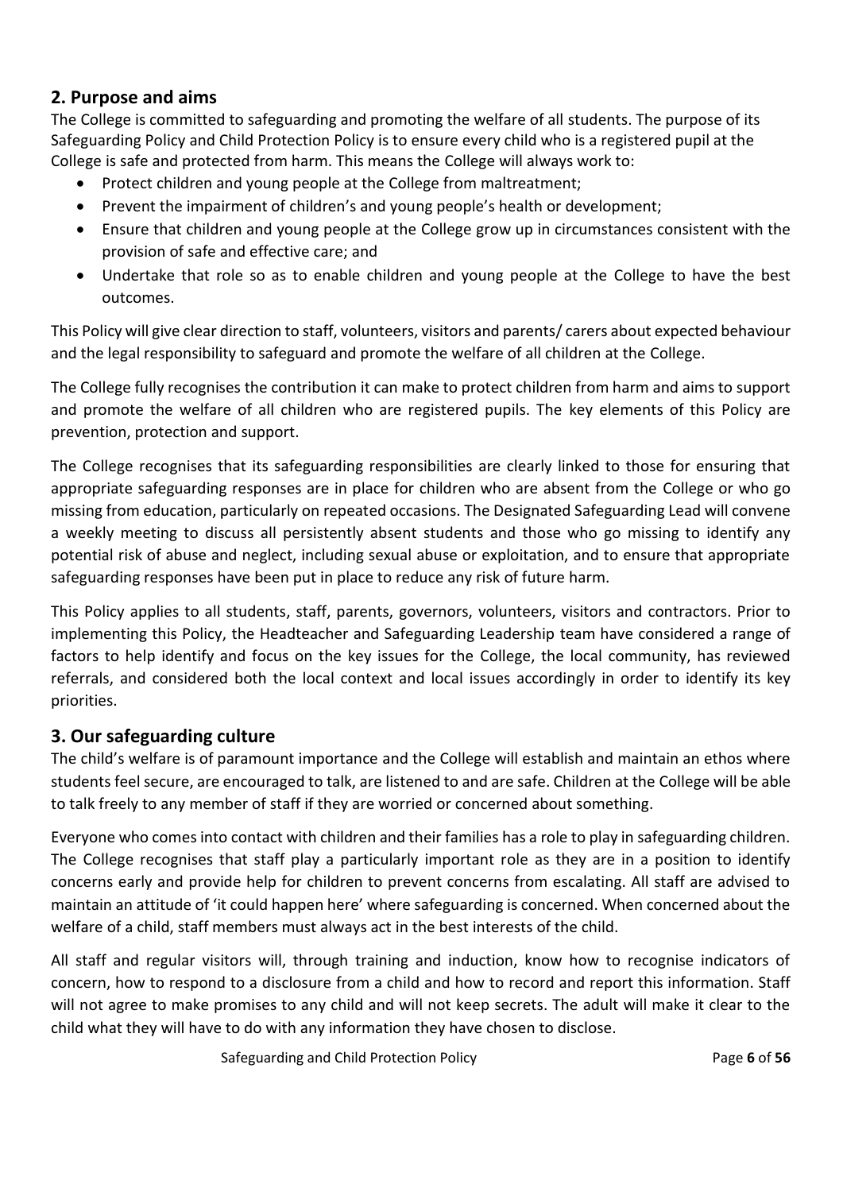## 2. Purpose and aims

The College is committed to safeguarding and promoting the welfare of all students. The purpose of its Safeguarding Policy and Child Protection Policy is to ensure every child who is a registered pupil at the College is safe and protected from harm. This means the College will always work to:

- Protect children and young people at the College from maltreatment;
- Prevent the impairment of children's and young people's health or development;
- Ensure that children and young people at the College grow up in circumstances consistent with the provision of safe and effective care; and
- Undertake that role so as to enable children and young people at the College to have the best outcomes.

This Policy will give clear direction to staff, volunteers, visitors and parents/ carers about expected behaviour and the legal responsibility to safeguard and promote the welfare of all children at the College.

The College fully recognises the contribution it can make to protect children from harm and aims to support and promote the welfare of all children who are registered pupils. The key elements of this Policy are prevention, protection and support.

The College recognises that its safeguarding responsibilities are clearly linked to those for ensuring that appropriate safeguarding responses are in place for children who are absent from the College or who go missing from education, particularly on repeated occasions. The Designated Safeguarding Lead will convene a weekly meeting to discuss all persistently absent students and those who go missing to identify any potential risk of abuse and neglect, including sexual abuse or exploitation, and to ensure that appropriate safeguarding responses have been put in place to reduce any risk of future harm.

This Policy applies to all students, staff, parents, governors, volunteers, visitors and contractors. Prior to implementing this Policy, the Headteacher and Safeguarding Leadership team have considered a range of factors to help identify and focus on the key issues for the College, the local community, has reviewed referrals, and considered both the local context and local issues accordingly in order to identify its key priorities.

## 3. Our safeguarding culture

The child's welfare is of paramount importance and the College will establish and maintain an ethos where students feel secure, are encouraged to talk, are listened to and are safe. Children at the College will be able to talk freely to any member of staff if they are worried or concerned about something.

Everyone who comes into contact with children and their families has a role to play in safeguarding children. The College recognises that staff play a particularly important role as they are in a position to identify concerns early and provide help for children to prevent concerns from escalating. All staff are advised to maintain an attitude of 'it could happen here' where safeguarding is concerned. When concerned about the welfare of a child, staff members must always act in the best interests of the child.

All staff and regular visitors will, through training and induction, know how to recognise indicators of concern, how to respond to a disclosure from a child and how to record and report this information. Staff will not agree to make promises to any child and will not keep secrets. The adult will make it clear to the child what they will have to do with any information they have chosen to disclose.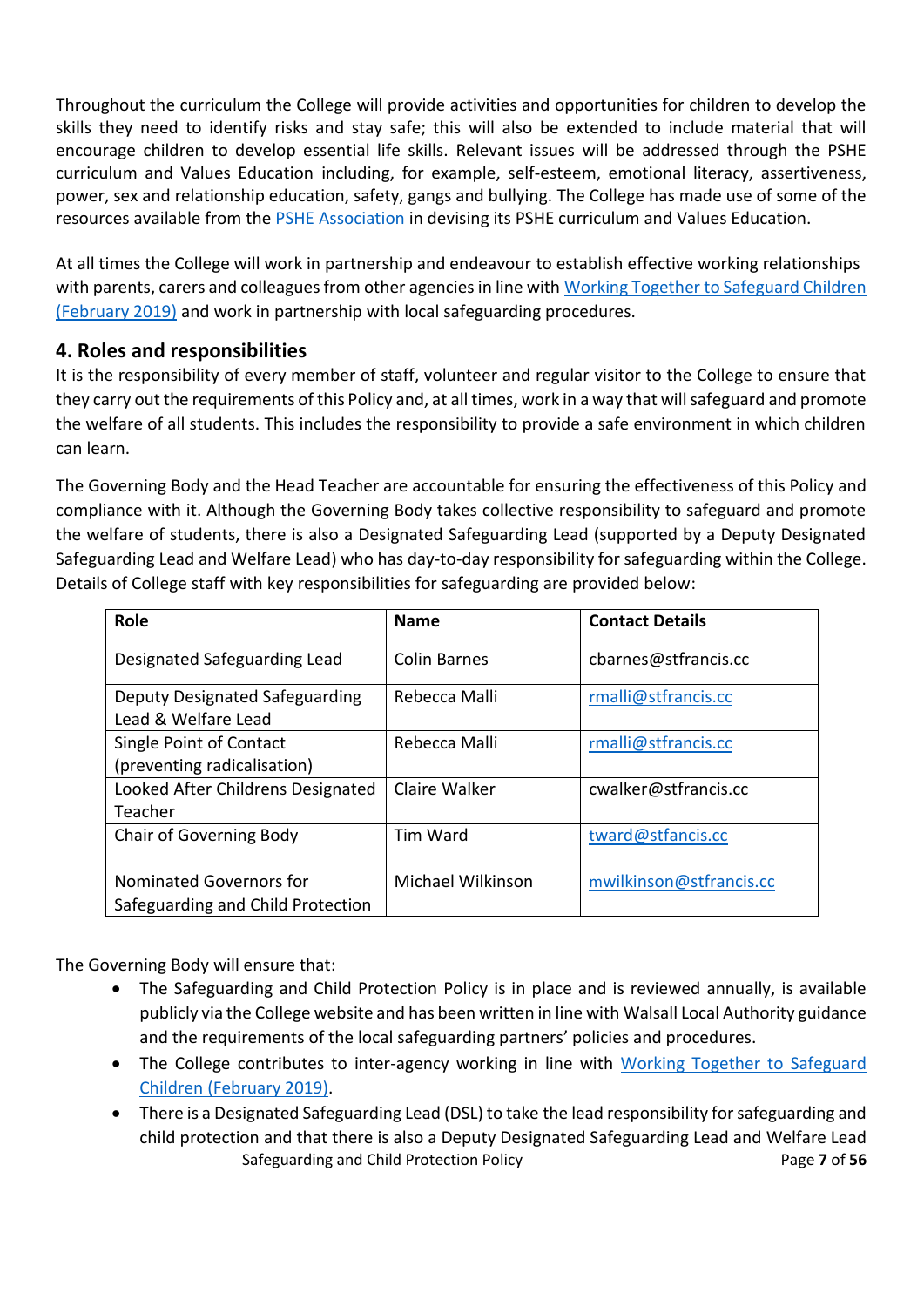Throughout the curriculum the College will provide activities and opportunities for children to develop the skills they need to identify risks and stay safe; this will also be extended to include material that will encourage children to develop essential life skills. Relevant issues will be addressed through the PSHE curriculum and Values Education including, for example, self-esteem, emotional literacy, assertiveness, power, sex and relationship education, safety, gangs and bullying. The College has made use of some of the resources available from the PSHE Association in devising its PSHE curriculum and Values Education.

At all times the College will work in partnership and endeavour to establish effective working relationships with parents, carers and colleagues from other agencies in line with Working Together to Safeguard Children (February 2019) and work in partnership with local safeguarding procedures.

## 4. Roles and responsibilities

It is the responsibility of every member of staff, volunteer and regular visitor to the College to ensure that they carry out the requirements of this Policy and, at all times, work in a way that will safeguard and promote the welfare of all students. This includes the responsibility to provide a safe environment in which children can learn.

The Governing Body and the Head Teacher are accountable for ensuring the effectiveness of this Policy and compliance with it. Although the Governing Body takes collective responsibility to safeguard and promote the welfare of students, there is also a Designated Safeguarding Lead (supported by a Deputy Designated Safeguarding Lead and Welfare Lead) who has day-to-day responsibility for safeguarding within the College. Details of College staff with key responsibilities for safeguarding are provided below:

| Role | Name | Contact Details |
|---|---|---|
| Designated Safeguarding Lead | Colin Barnes | cbarnes@stfrancis.cc |
| Deputy Designated Safeguarding Lead & Welfare Lead | Rebecca Malli | rmalli@stfrancis.cc |
| Single Point of Contact (preventing radicalisation) | Rebecca Malli | rmalli@stfrancis.cc |
| Looked After Childrens Designated Teacher | Claire Walker | cwalker@stfrancis.cc |
| Chair of Governing Body | Tim Ward | tward@stfancis.cc |
| Nominated Governors for Safeguarding and Child Protection | Michael Wilkinson | mwilkinson@stfrancis.cc |

The Governing Body will ensure that:

- The Safeguarding and Child Protection Policy is in place and is reviewed annually, is available publicly via the College website and has been written in line with Walsall Local Authority guidance and the requirements of the local safeguarding partners' policies and procedures.
- The College contributes to inter-agency working in line with Working Together to Safeguard Children (February 2019).
- There is a Designated Safeguarding Lead (DSL) to take the lead responsibility for safeguarding and child protection and that there is also a Deputy Designated Safeguarding Lead and Welfare Lead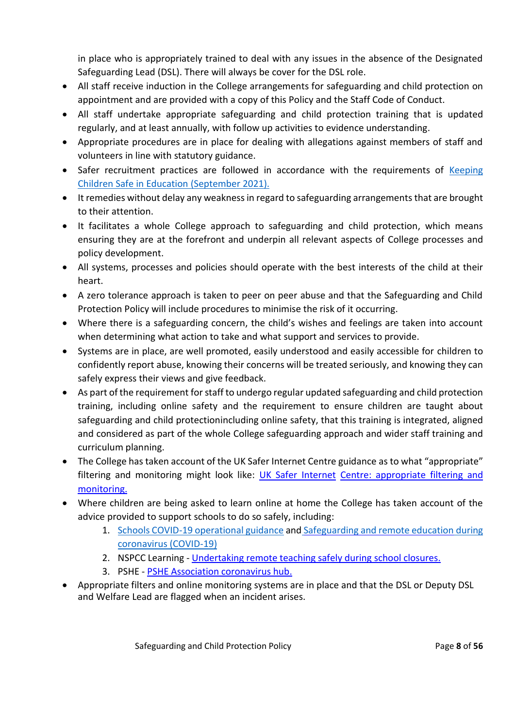in place who is appropriately trained to deal with any issues in the absence of the Designated Safeguarding Lead (DSL). There will always be cover for the DSL role.

- All staff receive induction in the College arrangements for safeguarding and child protection on appointment and are provided with a copy of this Policy and the Staff Code of Conduct.
- All staff undertake appropriate safeguarding and child protection training that is updated regularly, and at least annually, with follow up activities to evidence understanding.
- Appropriate procedures are in place for dealing with allegations against members of staff and volunteers in line with statutory guidance.
- Safer recruitment practices are followed in accordance with the requirements of Keeping Children Safe in Education (September 2021).
- It remedies without delay any weakness in regard to safeguarding arrangements that are brought to their attention.
- It facilitates a whole College approach to safeguarding and child protection, which means ensuring they are at the forefront and underpin all relevant aspects of College processes and policy development.
- All systems, processes and policies should operate with the best interests of the child at their heart.
- A zero tolerance approach is taken to peer on peer abuse and that the Safeguarding and Child Protection Policy will include procedures to minimise the risk of it occurring.
- Where there is a safeguarding concern, the child's wishes and feelings are taken into account when determining what action to take and what support and services to provide.
- Systems are in place, are well promoted, easily understood and easily accessible for children to confidently report abuse, knowing their concerns will be treated seriously, and knowing they can safely express their views and give feedback.
- As part of the requirement for staff to undergo regular updated safeguarding and child protection training, including online safety and the requirement to ensure children are taught about safeguarding and child protectionincluding online safety, that this training is integrated, aligned and considered as part of the whole College safeguarding approach and wider staff training and curriculum planning.
- The College has taken account of the UK Safer Internet Centre guidance as to what "appropriate" filtering and monitoring might look like: UK Safer Internet Centre: appropriate filtering and monitoring.
- Where children are being asked to learn online at home the College has taken account of the advice provided to support schools to do so safely, including:
    1. Schools COVID-19 operational guidance and Safeguarding and remote education during coronavirus (COVID-19)
    2. NSPCC Learning - Undertaking remote teaching safely during school closures.
    3. PSHE - PSHE Association coronavirus hub.
- Appropriate filters and online monitoring systems are in place and that the DSL or Deputy DSL and Welfare Lead are flagged when an incident arises.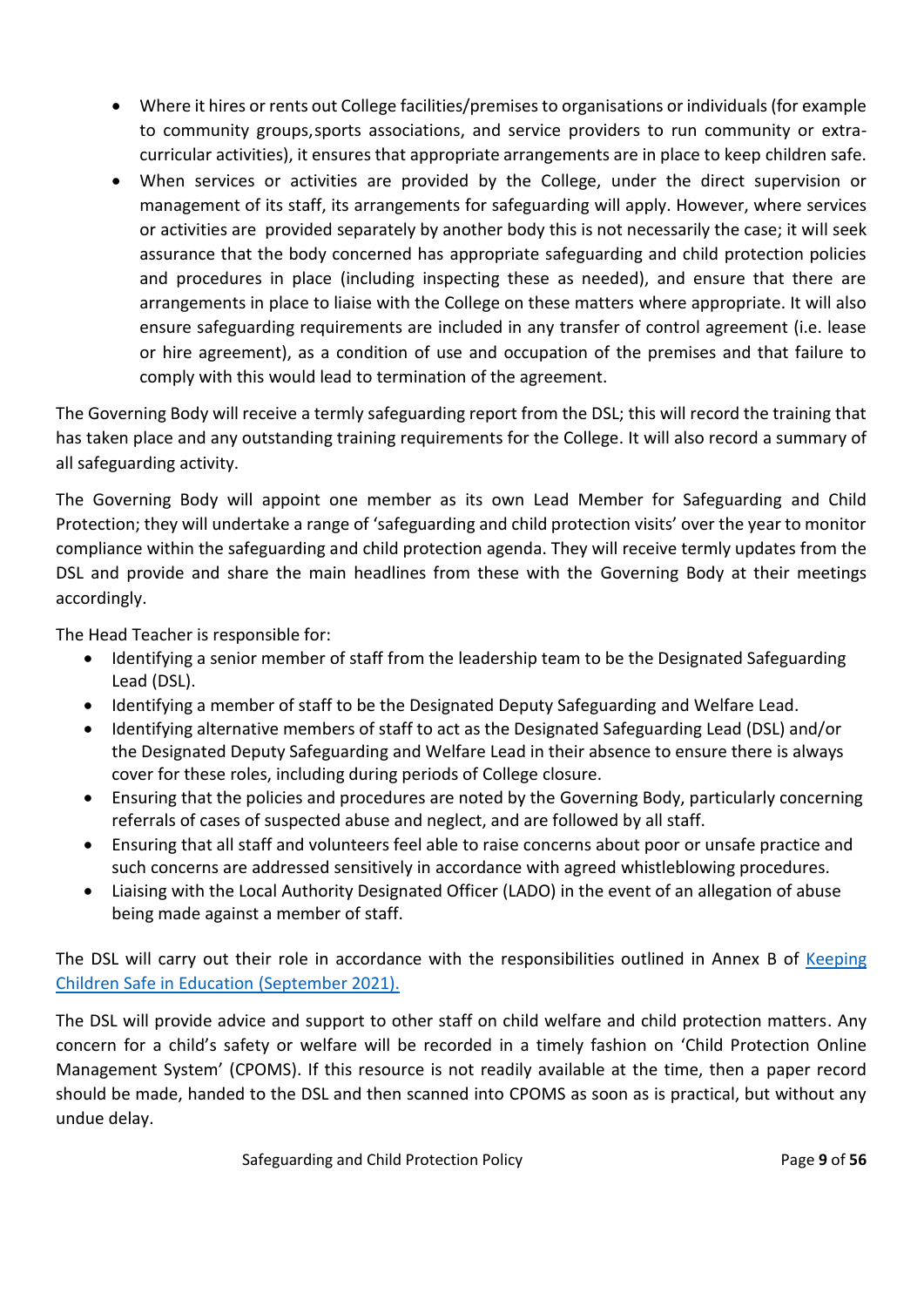- Where it hires or rents out College facilities/premises to organisations or individuals (for example to community groups,sports associations, and service providers to run community or extra-curricular activities), it ensures that appropriate arrangements are in place to keep children safe.
- When services or activities are provided by the College, under the direct supervision or management of its staff, its arrangements for safeguarding will apply. However, where services or activities are provided separately by another body this is not necessarily the case; it will seek assurance that the body concerned has appropriate safeguarding and child protection policies and procedures in place (including inspecting these as needed), and ensure that there are arrangements in place to liaise with the College on these matters where appropriate. It will also ensure safeguarding requirements are included in any transfer of control agreement (i.e. lease or hire agreement), as a condition of use and occupation of the premises and that failure to comply with this would lead to termination of the agreement.

The Governing Body will receive a termly safeguarding report from the DSL; this will record the training that has taken place and any outstanding training requirements for the College. It will also record a summary of all safeguarding activity.

The Governing Body will appoint one member as its own Lead Member for Safeguarding and Child Protection; they will undertake a range of 'safeguarding and child protection visits' over the year to monitor compliance within the safeguarding and child protection agenda. They will receive termly updates from the DSL and provide and share the main headlines from these with the Governing Body at their meetings accordingly.

The Head Teacher is responsible for:

- Identifying a senior member of staff from the leadership team to be the Designated Safeguarding Lead (DSL).
- Identifying a member of staff to be the Designated Deputy Safeguarding and Welfare Lead.
- Identifying alternative members of staff to act as the Designated Safeguarding Lead (DSL) and/or the Designated Deputy Safeguarding and Welfare Lead in their absence to ensure there is always cover for these roles, including during periods of College closure.
- Ensuring that the policies and procedures are noted by the Governing Body, particularly concerning referrals of cases of suspected abuse and neglect, and are followed by all staff.
- Ensuring that all staff and volunteers feel able to raise concerns about poor or unsafe practice and such concerns are addressed sensitively in accordance with agreed whistleblowing procedures.
- Liaising with the Local Authority Designated Officer (LADO) in the event of an allegation of abuse being made against a member of staff.

The DSL will carry out their role in accordance with the responsibilities outlined in Annex B of Keeping Children Safe in Education (September 2021).

The DSL will provide advice and support to other staff on child welfare and child protection matters. Any concern for a child's safety or welfare will be recorded in a timely fashion on 'Child Protection Online Management System' (CPOMS). If this resource is not readily available at the time, then a paper record should be made, handed to the DSL and then scanned into CPOMS as soon as is practical, but without any undue delay.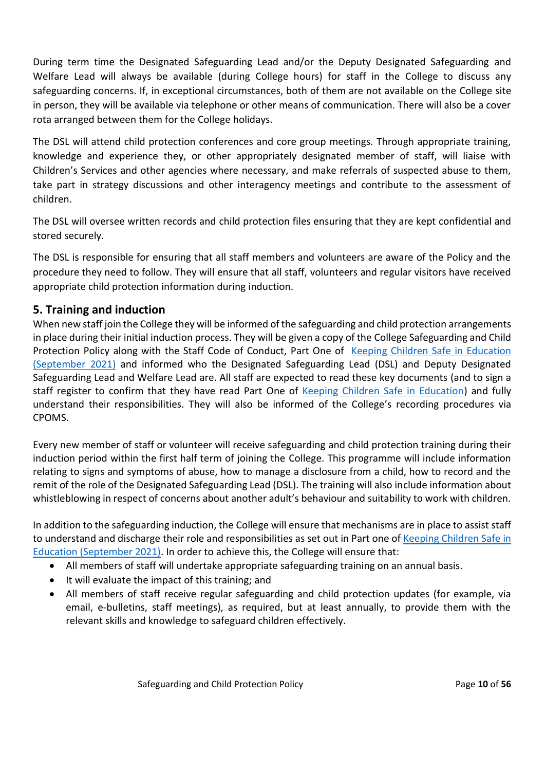During term time the Designated Safeguarding Lead and/or the Deputy Designated Safeguarding and Welfare Lead will always be available (during College hours) for staff in the College to discuss any safeguarding concerns. If, in exceptional circumstances, both of them are not available on the College site in person, they will be available via telephone or other means of communication. There will also be a cover rota arranged between them for the College holidays.

The DSL will attend child protection conferences and core group meetings. Through appropriate training, knowledge and experience they, or other appropriately designated member of staff, will liaise with Children's Services and other agencies where necessary, and make referrals of suspected abuse to them, take part in strategy discussions and other interagency meetings and contribute to the assessment of children.

The DSL will oversee written records and child protection files ensuring that they are kept confidential and stored securely.

The DSL is responsible for ensuring that all staff members and volunteers are aware of the Policy and the procedure they need to follow. They will ensure that all staff, volunteers and regular visitors have received appropriate child protection information during induction.

## 5. Training and induction

When new staff join the College they will be informed of the safeguarding and child protection arrangements in place during their initial induction process. They will be given a copy of the College Safeguarding and Child Protection Policy along with the Staff Code of Conduct, Part One of Keeping Children Safe in Education (September 2021) and informed who the Designated Safeguarding Lead (DSL) and Deputy Designated Safeguarding Lead and Welfare Lead are. All staff are expected to read these key documents (and to sign a staff register to confirm that they have read Part One of Keeping Children Safe in Education) and fully understand their responsibilities. They will also be informed of the College's recording procedures via CPOMS.

Every new member of staff or volunteer will receive safeguarding and child protection training during their induction period within the first half term of joining the College. This programme will include information relating to signs and symptoms of abuse, how to manage a disclosure from a child, how to record and the remit of the role of the Designated Safeguarding Lead (DSL). The training will also include information about whistleblowing in respect of concerns about another adult's behaviour and suitability to work with children.

In addition to the safeguarding induction, the College will ensure that mechanisms are in place to assist staff to understand and discharge their role and responsibilities as set out in Part one of Keeping Children Safe in Education (September 2021). In order to achieve this, the College will ensure that:

- All members of staff will undertake appropriate safeguarding training on an annual basis.
- It will evaluate the impact of this training; and
- All members of staff receive regular safeguarding and child protection updates (for example, via email, e-bulletins, staff meetings), as required, but at least annually, to provide them with the relevant skills and knowledge to safeguard children effectively.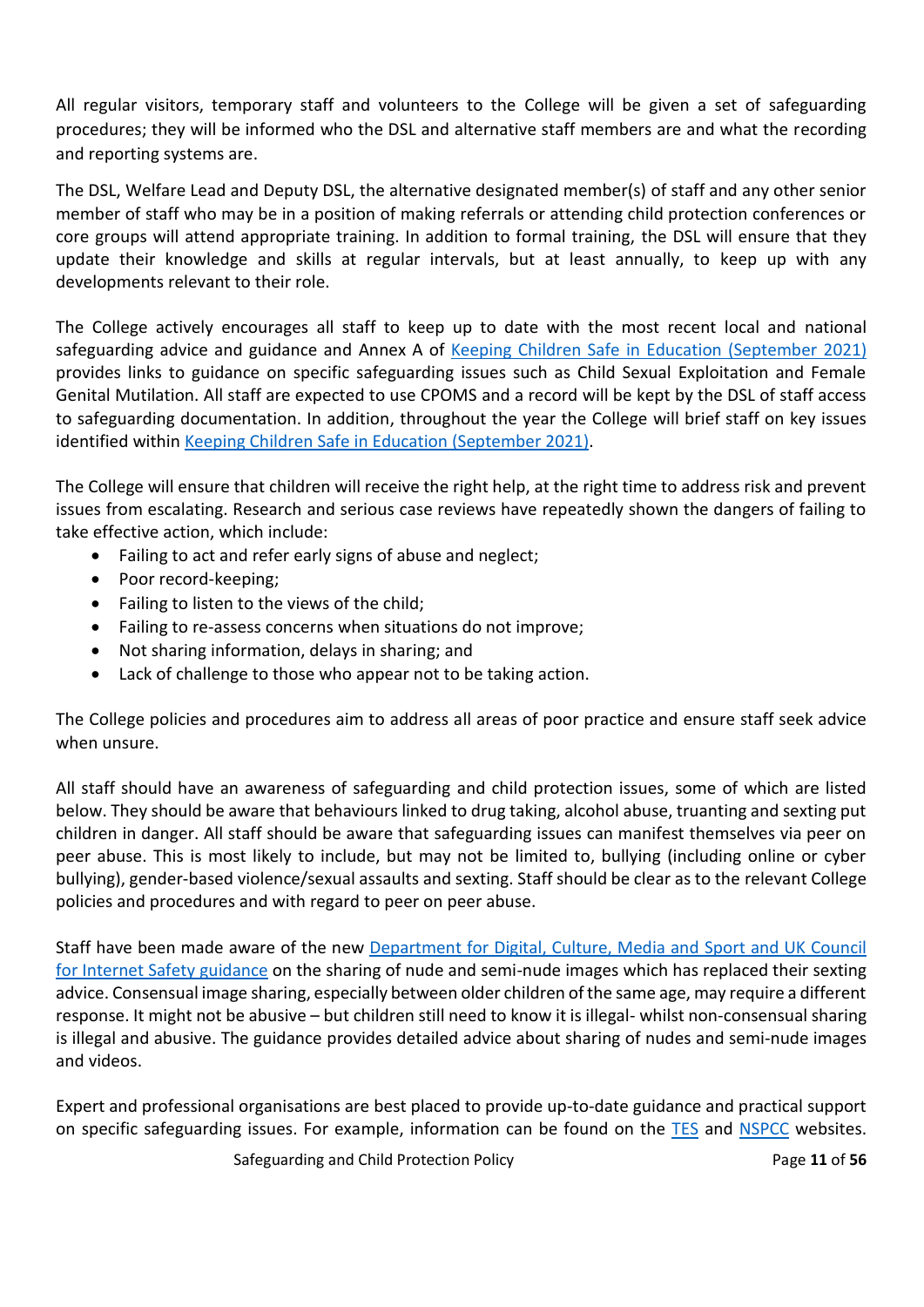All regular visitors, temporary staff and volunteers to the College will be given a set of safeguarding procedures; they will be informed who the DSL and alternative staff members are and what the recording and reporting systems are.

The DSL, Welfare Lead and Deputy DSL, the alternative designated member(s) of staff and any other senior member of staff who may be in a position of making referrals or attending child protection conferences or core groups will attend appropriate training. In addition to formal training, the DSL will ensure that they update their knowledge and skills at regular intervals, but at least annually, to keep up with any developments relevant to their role.

The College actively encourages all staff to keep up to date with the most recent local and national safeguarding advice and guidance and Annex A of [Keeping Children Safe in Education (September 2021)] provides links to guidance on specific safeguarding issues such as Child Sexual Exploitation and Female Genital Mutilation. All staff are expected to use CPOMS and a record will be kept by the DSL of staff access to safeguarding documentation. In addition, throughout the year the College will brief staff on key issues identified within [Keeping Children Safe in Education (September 2021)].

The College will ensure that children will receive the right help, at the right time to address risk and prevent issues from escalating. Research and serious case reviews have repeatedly shown the dangers of failing to take effective action, which include:

- Failing to act and refer early signs of abuse and neglect;
- Poor record-keeping;
- Failing to listen to the views of the child;
- Failing to re-assess concerns when situations do not improve;
- Not sharing information, delays in sharing; and
- Lack of challenge to those who appear not to be taking action.

The College policies and procedures aim to address all areas of poor practice and ensure staff seek advice when unsure.

All staff should have an awareness of safeguarding and child protection issues, some of which are listed below. They should be aware that behaviours linked to drug taking, alcohol abuse, truanting and sexting put children in danger. All staff should be aware that safeguarding issues can manifest themselves via peer on peer abuse. This is most likely to include, but may not be limited to, bullying (including online or cyber bullying), gender-based violence/sexual assaults and sexting. Staff should be clear as to the relevant College policies and procedures and with regard to peer on peer abuse.

Staff have been made aware of the new [Department for Digital, Culture, Media and Sport and UK Council for Internet Safety guidance] on the sharing of nude and semi-nude images which has replaced their sexting advice. Consensual image sharing, especially between older children of the same age, may require a different response. It might not be abusive – but children still need to know it is illegal- whilst non-consensual sharing is illegal and abusive. The guidance provides detailed advice about sharing of nudes and semi-nude images and videos.

Expert and professional organisations are best placed to provide up-to-date guidance and practical support on specific safeguarding issues. For example, information can be found on the [TES] and [NSPCC] websites.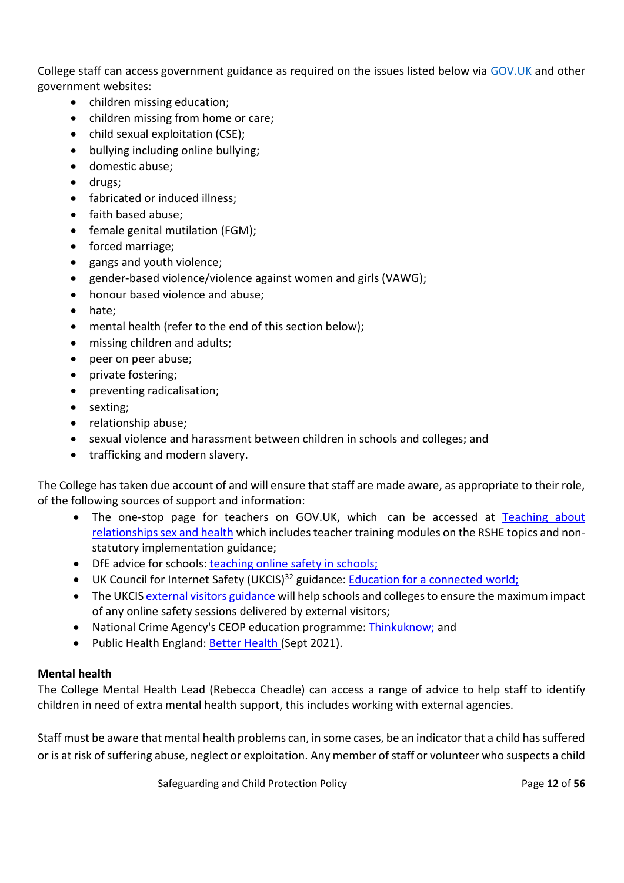College staff can access government guidance as required on the issues listed below via GOV.UK and other government websites:

- children missing education;
- children missing from home or care;
- child sexual exploitation (CSE);
- bullying including online bullying;
- domestic abuse;
- drugs;
- fabricated or induced illness;
- faith based abuse;
- female genital mutilation (FGM);
- forced marriage;
- gangs and youth violence;
- gender-based violence/violence against women and girls (VAWG);
- honour based violence and abuse;
- hate;
- mental health (refer to the end of this section below);
- missing children and adults;
- peer on peer abuse;
- private fostering;
- preventing radicalisation;
- sexting;
- relationship abuse;
- sexual violence and harassment between children in schools and colleges; and
- trafficking and modern slavery.

The College has taken due account of and will ensure that staff are made aware, as appropriate to their role, of the following sources of support and information:

- The one-stop page for teachers on GOV.UK, which can be accessed at Teaching about relationships sex and health which includes teacher training modules on the RSHE topics and non-statutory implementation guidance;
- DfE advice for schools: teaching online safety in schools;
- UK Council for Internet Safety (UKCIS)[32] guidance: Education for a connected world;
- The UKCIS external visitors guidance will help schools and colleges to ensure the maximum impact of any online safety sessions delivered by external visitors;
- National Crime Agency's CEOP education programme: Thinkuknow; and
- Public Health England: Better Health (Sept 2021).

**Mental health**

The College Mental Health Lead (Rebecca Cheadle) can access a range of advice to help staff to identify children in need of extra mental health support, this includes working with external agencies.

Staff must be aware that mental health problems can, in some cases, be an indicator that a child has suffered or is at risk of suffering abuse, neglect or exploitation. Any member of staff or volunteer who suspects a child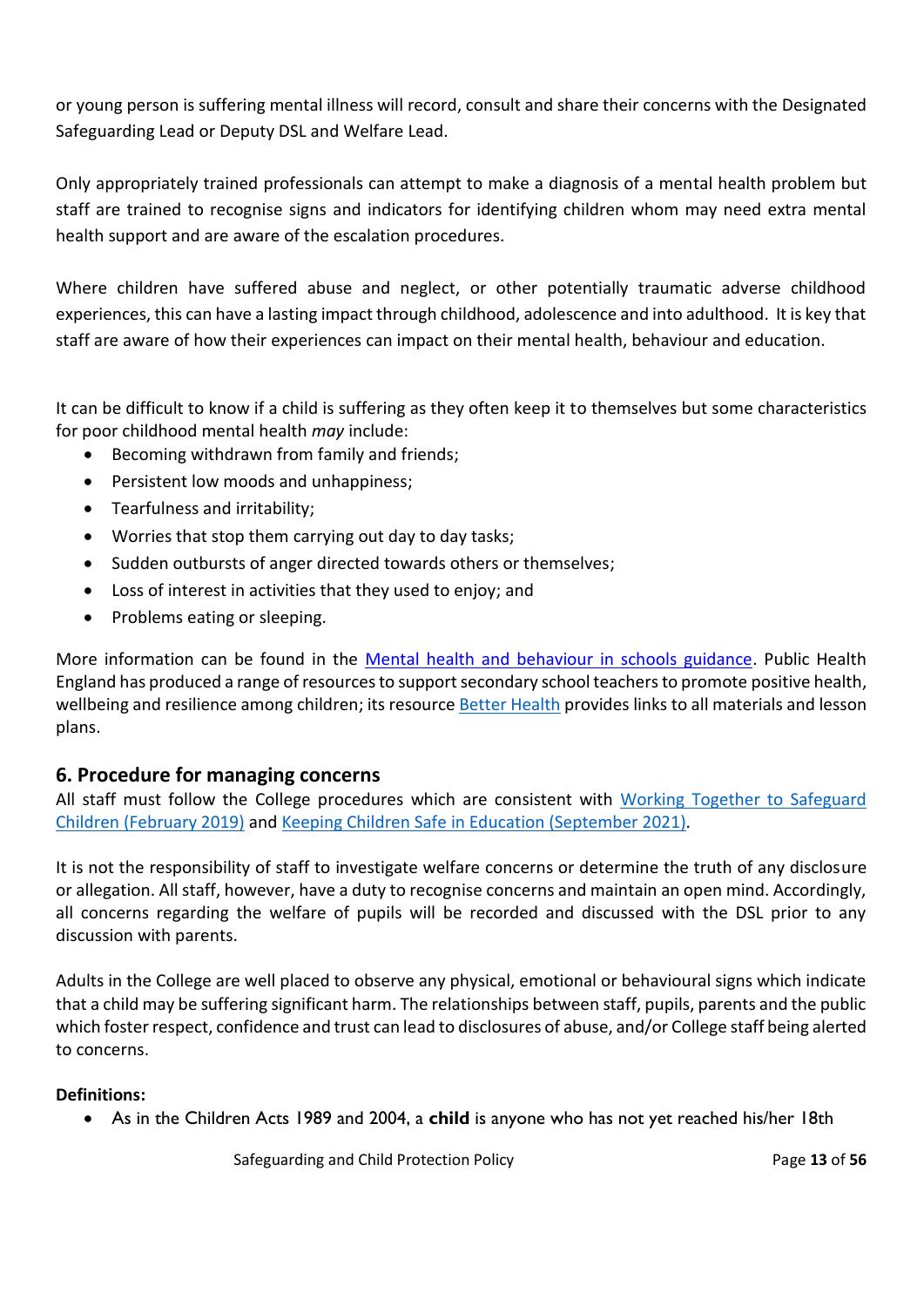or young person is suffering mental illness will record, consult and share their concerns with the Designated Safeguarding Lead or Deputy DSL and Welfare Lead.

Only appropriately trained professionals can attempt to make a diagnosis of a mental health problem but staff are trained to recognise signs and indicators for identifying children whom may need extra mental health support and are aware of the escalation procedures.

Where children have suffered abuse and neglect, or other potentially traumatic adverse childhood experiences, this can have a lasting impact through childhood, adolescence and into adulthood. It is key that staff are aware of how their experiences can impact on their mental health, behaviour and education.

It can be difficult to know if a child is suffering as they often keep it to themselves but some characteristics for poor childhood mental health *may* include:

- Becoming withdrawn from family and friends;
- Persistent low moods and unhappiness;
- Tearfulness and irritability;
- Worries that stop them carrying out day to day tasks;
- Sudden outbursts of anger directed towards others or themselves;
- Loss of interest in activities that they used to enjoy; and
- Problems eating or sleeping.

More information can be found in the [Mental health and behaviour in schools guidance](). Public Health England has produced a range of resources to support secondary school teachers to promote positive health, wellbeing and resilience among children; its resource [Better Health]() provides links to all materials and lesson plans.

## 6. Procedure for managing concerns

All staff must follow the College procedures which are consistent with [Working Together to Safeguard Children (February 2019)]() and [Keeping Children Safe in Education (September 2021)]().

It is not the responsibility of staff to investigate welfare concerns or determine the truth of any disclosure or allegation. All staff, however, have a duty to recognise concerns and maintain an open mind. Accordingly, all concerns regarding the welfare of pupils will be recorded and discussed with the DSL prior to any discussion with parents.

Adults in the College are well placed to observe any physical, emotional or behavioural signs which indicate that a child may be suffering significant harm. The relationships between staff, pupils, parents and the public which foster respect, confidence and trust can lead to disclosures of abuse, and/or College staff being alerted to concerns.

**Definitions:**

- As in the Children Acts 1989 and 2004, a **child** is anyone who has not yet reached his/her 18th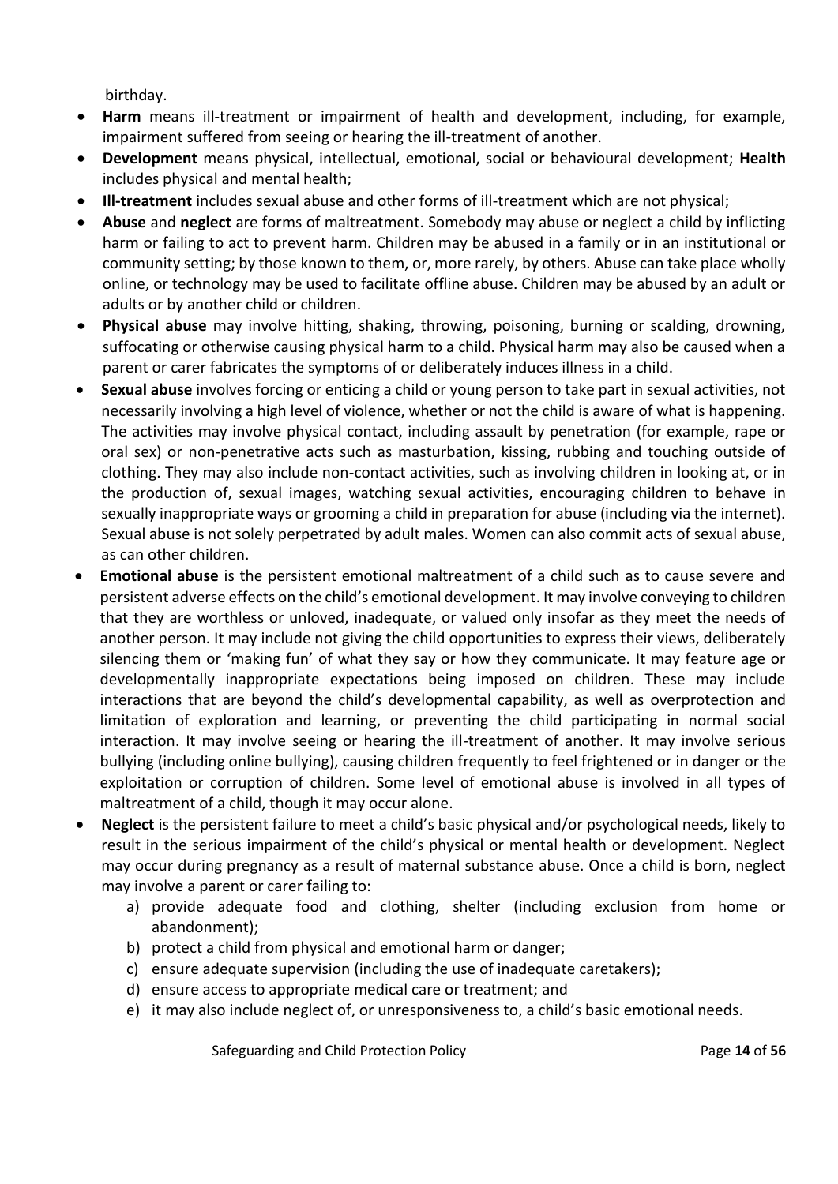birthday.

- **Harm** means ill-treatment or impairment of health and development, including, for example, impairment suffered from seeing or hearing the ill-treatment of another.
- **Development** means physical, intellectual, emotional, social or behavioural development; **Health** includes physical and mental health;
- **Ill-treatment** includes sexual abuse and other forms of ill-treatment which are not physical;
- **Abuse** and **neglect** are forms of maltreatment. Somebody may abuse or neglect a child by inflicting harm or failing to act to prevent harm. Children may be abused in a family or in an institutional or community setting; by those known to them, or, more rarely, by others. Abuse can take place wholly online, or technology may be used to facilitate offline abuse. Children may be abused by an adult or adults or by another child or children.
- **Physical abuse** may involve hitting, shaking, throwing, poisoning, burning or scalding, drowning, suffocating or otherwise causing physical harm to a child. Physical harm may also be caused when a parent or carer fabricates the symptoms of or deliberately induces illness in a child.
- **Sexual abuse** involves forcing or enticing a child or young person to take part in sexual activities, not necessarily involving a high level of violence, whether or not the child is aware of what is happening. The activities may involve physical contact, including assault by penetration (for example, rape or oral sex) or non-penetrative acts such as masturbation, kissing, rubbing and touching outside of clothing. They may also include non-contact activities, such as involving children in looking at, or in the production of, sexual images, watching sexual activities, encouraging children to behave in sexually inappropriate ways or grooming a child in preparation for abuse (including via the internet). Sexual abuse is not solely perpetrated by adult males. Women can also commit acts of sexual abuse, as can other children.
- **Emotional abuse** is the persistent emotional maltreatment of a child such as to cause severe and persistent adverse effects on the child's emotional development. It may involve conveying to children that they are worthless or unloved, inadequate, or valued only insofar as they meet the needs of another person. It may include not giving the child opportunities to express their views, deliberately silencing them or 'making fun' of what they say or how they communicate. It may feature age or developmentally inappropriate expectations being imposed on children. These may include interactions that are beyond the child's developmental capability, as well as overprotection and limitation of exploration and learning, or preventing the child participating in normal social interaction. It may involve seeing or hearing the ill-treatment of another. It may involve serious bullying (including online bullying), causing children frequently to feel frightened or in danger or the exploitation or corruption of children. Some level of emotional abuse is involved in all types of maltreatment of a child, though it may occur alone.
- **Neglect** is the persistent failure to meet a child's basic physical and/or psychological needs, likely to result in the serious impairment of the child's physical or mental health or development. Neglect may occur during pregnancy as a result of maternal substance abuse. Once a child is born, neglect may involve a parent or carer failing to:
  a) provide adequate food and clothing, shelter (including exclusion from home or abandonment);
  b) protect a child from physical and emotional harm or danger;
  c) ensure adequate supervision (including the use of inadequate caretakers);
  d) ensure access to appropriate medical care or treatment; and
  e) it may also include neglect of, or unresponsiveness to, a child's basic emotional needs.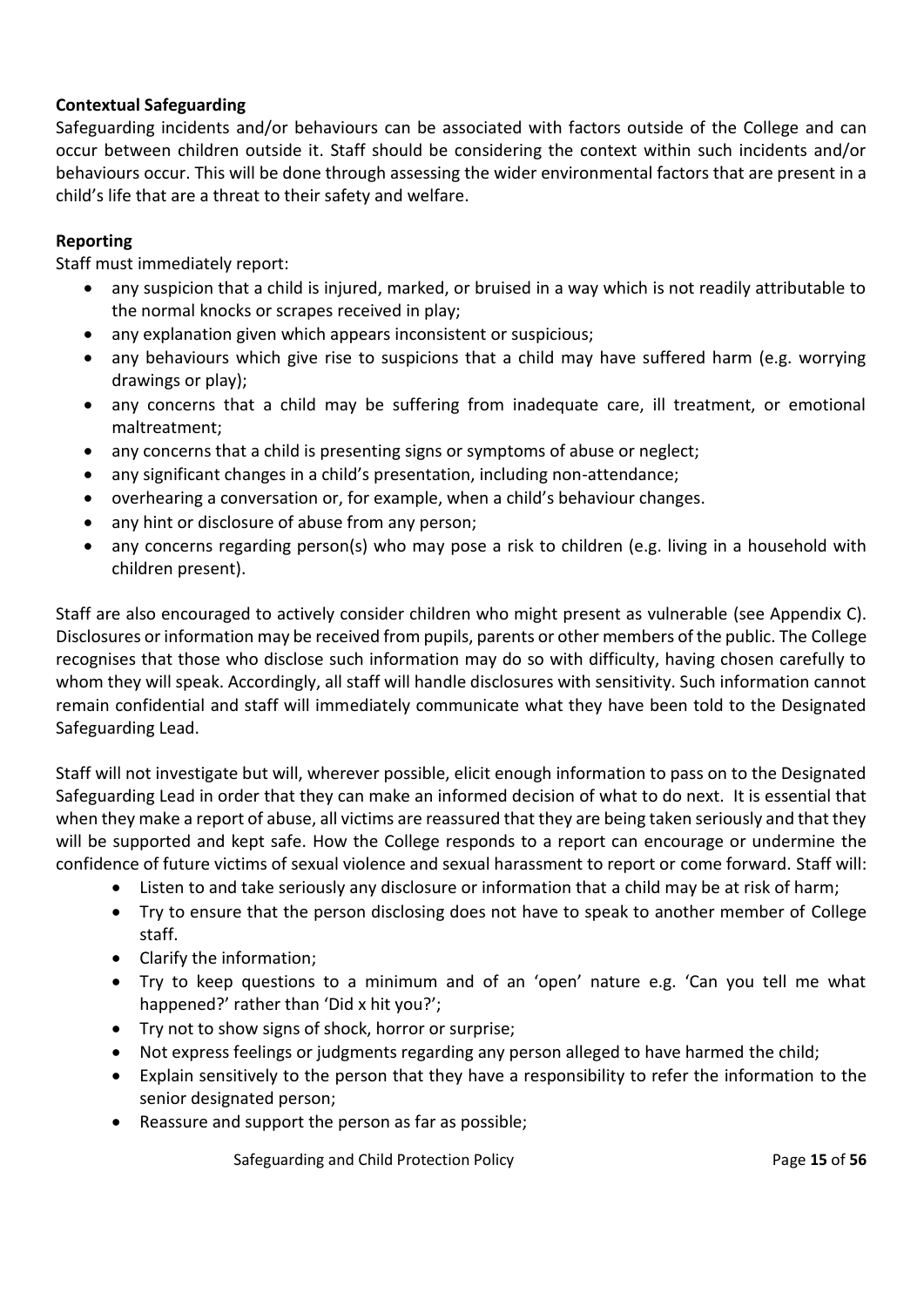**Contextual Safeguarding**

Safeguarding incidents and/or behaviours can be associated with factors outside of the College and can occur between children outside it. Staff should be considering the context within such incidents and/or behaviours occur. This will be done through assessing the wider environmental factors that are present in a child's life that are a threat to their safety and welfare.

**Reporting**

Staff must immediately report:

- any suspicion that a child is injured, marked, or bruised in a way which is not readily attributable to the normal knocks or scrapes received in play;
- any explanation given which appears inconsistent or suspicious;
- any behaviours which give rise to suspicions that a child may have suffered harm (e.g. worrying drawings or play);
- any concerns that a child may be suffering from inadequate care, ill treatment, or emotional maltreatment;
- any concerns that a child is presenting signs or symptoms of abuse or neglect;
- any significant changes in a child's presentation, including non-attendance;
- overhearing a conversation or, for example, when a child's behaviour changes.
- any hint or disclosure of abuse from any person;
- any concerns regarding person(s) who may pose a risk to children (e.g. living in a household with children present).

Staff are also encouraged to actively consider children who might present as vulnerable (see Appendix C). Disclosures or information may be received from pupils, parents or other members of the public. The College recognises that those who disclose such information may do so with difficulty, having chosen carefully to whom they will speak. Accordingly, all staff will handle disclosures with sensitivity. Such information cannot remain confidential and staff will immediately communicate what they have been told to the Designated Safeguarding Lead.

Staff will not investigate but will, wherever possible, elicit enough information to pass on to the Designated Safeguarding Lead in order that they can make an informed decision of what to do next. It is essential that when they make a report of abuse, all victims are reassured that they are being taken seriously and that they will be supported and kept safe. How the College responds to a report can encourage or undermine the confidence of future victims of sexual violence and sexual harassment to report or come forward. Staff will:

- Listen to and take seriously any disclosure or information that a child may be at risk of harm;
- Try to ensure that the person disclosing does not have to speak to another member of College staff.
- Clarify the information;
- Try to keep questions to a minimum and of an 'open' nature e.g. 'Can you tell me what happened?' rather than 'Did x hit you?';
- Try not to show signs of shock, horror or surprise;
- Not express feelings or judgments regarding any person alleged to have harmed the child;
- Explain sensitively to the person that they have a responsibility to refer the information to the senior designated person;
- Reassure and support the person as far as possible;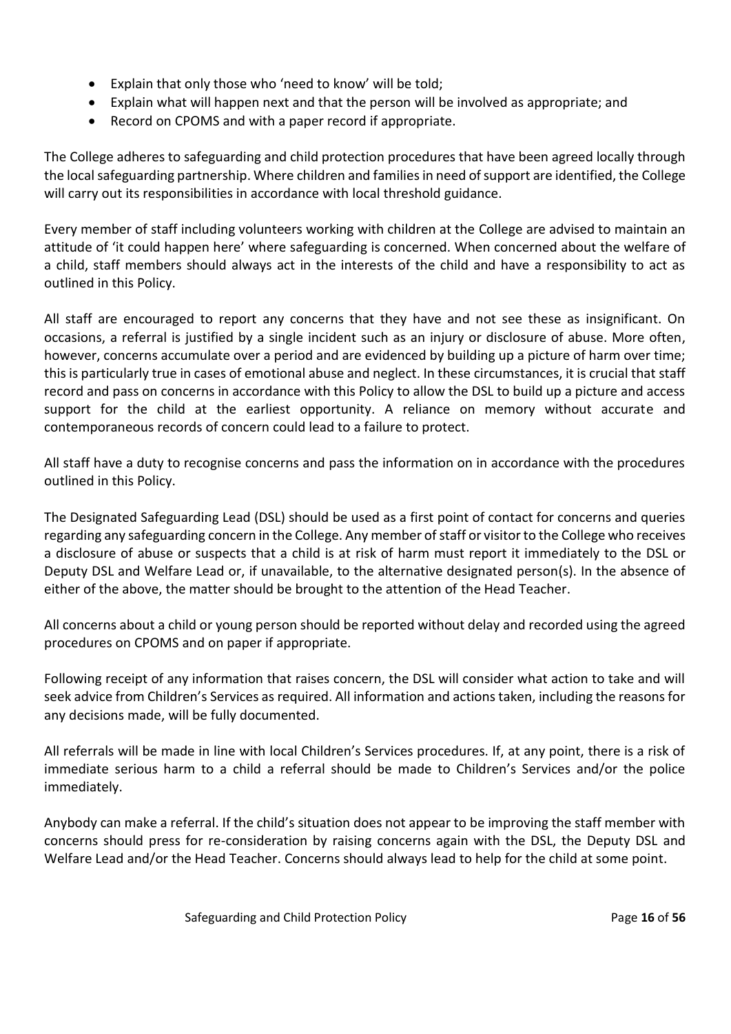- Explain that only those who 'need to know' will be told;
- Explain what will happen next and that the person will be involved as appropriate; and
- Record on CPOMS and with a paper record if appropriate.

The College adheres to safeguarding and child protection procedures that have been agreed locally through the local safeguarding partnership. Where children and families in need of support are identified, the College will carry out its responsibilities in accordance with local threshold guidance.

Every member of staff including volunteers working with children at the College are advised to maintain an attitude of 'it could happen here' where safeguarding is concerned. When concerned about the welfare of a child, staff members should always act in the interests of the child and have a responsibility to act as outlined in this Policy.

All staff are encouraged to report any concerns that they have and not see these as insignificant. On occasions, a referral is justified by a single incident such as an injury or disclosure of abuse. More often, however, concerns accumulate over a period and are evidenced by building up a picture of harm over time; this is particularly true in cases of emotional abuse and neglect. In these circumstances, it is crucial that staff record and pass on concerns in accordance with this Policy to allow the DSL to build up a picture and access support for the child at the earliest opportunity. A reliance on memory without accurate and contemporaneous records of concern could lead to a failure to protect.

All staff have a duty to recognise concerns and pass the information on in accordance with the procedures outlined in this Policy.

The Designated Safeguarding Lead (DSL) should be used as a first point of contact for concerns and queries regarding any safeguarding concern in the College. Any member of staff or visitor to the College who receives a disclosure of abuse or suspects that a child is at risk of harm must report it immediately to the DSL or Deputy DSL and Welfare Lead or, if unavailable, to the alternative designated person(s). In the absence of either of the above, the matter should be brought to the attention of the Head Teacher.

All concerns about a child or young person should be reported without delay and recorded using the agreed procedures on CPOMS and on paper if appropriate.

Following receipt of any information that raises concern, the DSL will consider what action to take and will seek advice from Children's Services as required. All information and actions taken, including the reasons for any decisions made, will be fully documented.

All referrals will be made in line with local Children's Services procedures. If, at any point, there is a risk of immediate serious harm to a child a referral should be made to Children's Services and/or the police immediately.

Anybody can make a referral. If the child's situation does not appear to be improving the staff member with concerns should press for re-consideration by raising concerns again with the DSL, the Deputy DSL and Welfare Lead and/or the Head Teacher. Concerns should always lead to help for the child at some point.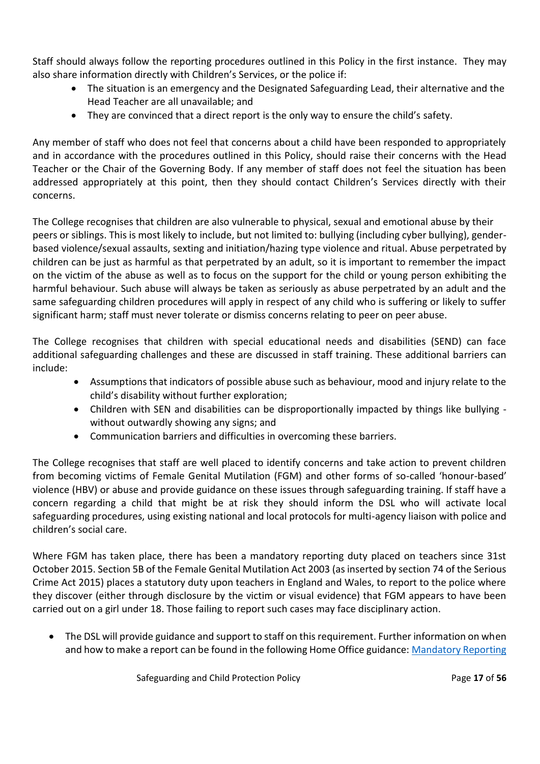Staff should always follow the reporting procedures outlined in this Policy in the first instance. They may also share information directly with Children's Services, or the police if:

- The situation is an emergency and the Designated Safeguarding Lead, their alternative and the Head Teacher are all unavailable; and
- They are convinced that a direct report is the only way to ensure the child's safety.

Any member of staff who does not feel that concerns about a child have been responded to appropriately and in accordance with the procedures outlined in this Policy, should raise their concerns with the Head Teacher or the Chair of the Governing Body. If any member of staff does not feel the situation has been addressed appropriately at this point, then they should contact Children's Services directly with their concerns.

The College recognises that children are also vulnerable to physical, sexual and emotional abuse by their peers or siblings. This is most likely to include, but not limited to: bullying (including cyber bullying), gender-based violence/sexual assaults, sexting and initiation/hazing type violence and ritual. Abuse perpetrated by children can be just as harmful as that perpetrated by an adult, so it is important to remember the impact on the victim of the abuse as well as to focus on the support for the child or young person exhibiting the harmful behaviour. Such abuse will always be taken as seriously as abuse perpetrated by an adult and the same safeguarding children procedures will apply in respect of any child who is suffering or likely to suffer significant harm; staff must never tolerate or dismiss concerns relating to peer on peer abuse.

The College recognises that children with special educational needs and disabilities (SEND) can face additional safeguarding challenges and these are discussed in staff training. These additional barriers can include:

- Assumptions that indicators of possible abuse such as behaviour, mood and injury relate to the child's disability without further exploration;
- Children with SEN and disabilities can be disproportionally impacted by things like bullying - without outwardly showing any signs; and
- Communication barriers and difficulties in overcoming these barriers.

The College recognises that staff are well placed to identify concerns and take action to prevent children from becoming victims of Female Genital Mutilation (FGM) and other forms of so-called 'honour-based' violence (HBV) or abuse and provide guidance on these issues through safeguarding training. If staff have a concern regarding a child that might be at risk they should inform the DSL who will activate local safeguarding procedures, using existing national and local protocols for multi-agency liaison with police and children's social care.

Where FGM has taken place, there has been a mandatory reporting duty placed on teachers since 31st October 2015. Section 5B of the Female Genital Mutilation Act 2003 (as inserted by section 74 of the Serious Crime Act 2015) places a statutory duty upon teachers in England and Wales, to report to the police where they discover (either through disclosure by the victim or visual evidence) that FGM appears to have been carried out on a girl under 18. Those failing to report such cases may face disciplinary action.

- The DSL will provide guidance and support to staff on this requirement. Further information on when and how to make a report can be found in the following Home Office guidance: Mandatory Reporting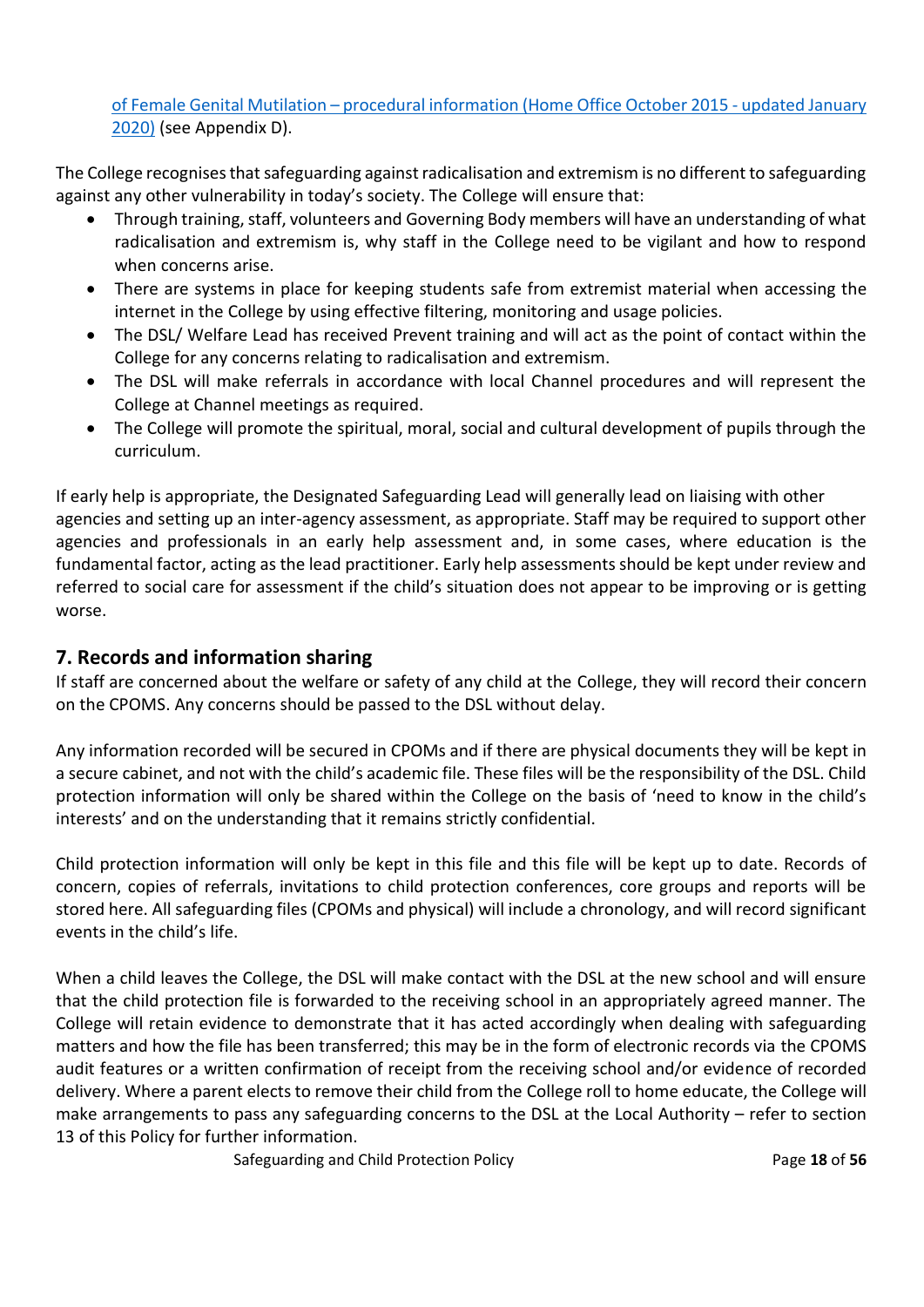of Female Genital Mutilation – procedural information (Home Office October 2015 - updated January 2020) (see Appendix D).

The College recognises that safeguarding against radicalisation and extremism is no different to safeguarding against any other vulnerability in today's society. The College will ensure that:

- Through training, staff, volunteers and Governing Body members will have an understanding of what radicalisation and extremism is, why staff in the College need to be vigilant and how to respond when concerns arise.
- There are systems in place for keeping students safe from extremist material when accessing the internet in the College by using effective filtering, monitoring and usage policies.
- The DSL/ Welfare Lead has received Prevent training and will act as the point of contact within the College for any concerns relating to radicalisation and extremism.
- The DSL will make referrals in accordance with local Channel procedures and will represent the College at Channel meetings as required.
- The College will promote the spiritual, moral, social and cultural development of pupils through the curriculum.

If early help is appropriate, the Designated Safeguarding Lead will generally lead on liaising with other agencies and setting up an inter-agency assessment, as appropriate. Staff may be required to support other agencies and professionals in an early help assessment and, in some cases, where education is the fundamental factor, acting as the lead practitioner. Early help assessments should be kept under review and referred to social care for assessment if the child's situation does not appear to be improving or is getting worse.

## 7. Records and information sharing

If staff are concerned about the welfare or safety of any child at the College, they will record their concern on the CPOMS. Any concerns should be passed to the DSL without delay.

Any information recorded will be secured in CPOMs and if there are physical documents they will be kept in a secure cabinet, and not with the child's academic file. These files will be the responsibility of the DSL. Child protection information will only be shared within the College on the basis of 'need to know in the child's interests' and on the understanding that it remains strictly confidential.

Child protection information will only be kept in this file and this file will be kept up to date. Records of concern, copies of referrals, invitations to child protection conferences, core groups and reports will be stored here. All safeguarding files (CPOMs and physical) will include a chronology, and will record significant events in the child's life.

When a child leaves the College, the DSL will make contact with the DSL at the new school and will ensure that the child protection file is forwarded to the receiving school in an appropriately agreed manner. The College will retain evidence to demonstrate that it has acted accordingly when dealing with safeguarding matters and how the file has been transferred; this may be in the form of electronic records via the CPOMS audit features or a written confirmation of receipt from the receiving school and/or evidence of recorded delivery. Where a parent elects to remove their child from the College roll to home educate, the College will make arrangements to pass any safeguarding concerns to the DSL at the Local Authority – refer to section 13 of this Policy for further information.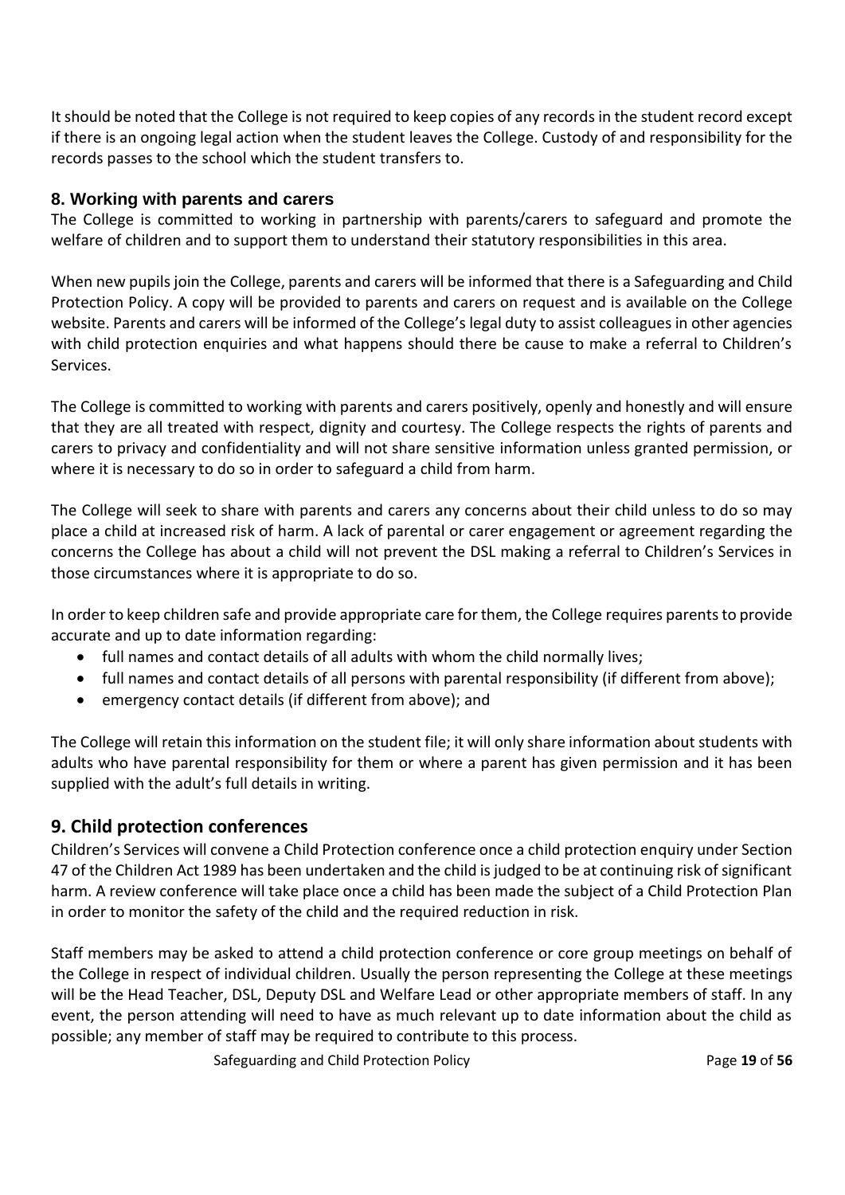It should be noted that the College is not required to keep copies of any records in the student record except if there is an ongoing legal action when the student leaves the College. Custody of and responsibility for the records passes to the school which the student transfers to.

## 8. Working with parents and carers

The College is committed to working in partnership with parents/carers to safeguard and promote the welfare of children and to support them to understand their statutory responsibilities in this area.

When new pupils join the College, parents and carers will be informed that there is a Safeguarding and Child Protection Policy. A copy will be provided to parents and carers on request and is available on the College website. Parents and carers will be informed of the College's legal duty to assist colleagues in other agencies with child protection enquiries and what happens should there be cause to make a referral to Children's Services.

The College is committed to working with parents and carers positively, openly and honestly and will ensure that they are all treated with respect, dignity and courtesy. The College respects the rights of parents and carers to privacy and confidentiality and will not share sensitive information unless granted permission, or where it is necessary to do so in order to safeguard a child from harm.

The College will seek to share with parents and carers any concerns about their child unless to do so may place a child at increased risk of harm. A lack of parental or carer engagement or agreement regarding the concerns the College has about a child will not prevent the DSL making a referral to Children's Services in those circumstances where it is appropriate to do so.

In order to keep children safe and provide appropriate care for them, the College requires parents to provide accurate and up to date information regarding:

- full names and contact details of all adults with whom the child normally lives;
- full names and contact details of all persons with parental responsibility (if different from above);
- emergency contact details (if different from above); and

The College will retain this information on the student file; it will only share information about students with adults who have parental responsibility for them or where a parent has given permission and it has been supplied with the adult's full details in writing.

## 9. Child protection conferences

Children's Services will convene a Child Protection conference once a child protection enquiry under Section 47 of the Children Act 1989 has been undertaken and the child is judged to be at continuing risk of significant harm. A review conference will take place once a child has been made the subject of a Child Protection Plan in order to monitor the safety of the child and the required reduction in risk.

Staff members may be asked to attend a child protection conference or core group meetings on behalf of the College in respect of individual children. Usually the person representing the College at these meetings will be the Head Teacher, DSL, Deputy DSL and Welfare Lead or other appropriate members of staff. In any event, the person attending will need to have as much relevant up to date information about the child as possible; any member of staff may be required to contribute to this process.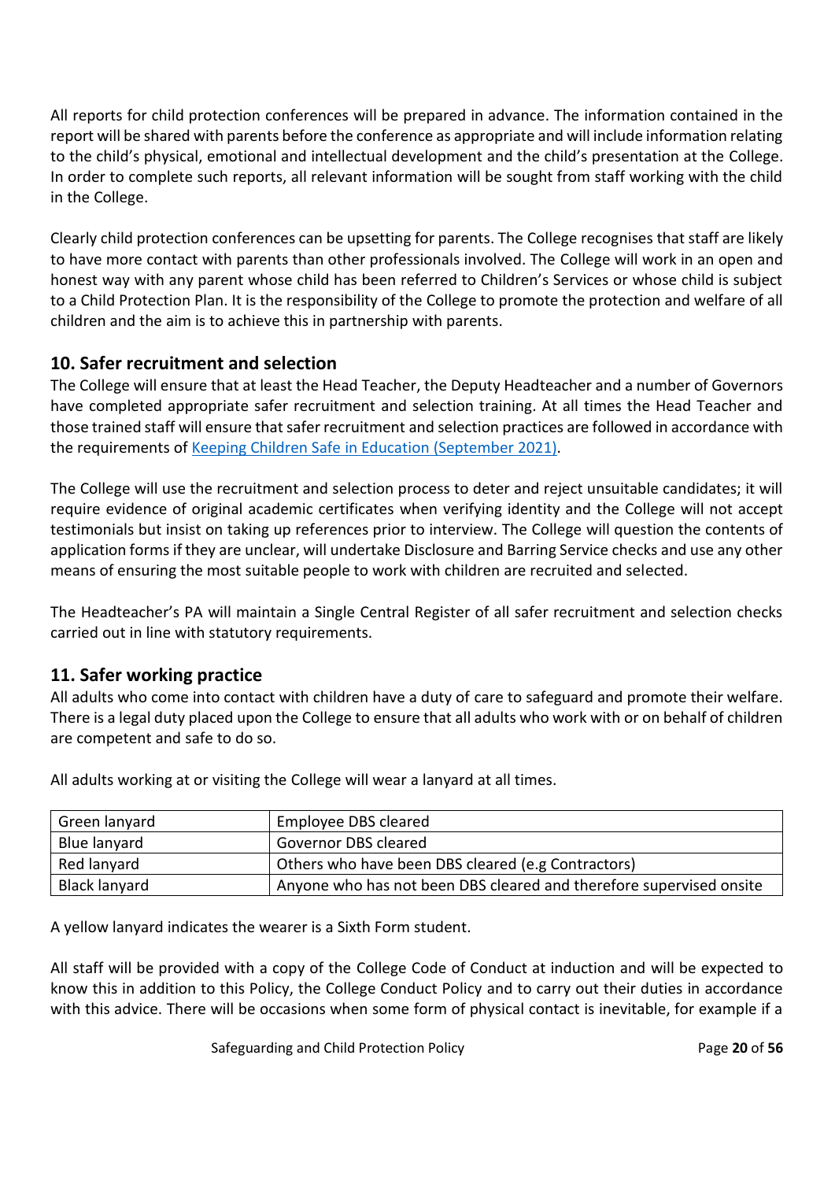All reports for child protection conferences will be prepared in advance. The information contained in the report will be shared with parents before the conference as appropriate and will include information relating to the child's physical, emotional and intellectual development and the child's presentation at the College. In order to complete such reports, all relevant information will be sought from staff working with the child in the College.

Clearly child protection conferences can be upsetting for parents. The College recognises that staff are likely to have more contact with parents than other professionals involved. The College will work in an open and honest way with any parent whose child has been referred to Children's Services or whose child is subject to a Child Protection Plan. It is the responsibility of the College to promote the protection and welfare of all children and the aim is to achieve this in partnership with parents.

## 10. Safer recruitment and selection

The College will ensure that at least the Head Teacher, the Deputy Headteacher and a number of Governors have completed appropriate safer recruitment and selection training. At all times the Head Teacher and those trained staff will ensure that safer recruitment and selection practices are followed in accordance with the requirements of Keeping Children Safe in Education (September 2021).

The College will use the recruitment and selection process to deter and reject unsuitable candidates; it will require evidence of original academic certificates when verifying identity and the College will not accept testimonials but insist on taking up references prior to interview. The College will question the contents of application forms if they are unclear, will undertake Disclosure and Barring Service checks and use any other means of ensuring the most suitable people to work with children are recruited and selected.

The Headteacher's PA will maintain a Single Central Register of all safer recruitment and selection checks carried out in line with statutory requirements.

## 11. Safer working practice

All adults who come into contact with children have a duty of care to safeguard and promote their welfare. There is a legal duty placed upon the College to ensure that all adults who work with or on behalf of children are competent and safe to do so.

All adults working at or visiting the College will wear a lanyard at all times.

| Green lanyard | Employee DBS cleared |
| --- | --- |
| Blue lanyard | Governor DBS cleared |
| Red lanyard | Others who have been DBS cleared (e.g Contractors) |
| Black lanyard | Anyone who has not been DBS cleared and therefore supervised onsite |

A yellow lanyard indicates the wearer is a Sixth Form student.

All staff will be provided with a copy of the College Code of Conduct at induction and will be expected to know this in addition to this Policy, the College Conduct Policy and to carry out their duties in accordance with this advice. There will be occasions when some form of physical contact is inevitable, for example if a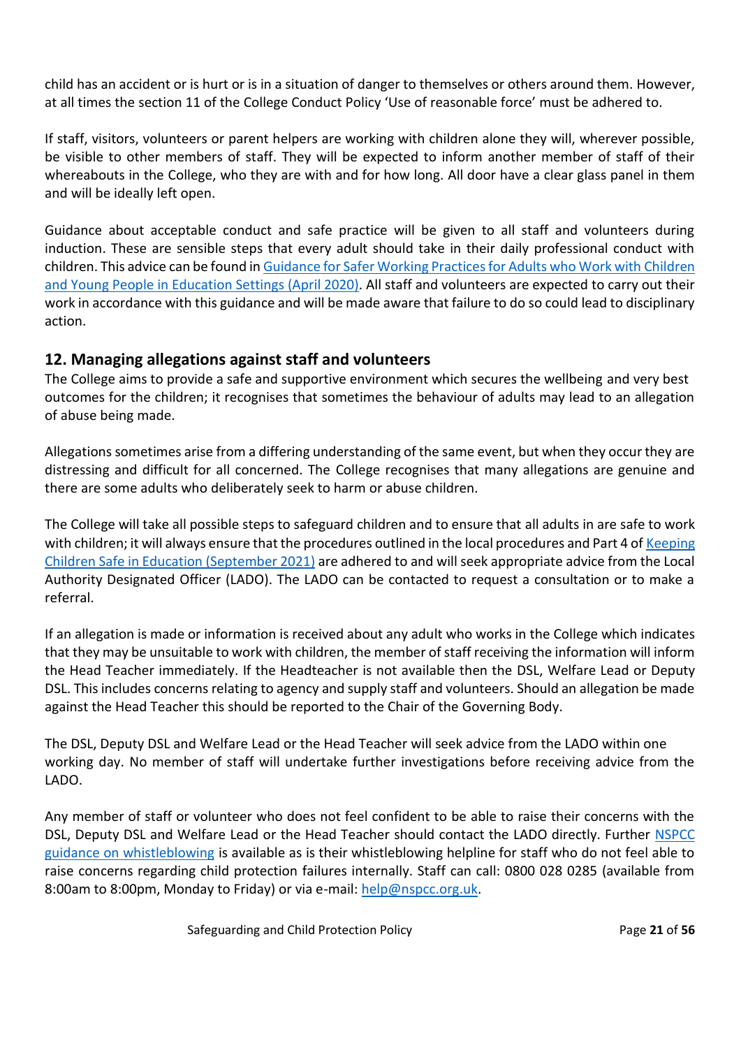child has an accident or is hurt or is in a situation of danger to themselves or others around them. However, at all times the section 11 of the College Conduct Policy 'Use of reasonable force' must be adhered to.

If staff, visitors, volunteers or parent helpers are working with children alone they will, wherever possible, be visible to other members of staff. They will be expected to inform another member of staff of their whereabouts in the College, who they are with and for how long. All door have a clear glass panel in them and will be ideally left open.

Guidance about acceptable conduct and safe practice will be given to all staff and volunteers during induction. These are sensible steps that every adult should take in their daily professional conduct with children. This advice can be found in [Guidance for Safer Working Practices for Adults who Work with Children and Young People in Education Settings (April 2020)](). All staff and volunteers are expected to carry out their work in accordance with this guidance and will be made aware that failure to do so could lead to disciplinary action.

## 12. Managing allegations against staff and volunteers

The College aims to provide a safe and supportive environment which secures the wellbeing and very best outcomes for the children; it recognises that sometimes the behaviour of adults may lead to an allegation of abuse being made.

Allegations sometimes arise from a differing understanding of the same event, but when they occur they are distressing and difficult for all concerned. The College recognises that many allegations are genuine and there are some adults who deliberately seek to harm or abuse children.

The College will take all possible steps to safeguard children and to ensure that all adults in are safe to work with children; it will always ensure that the procedures outlined in the local procedures and Part 4 of [Keeping Children Safe in Education (September 2021)]() are adhered to and will seek appropriate advice from the Local Authority Designated Officer (LADO). The LADO can be contacted to request a consultation or to make a referral.

If an allegation is made or information is received about any adult who works in the College which indicates that they may be unsuitable to work with children, the member of staff receiving the information will inform the Head Teacher immediately. If the Headteacher is not available then the DSL, Welfare Lead or Deputy DSL. This includes concerns relating to agency and supply staff and volunteers. Should an allegation be made against the Head Teacher this should be reported to the Chair of the Governing Body.

The DSL, Deputy DSL and Welfare Lead or the Head Teacher will seek advice from the LADO within one working day. No member of staff will undertake further investigations before receiving advice from the LADO.

Any member of staff or volunteer who does not feel confident to be able to raise their concerns with the DSL, Deputy DSL and Welfare Lead or the Head Teacher should contact the LADO directly. Further [NSPCC guidance on whistleblowing]() is available as is their whistleblowing helpline for staff who do not feel able to raise concerns regarding child protection failures internally. Staff can call: 0800 028 0285 (available from 8:00am to 8:00pm, Monday to Friday) or via e-mail: [help@nspcc.org.uk](mailto:help@nspcc.org.uk).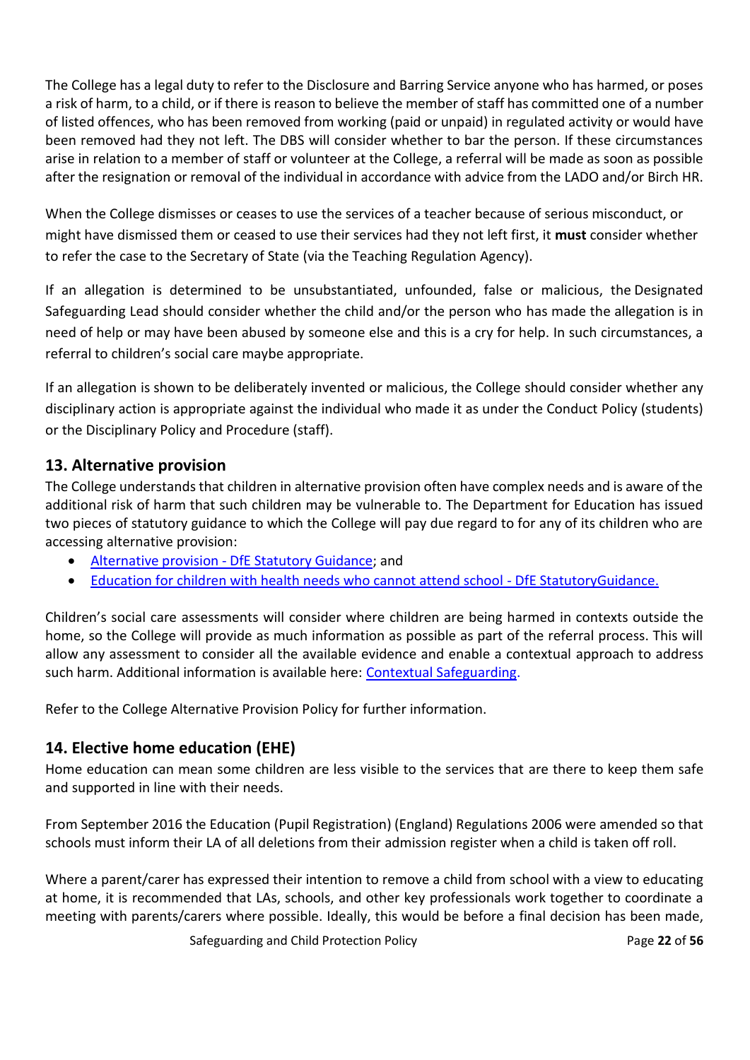The College has a legal duty to refer to the Disclosure and Barring Service anyone who has harmed, or poses a risk of harm, to a child, or if there is reason to believe the member of staff has committed one of a number of listed offences, who has been removed from working (paid or unpaid) in regulated activity or would have been removed had they not left. The DBS will consider whether to bar the person. If these circumstances arise in relation to a member of staff or volunteer at the College, a referral will be made as soon as possible after the resignation or removal of the individual in accordance with advice from the LADO and/or Birch HR.

When the College dismisses or ceases to use the services of a teacher because of serious misconduct, or might have dismissed them or ceased to use their services had they not left first, it **must** consider whether to refer the case to the Secretary of State (via the Teaching Regulation Agency).

If an allegation is determined to be unsubstantiated, unfounded, false or malicious, the Designated Safeguarding Lead should consider whether the child and/or the person who has made the allegation is in need of help or may have been abused by someone else and this is a cry for help. In such circumstances, a referral to children's social care maybe appropriate.

If an allegation is shown to be deliberately invented or malicious, the College should consider whether any disciplinary action is appropriate against the individual who made it as under the Conduct Policy (students) or the Disciplinary Policy and Procedure (staff).

## 13. Alternative provision

The College understands that children in alternative provision often have complex needs and is aware of the additional risk of harm that such children may be vulnerable to. The Department for Education has issued two pieces of statutory guidance to which the College will pay due regard to for any of its children who are accessing alternative provision:

- Alternative provision - DfE Statutory Guidance; and
- Education for children with health needs who cannot attend school - DfE StatutoryGuidance.

Children's social care assessments will consider where children are being harmed in contexts outside the home, so the College will provide as much information as possible as part of the referral process. This will allow any assessment to consider all the available evidence and enable a contextual approach to address such harm. Additional information is available here: Contextual Safeguarding.

Refer to the College Alternative Provision Policy for further information.

## 14. Elective home education (EHE)

Home education can mean some children are less visible to the services that are there to keep them safe and supported in line with their needs.

From September 2016 the Education (Pupil Registration) (England) Regulations 2006 were amended so that schools must inform their LA of all deletions from their admission register when a child is taken off roll.

Where a parent/carer has expressed their intention to remove a child from school with a view to educating at home, it is recommended that LAs, schools, and other key professionals work together to coordinate a meeting with parents/carers where possible. Ideally, this would be before a final decision has been made,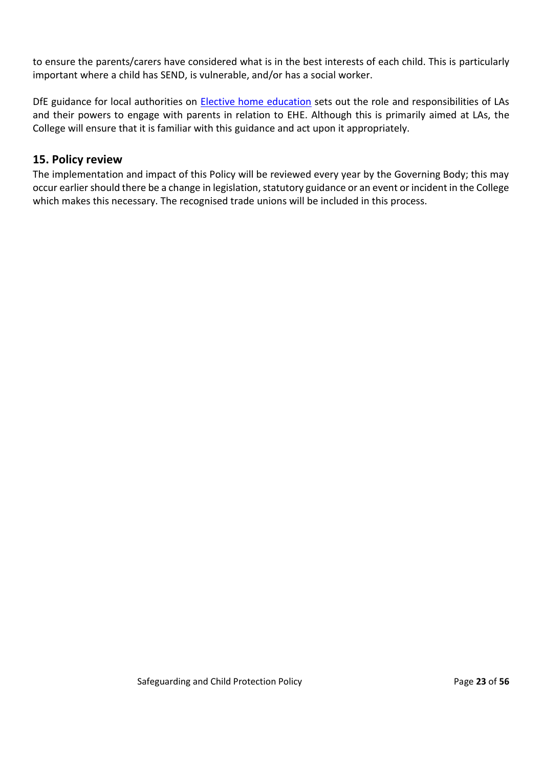to ensure the parents/carers have considered what is in the best interests of each child. This is particularly important where a child has SEND, is vulnerable, and/or has a social worker.

DfE guidance for local authorities on Elective home education sets out the role and responsibilities of LAs and their powers to engage with parents in relation to EHE. Although this is primarily aimed at LAs, the College will ensure that it is familiar with this guidance and act upon it appropriately.

## 15. Policy review

The implementation and impact of this Policy will be reviewed every year by the Governing Body; this may occur earlier should there be a change in legislation, statutory guidance or an event or incident in the College which makes this necessary. The recognised trade unions will be included in this process.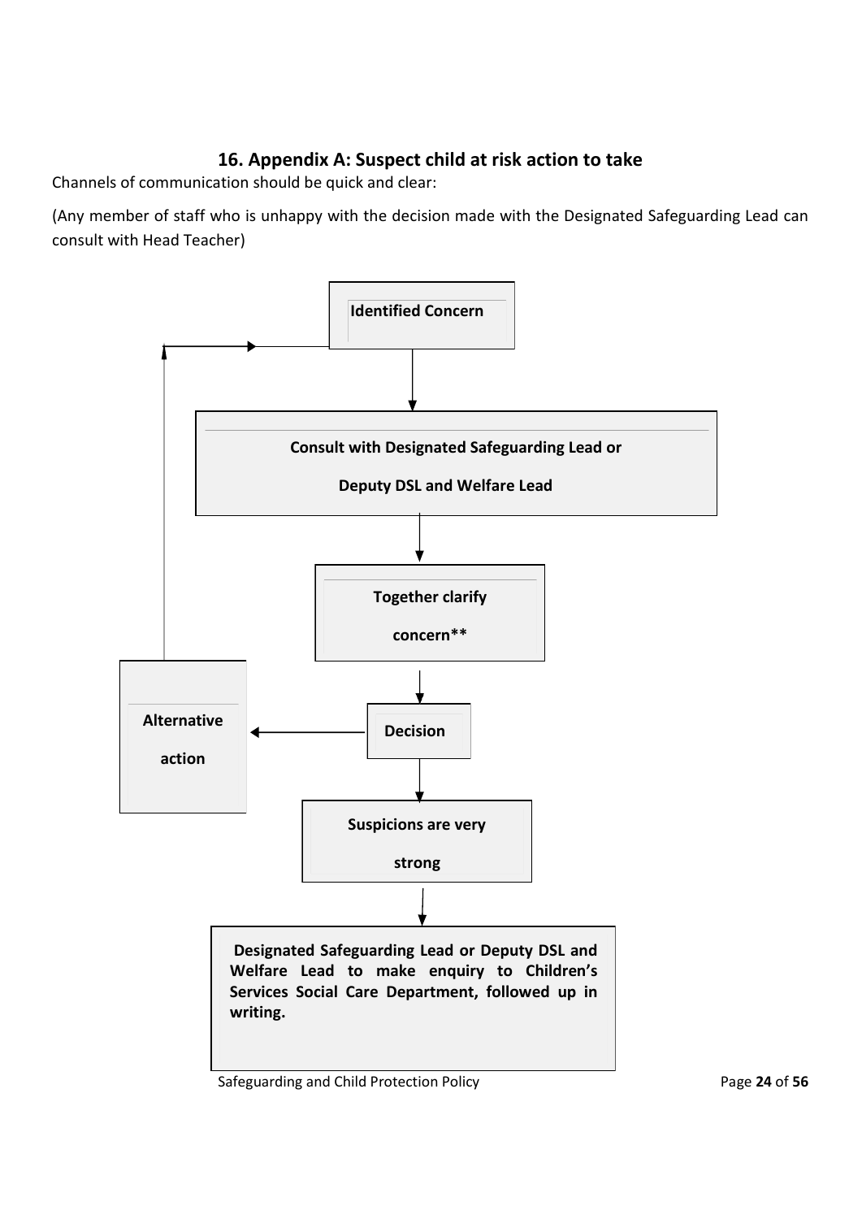## 16. Appendix A: Suspect child at risk action to take

Channels of communication should be quick and clear:

(Any member of staff who is unhappy with the decision made with the Designated Safeguarding Lead can consult with Head Teacher)

**Identified Concern**

↓

**Consult with Designated Safeguarding Lead or Deputy DSL and Welfare Lead**

↓

**Together clarify concern****

↓

**Decision**

→ **Alternative action** (returns to Identified Concern)

↓

**Suspicions are very strong**

↓

**Designated Safeguarding Lead or Deputy DSL and Welfare Lead to make enquiry to Children's Services Social Care Department, followed up in writing.**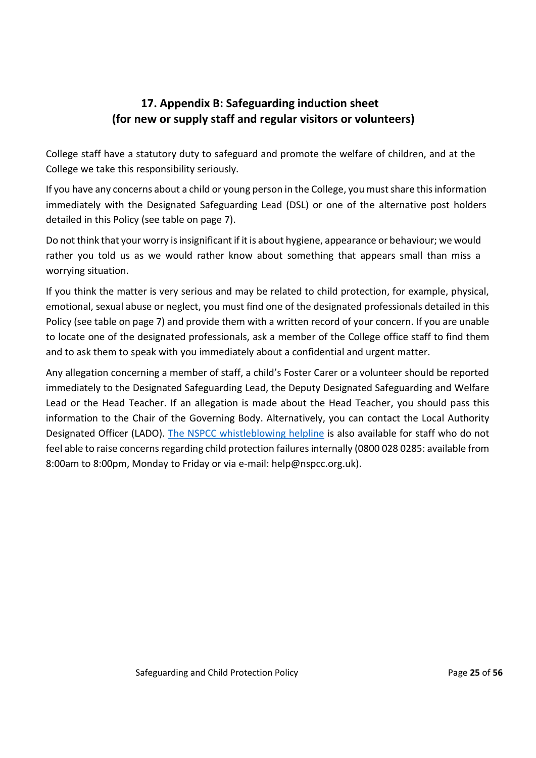## 17. Appendix B: Safeguarding induction sheet (for new or supply staff and regular visitors or volunteers)

College staff have a statutory duty to safeguard and promote the welfare of children, and at the College we take this responsibility seriously.

If you have any concerns about a child or young person in the College, you must share this information immediately with the Designated Safeguarding Lead (DSL) or one of the alternative post holders detailed in this Policy (see table on page 7).

Do not think that your worry is insignificant if it is about hygiene, appearance or behaviour; we would rather you told us as we would rather know about something that appears small than miss a worrying situation.

If you think the matter is very serious and may be related to child protection, for example, physical, emotional, sexual abuse or neglect, you must find one of the designated professionals detailed in this Policy (see table on page 7) and provide them with a written record of your concern. If you are unable to locate one of the designated professionals, ask a member of the College office staff to find them and to ask them to speak with you immediately about a confidential and urgent matter.

Any allegation concerning a member of staff, a child's Foster Carer or a volunteer should be reported immediately to the Designated Safeguarding Lead, the Deputy Designated Safeguarding and Welfare Lead or the Head Teacher. If an allegation is made about the Head Teacher, you should pass this information to the Chair of the Governing Body. Alternatively, you can contact the Local Authority Designated Officer (LADO). The NSPCC whistleblowing helpline is also available for staff who do not feel able to raise concerns regarding child protection failures internally (0800 028 0285: available from 8:00am to 8:00pm, Monday to Friday or via e-mail: help@nspcc.org.uk).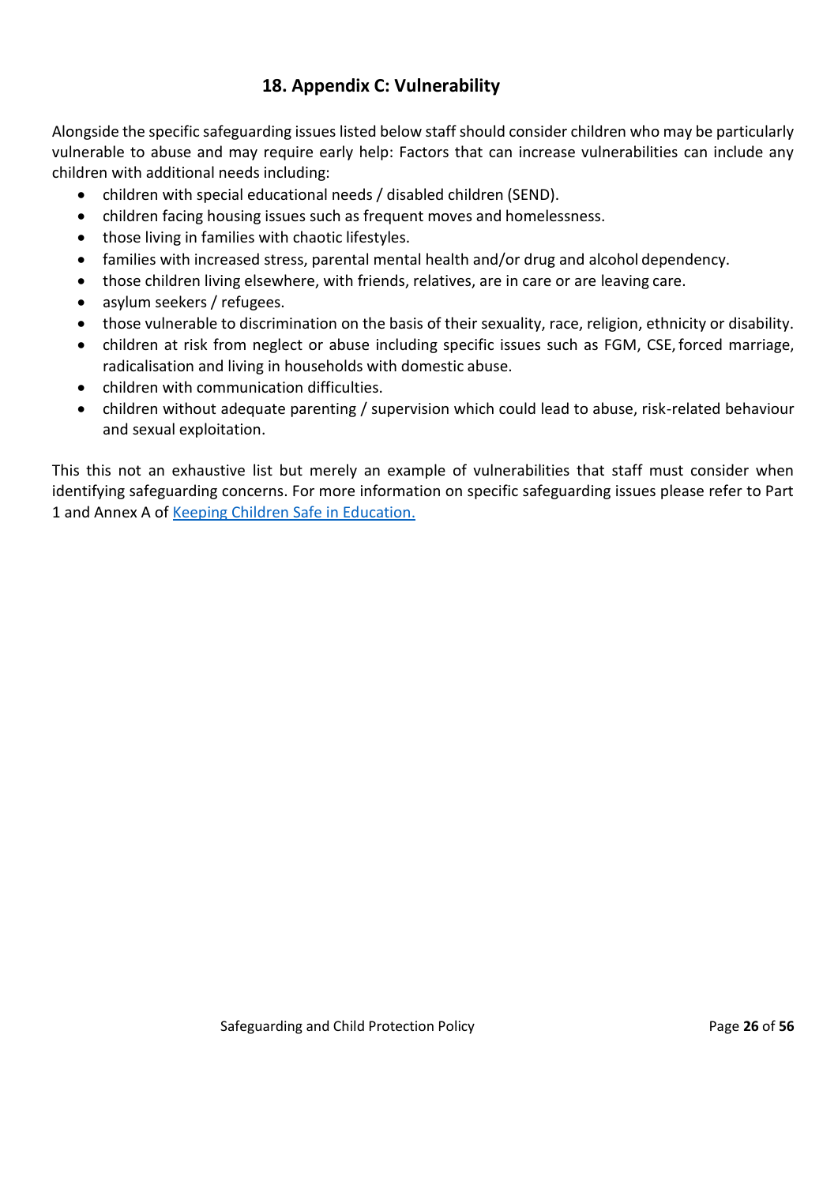## 18. Appendix C: Vulnerability

Alongside the specific safeguarding issues listed below staff should consider children who may be particularly vulnerable to abuse and may require early help: Factors that can increase vulnerabilities can include any children with additional needs including:

- children with special educational needs / disabled children (SEND).
- children facing housing issues such as frequent moves and homelessness.
- those living in families with chaotic lifestyles.
- families with increased stress, parental mental health and/or drug and alcohol dependency.
- those children living elsewhere, with friends, relatives, are in care or are leaving care.
- asylum seekers / refugees.
- those vulnerable to discrimination on the basis of their sexuality, race, religion, ethnicity or disability.
- children at risk from neglect or abuse including specific issues such as FGM, CSE, forced marriage, radicalisation and living in households with domestic abuse.
- children with communication difficulties.
- children without adequate parenting / supervision which could lead to abuse, risk-related behaviour and sexual exploitation.

This this not an exhaustive list but merely an example of vulnerabilities that staff must consider when identifying safeguarding concerns. For more information on specific safeguarding issues please refer to Part 1 and Annex A of [Keeping Children Safe in Education.]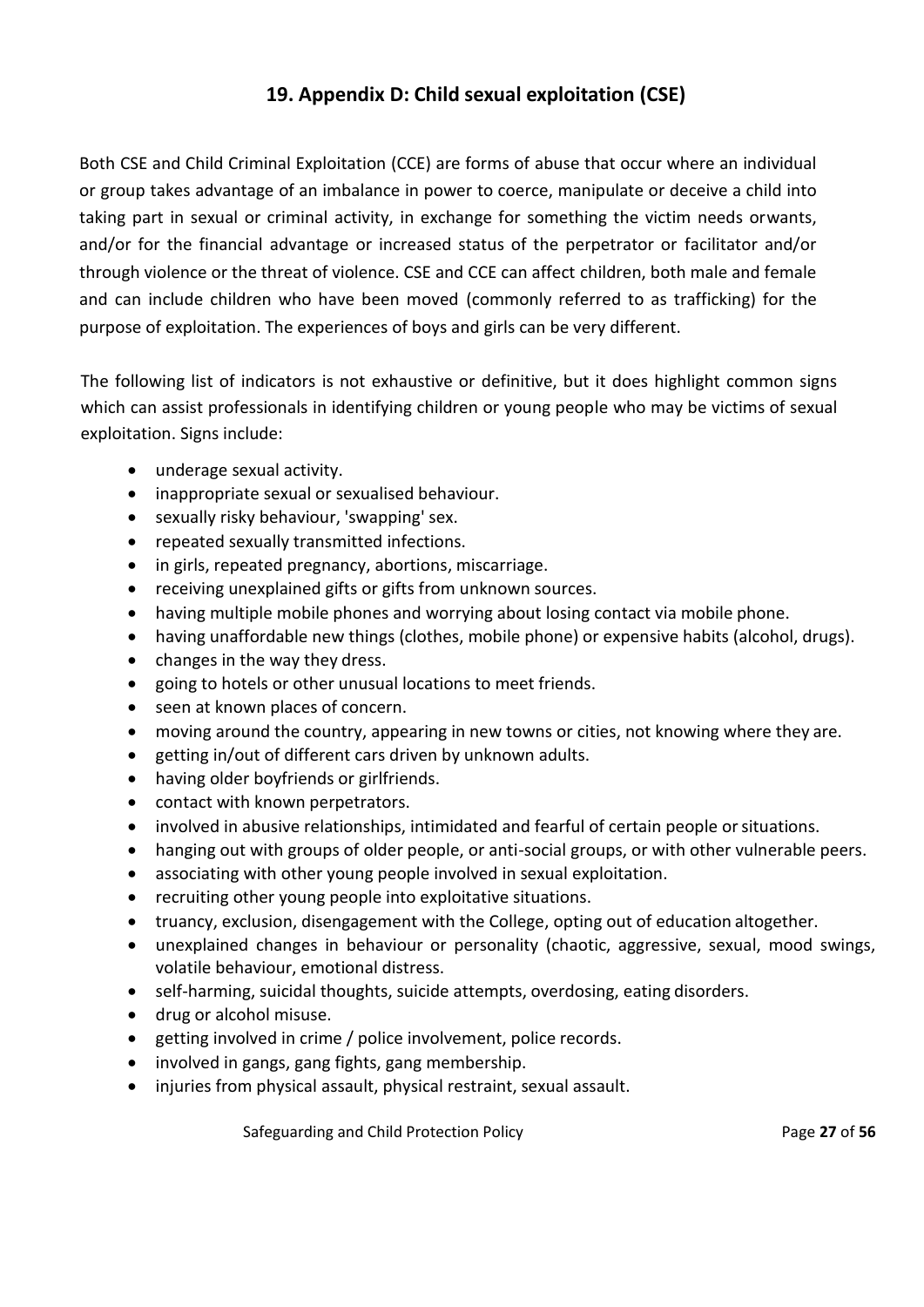## 19. Appendix D: Child sexual exploitation (CSE)

Both CSE and Child Criminal Exploitation (CCE) are forms of abuse that occur where an individual or group takes advantage of an imbalance in power to coerce, manipulate or deceive a child into taking part in sexual or criminal activity, in exchange for something the victim needs orwants, and/or for the financial advantage or increased status of the perpetrator or facilitator and/or through violence or the threat of violence. CSE and CCE can affect children, both male and female and can include children who have been moved (commonly referred to as trafficking) for the purpose of exploitation. The experiences of boys and girls can be very different.

The following list of indicators is not exhaustive or definitive, but it does highlight common signs which can assist professionals in identifying children or young people who may be victims of sexual exploitation. Signs include:

- underage sexual activity.
- inappropriate sexual or sexualised behaviour.
- sexually risky behaviour, 'swapping' sex.
- repeated sexually transmitted infections.
- in girls, repeated pregnancy, abortions, miscarriage.
- receiving unexplained gifts or gifts from unknown sources.
- having multiple mobile phones and worrying about losing contact via mobile phone.
- having unaffordable new things (clothes, mobile phone) or expensive habits (alcohol, drugs).
- changes in the way they dress.
- going to hotels or other unusual locations to meet friends.
- seen at known places of concern.
- moving around the country, appearing in new towns or cities, not knowing where they are.
- getting in/out of different cars driven by unknown adults.
- having older boyfriends or girlfriends.
- contact with known perpetrators.
- involved in abusive relationships, intimidated and fearful of certain people or situations.
- hanging out with groups of older people, or anti-social groups, or with other vulnerable peers.
- associating with other young people involved in sexual exploitation.
- recruiting other young people into exploitative situations.
- truancy, exclusion, disengagement with the College, opting out of education altogether.
- unexplained changes in behaviour or personality (chaotic, aggressive, sexual, mood swings, volatile behaviour, emotional distress.
- self-harming, suicidal thoughts, suicide attempts, overdosing, eating disorders.
- drug or alcohol misuse.
- getting involved in crime / police involvement, police records.
- involved in gangs, gang fights, gang membership.
- injuries from physical assault, physical restraint, sexual assault.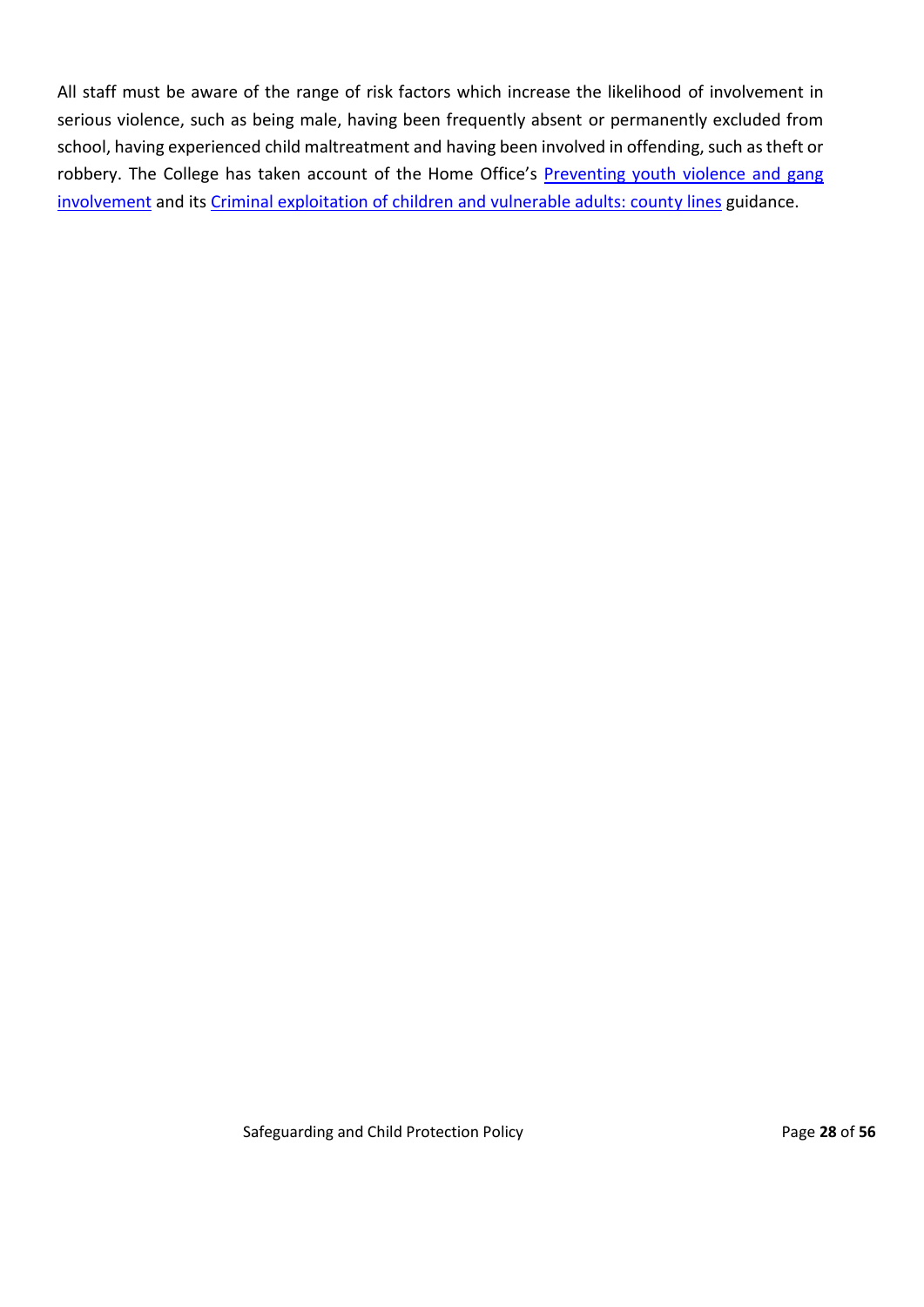All staff must be aware of the range of risk factors which increase the likelihood of involvement in serious violence, such as being male, having been frequently absent or permanently excluded from school, having experienced child maltreatment and having been involved in offending, such as theft or robbery. The College has taken account of the Home Office's Preventing youth violence and gang involvement and its Criminal exploitation of children and vulnerable adults: county lines guidance.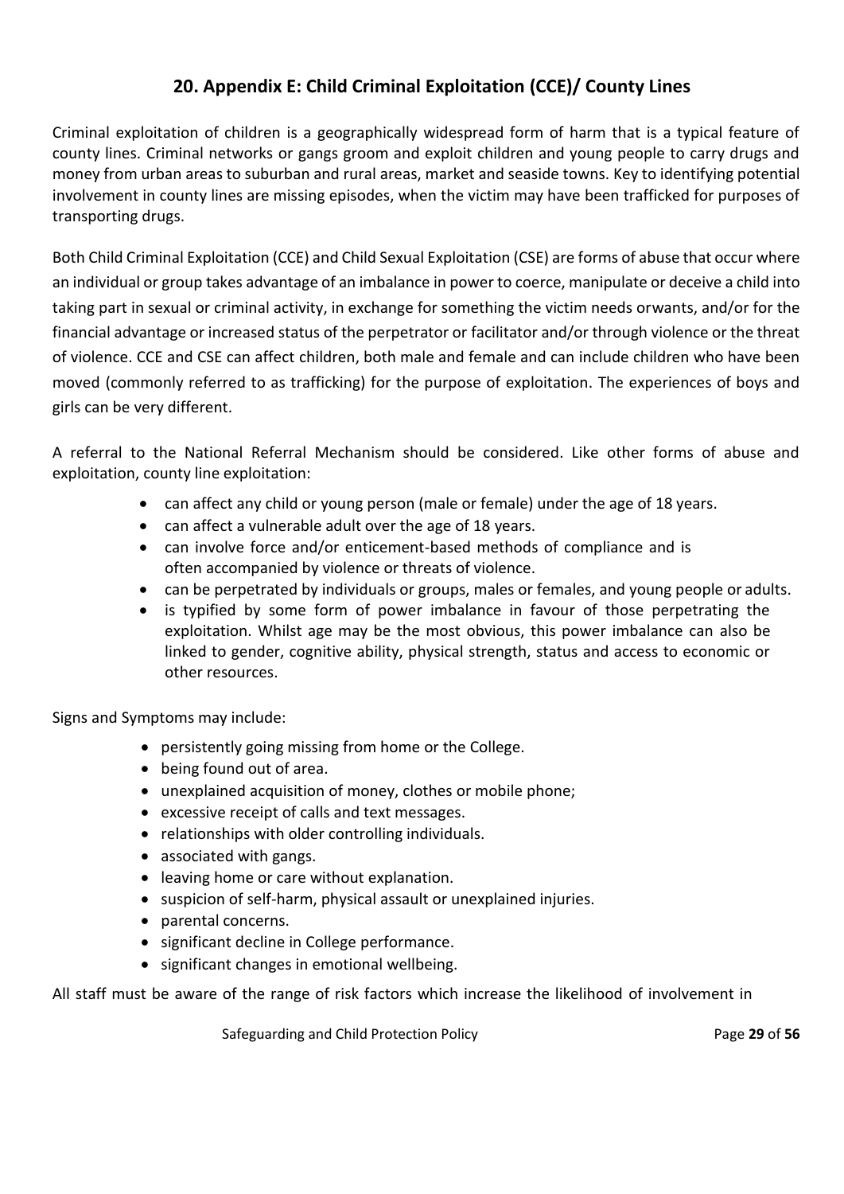## 20. Appendix E: Child Criminal Exploitation (CCE)/ County Lines

Criminal exploitation of children is a geographically widespread form of harm that is a typical feature of county lines. Criminal networks or gangs groom and exploit children and young people to carry drugs and money from urban areas to suburban and rural areas, market and seaside towns. Key to identifying potential involvement in county lines are missing episodes, when the victim may have been trafficked for purposes of transporting drugs.

Both Child Criminal Exploitation (CCE) and Child Sexual Exploitation (CSE) are forms of abuse that occur where an individual or group takes advantage of an imbalance in power to coerce, manipulate or deceive a child into taking part in sexual or criminal activity, in exchange for something the victim needs orwants, and/or for the financial advantage or increased status of the perpetrator or facilitator and/or through violence or the threat of violence. CCE and CSE can affect children, both male and female and can include children who have been moved (commonly referred to as trafficking) for the purpose of exploitation. The experiences of boys and girls can be very different.

A referral to the National Referral Mechanism should be considered. Like other forms of abuse and exploitation, county line exploitation:

- can affect any child or young person (male or female) under the age of 18 years.
- can affect a vulnerable adult over the age of 18 years.
- can involve force and/or enticement-based methods of compliance and is often accompanied by violence or threats of violence.
- can be perpetrated by individuals or groups, males or females, and young people or adults.
- is typified by some form of power imbalance in favour of those perpetrating the exploitation. Whilst age may be the most obvious, this power imbalance can also be linked to gender, cognitive ability, physical strength, status and access to economic or other resources.

Signs and Symptoms may include:

- persistently going missing from home or the College.
- being found out of area.
- unexplained acquisition of money, clothes or mobile phone;
- excessive receipt of calls and text messages.
- relationships with older controlling individuals.
- associated with gangs.
- leaving home or care without explanation.
- suspicion of self-harm, physical assault or unexplained injuries.
- parental concerns.
- significant decline in College performance.
- significant changes in emotional wellbeing.

All staff must be aware of the range of risk factors which increase the likelihood of involvement in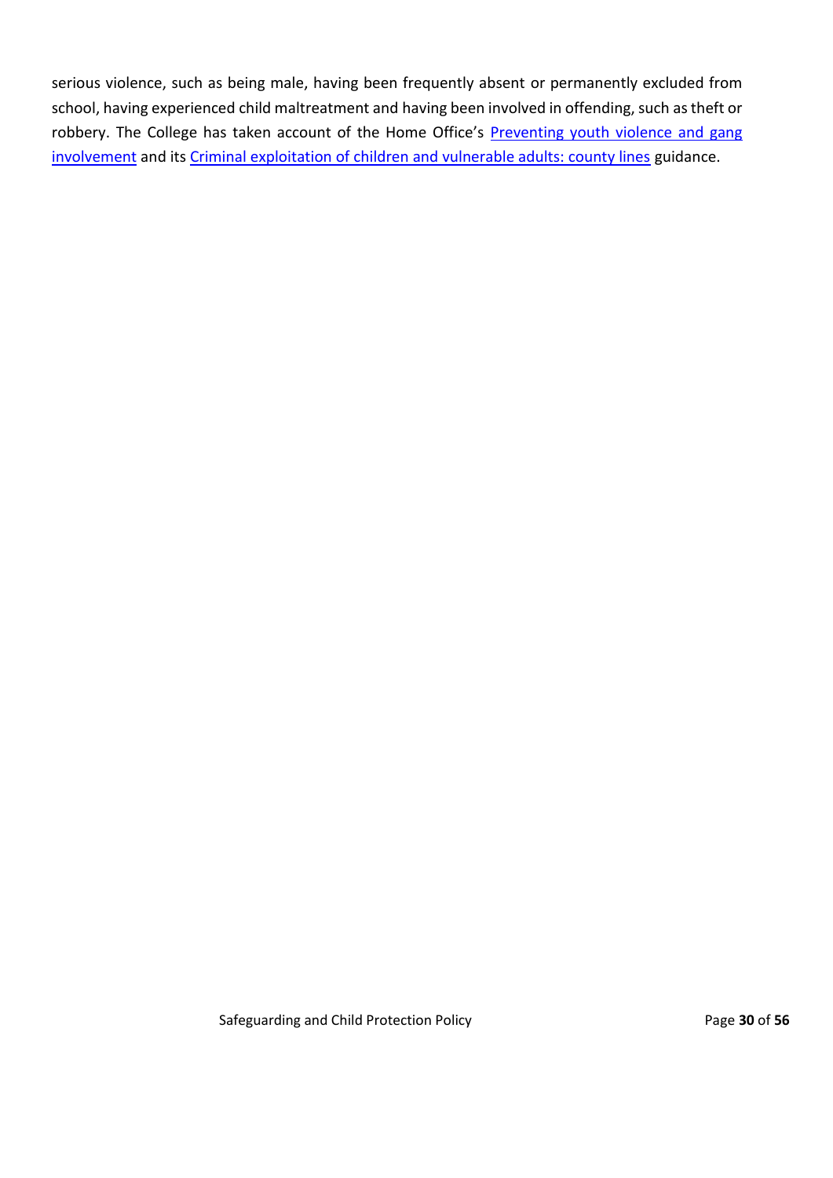serious violence, such as being male, having been frequently absent or permanently excluded from school, having experienced child maltreatment and having been involved in offending, such as theft or robbery. The College has taken account of the Home Office's Preventing youth violence and gang involvement and its Criminal exploitation of children and vulnerable adults: county lines guidance.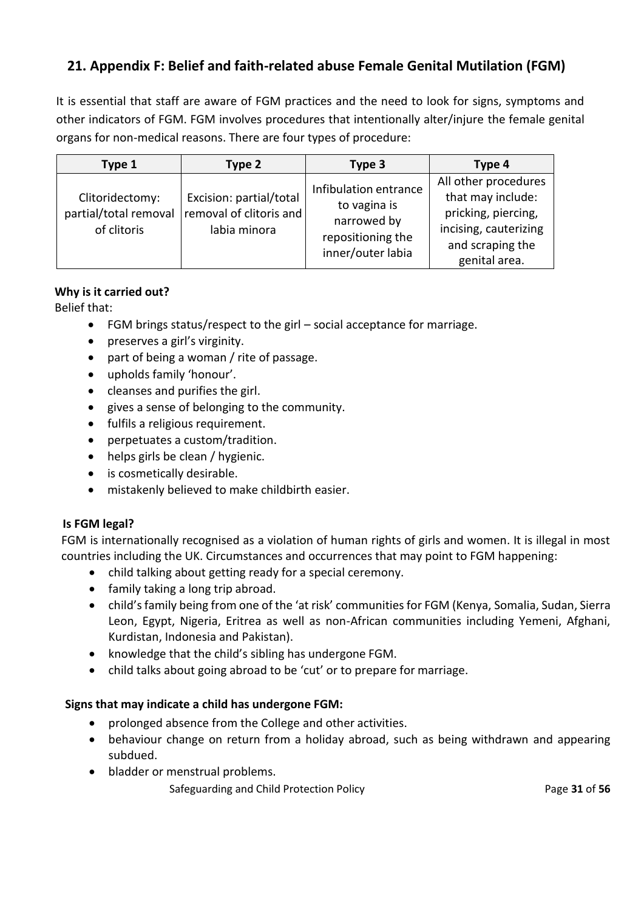## 21. Appendix F: Belief and faith-related abuse Female Genital Mutilation (FGM)

It is essential that staff are aware of FGM practices and the need to look for signs, symptoms and other indicators of FGM. FGM involves procedures that intentionally alter/injure the female genital organs for non-medical reasons. There are four types of procedure:

| Type 1 | Type 2 | Type 3 | Type 4 |
|---|---|---|---|
| Clitoridectomy: partial/total removal of clitoris | Excision: partial/total removal of clitoris and labia minora | Infibulation entrance to vagina is narrowed by repositioning the inner/outer labia | All other procedures that may include: pricking, piercing, incising, cauterizing and scraping the genital area. |

**Why is it carried out?**

Belief that:

- FGM brings status/respect to the girl – social acceptance for marriage.
- preserves a girl's virginity.
- part of being a woman / rite of passage.
- upholds family 'honour'.
- cleanses and purifies the girl.
- gives a sense of belonging to the community.
- fulfils a religious requirement.
- perpetuates a custom/tradition.
- helps girls be clean / hygienic.
- is cosmetically desirable.
- mistakenly believed to make childbirth easier.

**Is FGM legal?**

FGM is internationally recognised as a violation of human rights of girls and women. It is illegal in most countries including the UK. Circumstances and occurrences that may point to FGM happening:

- child talking about getting ready for a special ceremony.
- family taking a long trip abroad.
- child's family being from one of the 'at risk' communities for FGM (Kenya, Somalia, Sudan, Sierra Leon, Egypt, Nigeria, Eritrea as well as non-African communities including Yemeni, Afghani, Kurdistan, Indonesia and Pakistan).
- knowledge that the child's sibling has undergone FGM.
- child talks about going abroad to be 'cut' or to prepare for marriage.

**Signs that may indicate a child has undergone FGM:**

- prolonged absence from the College and other activities.
- behaviour change on return from a holiday abroad, such as being withdrawn and appearing subdued.
- bladder or menstrual problems.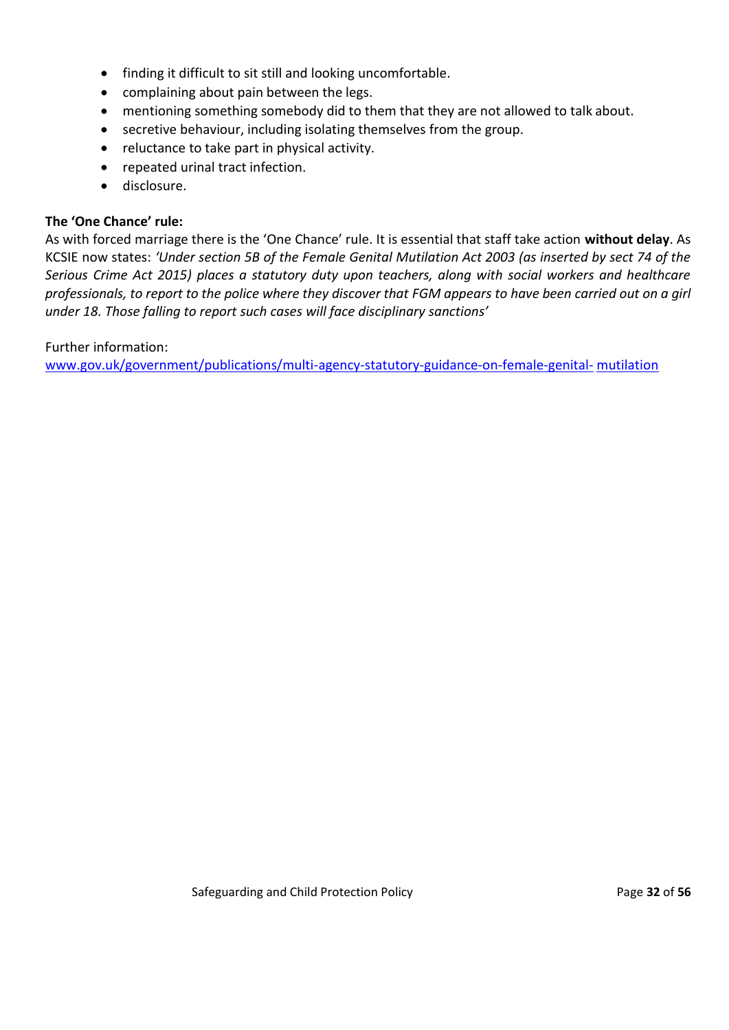- finding it difficult to sit still and looking uncomfortable.
- complaining about pain between the legs.
- mentioning something somebody did to them that they are not allowed to talk about.
- secretive behaviour, including isolating themselves from the group.
- reluctance to take part in physical activity.
- repeated urinal tract infection.
- disclosure.

**The 'One Chance' rule:**

As with forced marriage there is the 'One Chance' rule. It is essential that staff take action **without delay**. As KCSIE now states: *'Under section 5B of the Female Genital Mutilation Act 2003 (as inserted by sect 74 of the Serious Crime Act 2015) places a statutory duty upon teachers, along with social workers and healthcare professionals, to report to the police where they discover that FGM appears to have been carried out on a girl under 18. Those falling to report such cases will face disciplinary sanctions'*

Further information:
[www.gov.uk/government/publications/multi-agency-statutory-guidance-on-female-genital- mutilation](www.gov.uk/government/publications/multi-agency-statutory-guidance-on-female-genital-mutilation)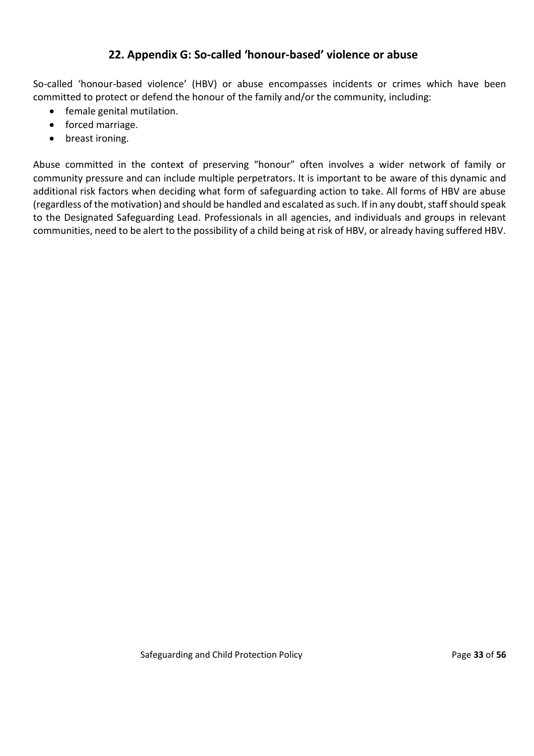## 22. Appendix G: So-called 'honour-based' violence or abuse

So-called 'honour-based violence' (HBV) or abuse encompasses incidents or crimes which have been committed to protect or defend the honour of the family and/or the community, including:

- female genital mutilation.
- forced marriage.
- breast ironing.

Abuse committed in the context of preserving "honour" often involves a wider network of family or community pressure and can include multiple perpetrators. It is important to be aware of this dynamic and additional risk factors when deciding what form of safeguarding action to take. All forms of HBV are abuse (regardless of the motivation) and should be handled and escalated as such. If in any doubt, staff should speak to the Designated Safeguarding Lead. Professionals in all agencies, and individuals and groups in relevant communities, need to be alert to the possibility of a child being at risk of HBV, or already having suffered HBV.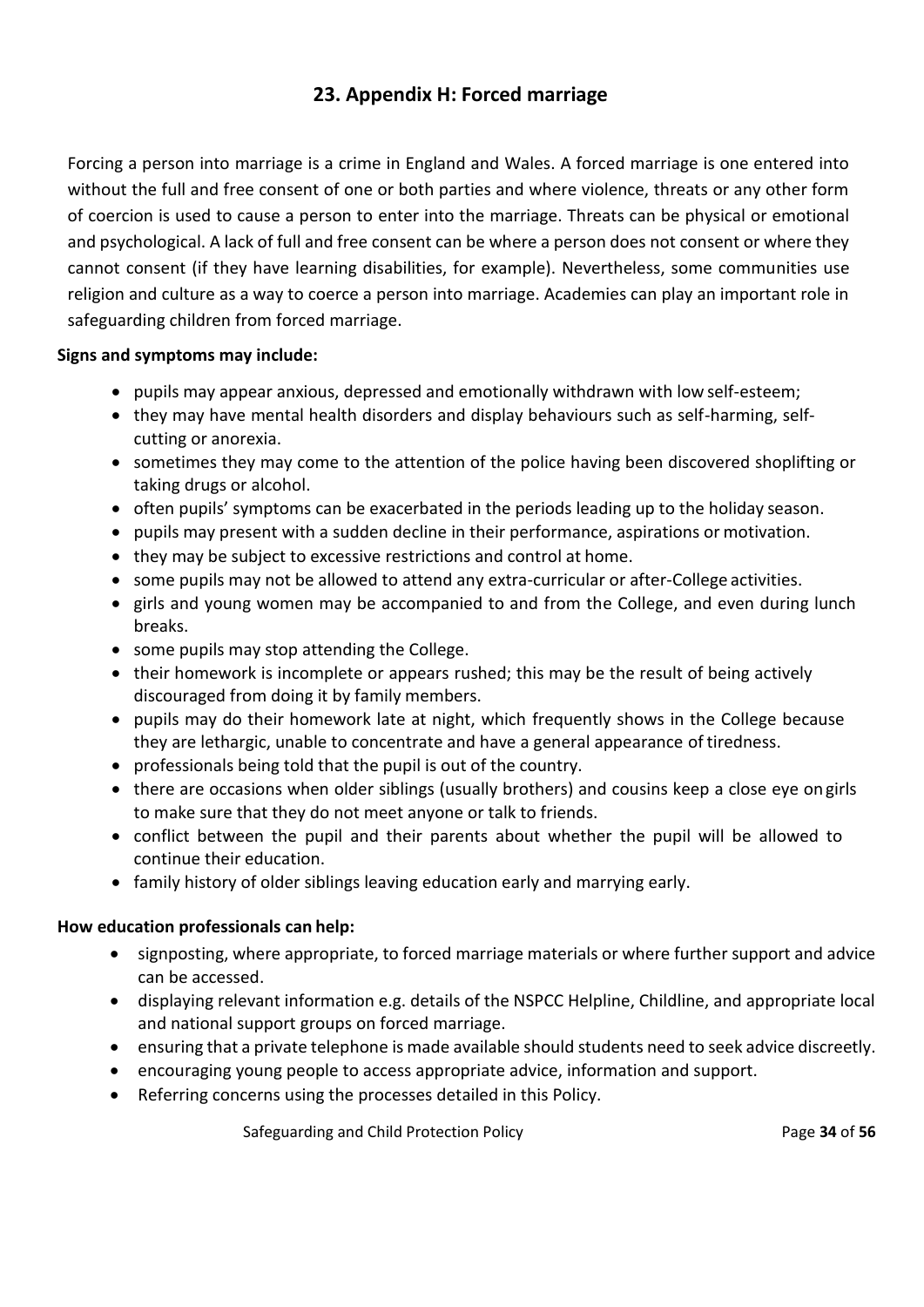## 23. Appendix H: Forced marriage

Forcing a person into marriage is a crime in England and Wales. A forced marriage is one entered into without the full and free consent of one or both parties and where violence, threats or any other form of coercion is used to cause a person to enter into the marriage. Threats can be physical or emotional and psychological. A lack of full and free consent can be where a person does not consent or where they cannot consent (if they have learning disabilities, for example). Nevertheless, some communities use religion and culture as a way to coerce a person into marriage. Academies can play an important role in safeguarding children from forced marriage.

**Signs and symptoms may include:**

- pupils may appear anxious, depressed and emotionally withdrawn with low self-esteem;
- they may have mental health disorders and display behaviours such as self-harming, self-cutting or anorexia.
- sometimes they may come to the attention of the police having been discovered shoplifting or taking drugs or alcohol.
- often pupils' symptoms can be exacerbated in the periods leading up to the holiday season.
- pupils may present with a sudden decline in their performance, aspirations or motivation.
- they may be subject to excessive restrictions and control at home.
- some pupils may not be allowed to attend any extra-curricular or after-College activities.
- girls and young women may be accompanied to and from the College, and even during lunch breaks.
- some pupils may stop attending the College.
- their homework is incomplete or appears rushed; this may be the result of being actively discouraged from doing it by family members.
- pupils may do their homework late at night, which frequently shows in the College because they are lethargic, unable to concentrate and have a general appearance of tiredness.
- professionals being told that the pupil is out of the country.
- there are occasions when older siblings (usually brothers) and cousins keep a close eye on girls to make sure that they do not meet anyone or talk to friends.
- conflict between the pupil and their parents about whether the pupil will be allowed to continue their education.
- family history of older siblings leaving education early and marrying early.

**How education professionals can help:**

- signposting, where appropriate, to forced marriage materials or where further support and advice can be accessed.
- displaying relevant information e.g. details of the NSPCC Helpline, Childline, and appropriate local and national support groups on forced marriage.
- ensuring that a private telephone is made available should students need to seek advice discreetly.
- encouraging young people to access appropriate advice, information and support.
- Referring concerns using the processes detailed in this Policy.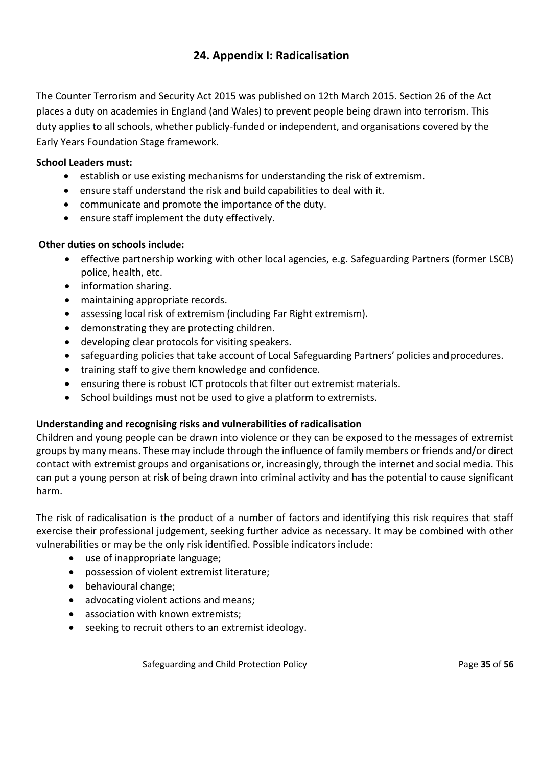## 24. Appendix I: Radicalisation

The Counter Terrorism and Security Act 2015 was published on 12th March 2015. Section 26 of the Act places a duty on academies in England (and Wales) to prevent people being drawn into terrorism. This duty applies to all schools, whether publicly-funded or independent, and organisations covered by the Early Years Foundation Stage framework.

**School Leaders must:**

- establish or use existing mechanisms for understanding the risk of extremism.
- ensure staff understand the risk and build capabilities to deal with it.
- communicate and promote the importance of the duty.
- ensure staff implement the duty effectively.

**Other duties on schools include:**

- effective partnership working with other local agencies, e.g. Safeguarding Partners (former LSCB) police, health, etc.
- information sharing.
- maintaining appropriate records.
- assessing local risk of extremism (including Far Right extremism).
- demonstrating they are protecting children.
- developing clear protocols for visiting speakers.
- safeguarding policies that take account of Local Safeguarding Partners' policies and procedures.
- training staff to give them knowledge and confidence.
- ensuring there is robust ICT protocols that filter out extremist materials.
- School buildings must not be used to give a platform to extremists.

**Understanding and recognising risks and vulnerabilities of radicalisation**

Children and young people can be drawn into violence or they can be exposed to the messages of extremist groups by many means. These may include through the influence of family members or friends and/or direct contact with extremist groups and organisations or, increasingly, through the internet and social media. This can put a young person at risk of being drawn into criminal activity and has the potential to cause significant harm.

The risk of radicalisation is the product of a number of factors and identifying this risk requires that staff exercise their professional judgement, seeking further advice as necessary. It may be combined with other vulnerabilities or may be the only risk identified. Possible indicators include:

- use of inappropriate language;
- possession of violent extremist literature;
- behavioural change;
- advocating violent actions and means;
- association with known extremists;
- seeking to recruit others to an extremist ideology.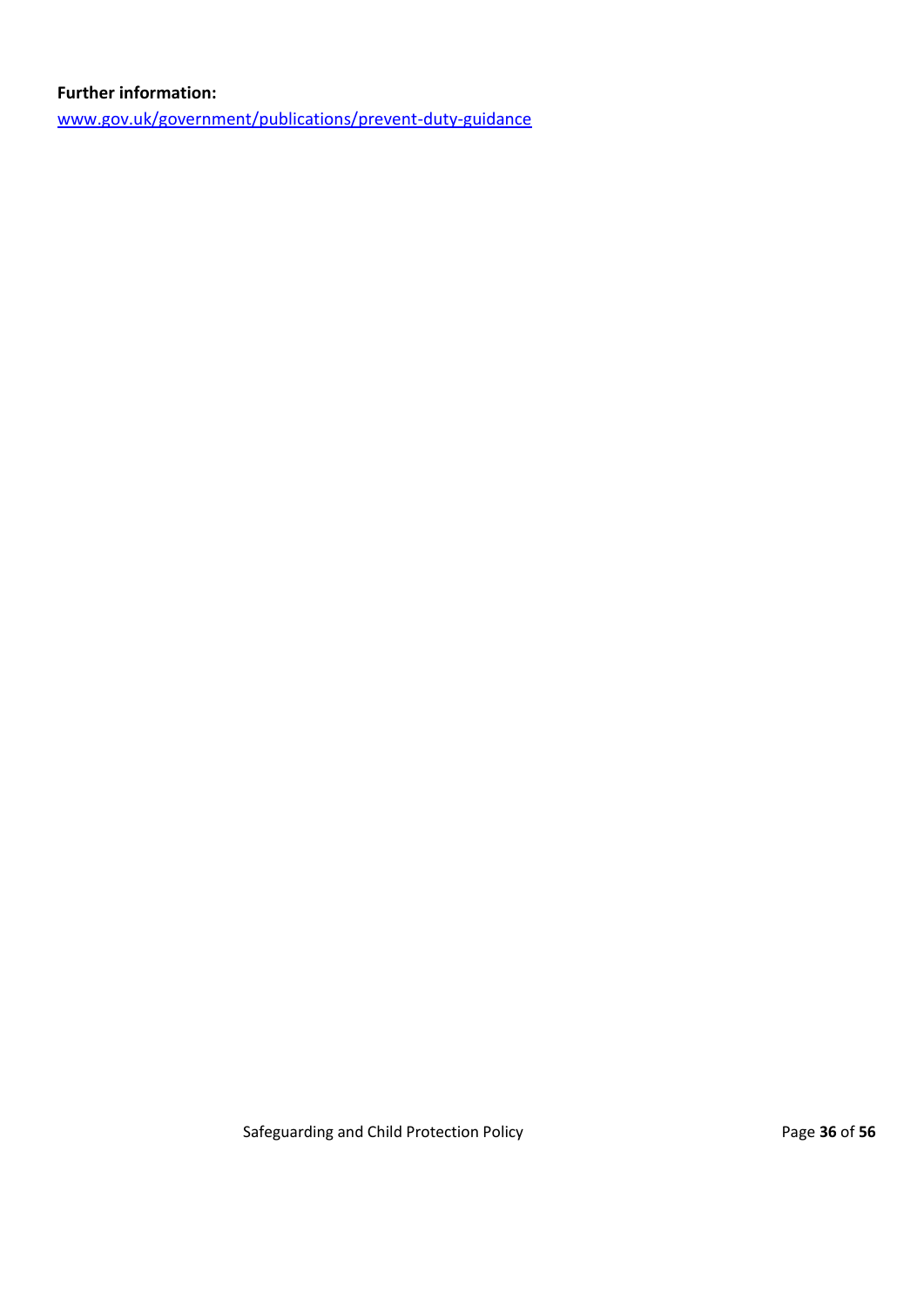**Further information:**

www.gov.uk/government/publications/prevent-duty-guidance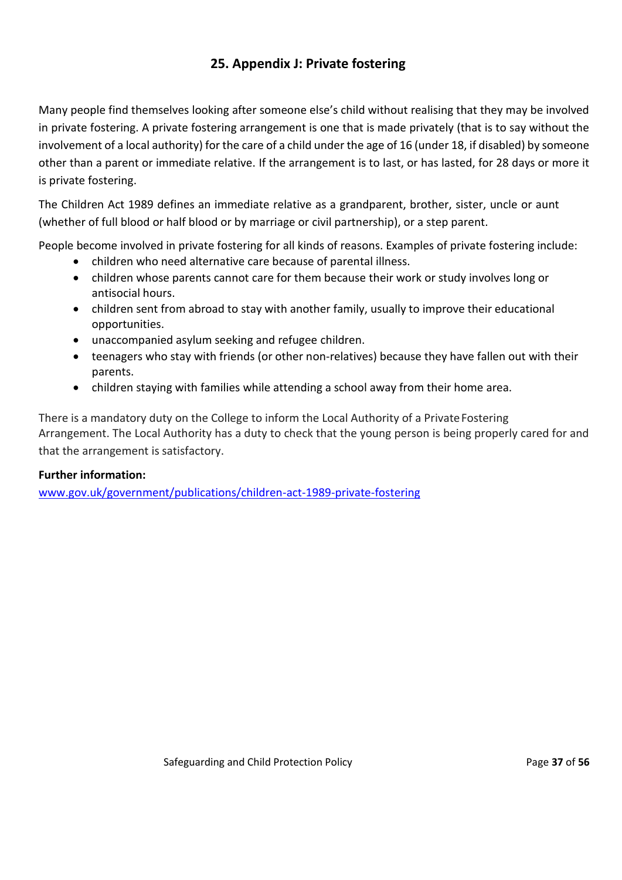## 25. Appendix J: Private fostering

Many people find themselves looking after someone else's child without realising that they may be involved in private fostering. A private fostering arrangement is one that is made privately (that is to say without the involvement of a local authority) for the care of a child under the age of 16 (under 18, if disabled) by someone other than a parent or immediate relative. If the arrangement is to last, or has lasted, for 28 days or more it is private fostering.

The Children Act 1989 defines an immediate relative as a grandparent, brother, sister, uncle or aunt (whether of full blood or half blood or by marriage or civil partnership), or a step parent.

People become involved in private fostering for all kinds of reasons. Examples of private fostering include:

- children who need alternative care because of parental illness.
- children whose parents cannot care for them because their work or study involves long or antisocial hours.
- children sent from abroad to stay with another family, usually to improve their educational opportunities.
- unaccompanied asylum seeking and refugee children.
- teenagers who stay with friends (or other non-relatives) because they have fallen out with their parents.
- children staying with families while attending a school away from their home area.

There is a mandatory duty on the College to inform the Local Authority of a Private Fostering Arrangement. The Local Authority has a duty to check that the young person is being properly cared for and that the arrangement is satisfactory.

**Further information:**

[www.gov.uk/government/publications/children-act-1989-private-fostering](www.gov.uk/government/publications/children-act-1989-private-fostering)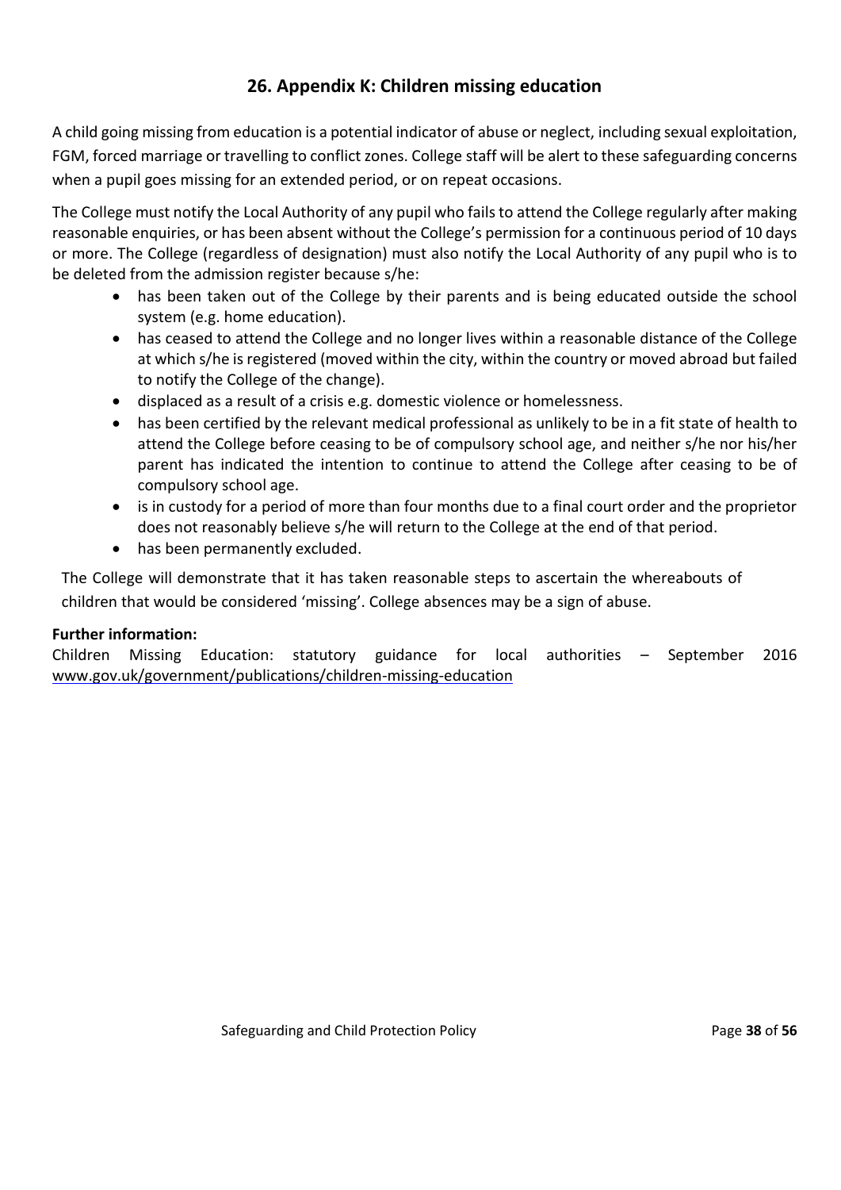## 26. Appendix K: Children missing education

A child going missing from education is a potential indicator of abuse or neglect, including sexual exploitation, FGM, forced marriage or travelling to conflict zones. College staff will be alert to these safeguarding concerns when a pupil goes missing for an extended period, or on repeat occasions.

The College must notify the Local Authority of any pupil who fails to attend the College regularly after making reasonable enquiries, or has been absent without the College's permission for a continuous period of 10 days or more. The College (regardless of designation) must also notify the Local Authority of any pupil who is to be deleted from the admission register because s/he:

- has been taken out of the College by their parents and is being educated outside the school system (e.g. home education).
- has ceased to attend the College and no longer lives within a reasonable distance of the College at which s/he is registered (moved within the city, within the country or moved abroad but failed to notify the College of the change).
- displaced as a result of a crisis e.g. domestic violence or homelessness.
- has been certified by the relevant medical professional as unlikely to be in a fit state of health to attend the College before ceasing to be of compulsory school age, and neither s/he nor his/her parent has indicated the intention to continue to attend the College after ceasing to be of compulsory school age.
- is in custody for a period of more than four months due to a final court order and the proprietor does not reasonably believe s/he will return to the College at the end of that period.
- has been permanently excluded.

The College will demonstrate that it has taken reasonable steps to ascertain the whereabouts of children that would be considered 'missing'. College absences may be a sign of abuse.

**Further information:**

Children Missing Education: statutory guidance for local authorities – September 2016 www.gov.uk/government/publications/children-missing-education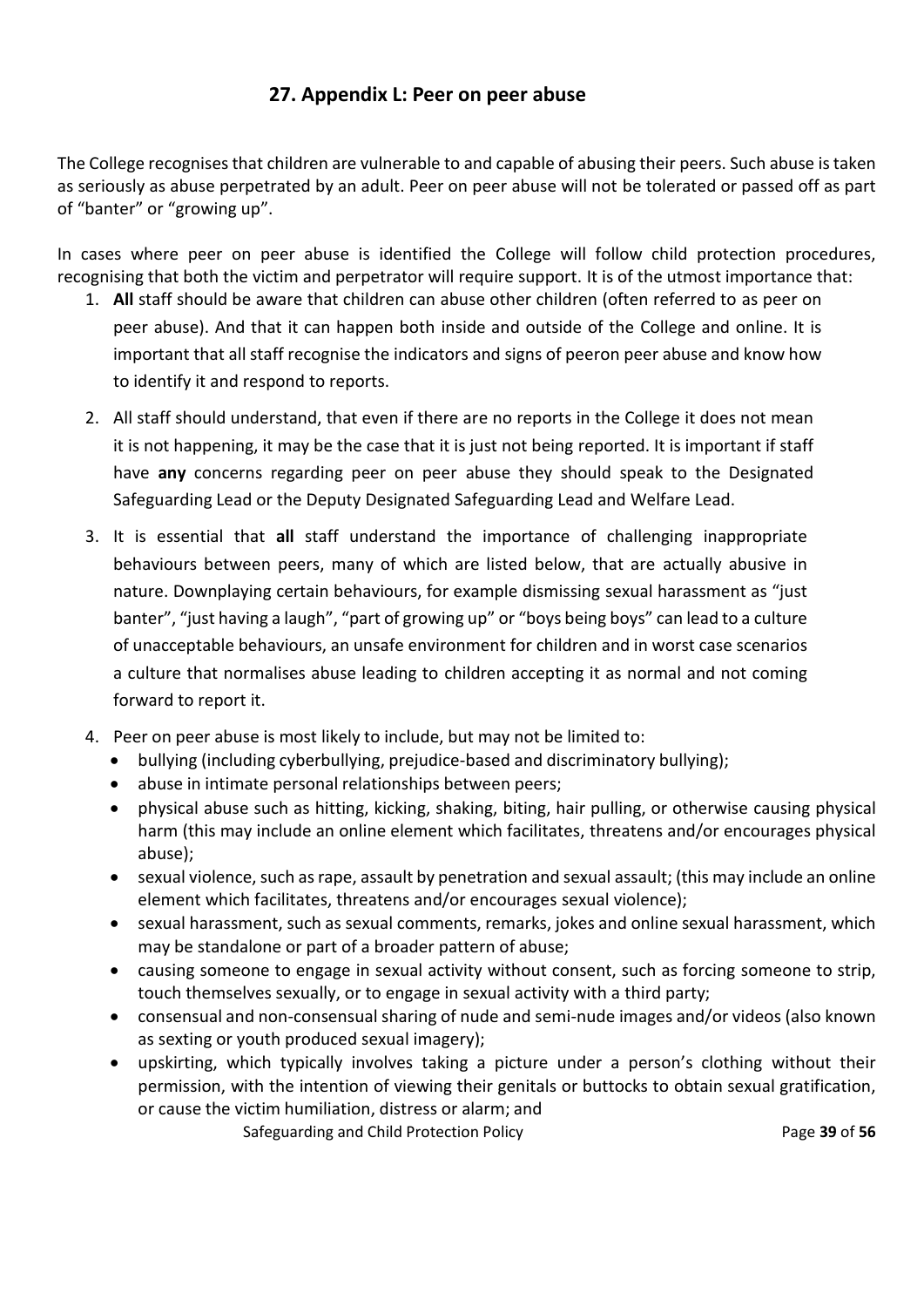## 27. Appendix L: Peer on peer abuse

The College recognises that children are vulnerable to and capable of abusing their peers. Such abuse is taken as seriously as abuse perpetrated by an adult. Peer on peer abuse will not be tolerated or passed off as part of "banter" or "growing up".

In cases where peer on peer abuse is identified the College will follow child protection procedures, recognising that both the victim and perpetrator will require support. It is of the utmost importance that:

1. **All** staff should be aware that children can abuse other children (often referred to as peer on peer abuse). And that it can happen both inside and outside of the College and online. It is important that all staff recognise the indicators and signs of peeron peer abuse and know how to identify it and respond to reports.

2. All staff should understand, that even if there are no reports in the College it does not mean it is not happening, it may be the case that it is just not being reported. It is important if staff have **any** concerns regarding peer on peer abuse they should speak to the Designated Safeguarding Lead or the Deputy Designated Safeguarding Lead and Welfare Lead.

3. It is essential that **all** staff understand the importance of challenging inappropriate behaviours between peers, many of which are listed below, that are actually abusive in nature. Downplaying certain behaviours, for example dismissing sexual harassment as "just banter", "just having a laugh", "part of growing up" or "boys being boys" can lead to a culture of unacceptable behaviours, an unsafe environment for children and in worst case scenarios a culture that normalises abuse leading to children accepting it as normal and not coming forward to report it.

4. Peer on peer abuse is most likely to include, but may not be limited to:
   - bullying (including cyberbullying, prejudice-based and discriminatory bullying);
   - abuse in intimate personal relationships between peers;
   - physical abuse such as hitting, kicking, shaking, biting, hair pulling, or otherwise causing physical harm (this may include an online element which facilitates, threatens and/or encourages physical abuse);
   - sexual violence, such as rape, assault by penetration and sexual assault; (this may include an online element which facilitates, threatens and/or encourages sexual violence);
   - sexual harassment, such as sexual comments, remarks, jokes and online sexual harassment, which may be standalone or part of a broader pattern of abuse;
   - causing someone to engage in sexual activity without consent, such as forcing someone to strip, touch themselves sexually, or to engage in sexual activity with a third party;
   - consensual and non-consensual sharing of nude and semi-nude images and/or videos (also known as sexting or youth produced sexual imagery);
   - upskirting, which typically involves taking a picture under a person's clothing without their permission, with the intention of viewing their genitals or buttocks to obtain sexual gratification, or cause the victim humiliation, distress or alarm; and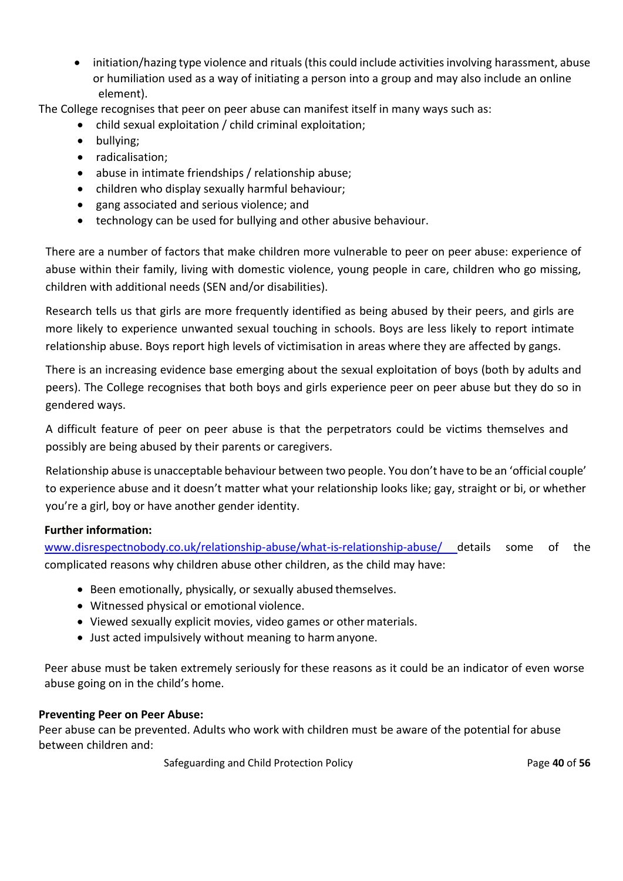- initiation/hazing type violence and rituals (this could include activities involving harassment, abuse or humiliation used as a way of initiating a person into a group and may also include an online element).

The College recognises that peer on peer abuse can manifest itself in many ways such as:

- child sexual exploitation / child criminal exploitation;
- bullying;
- radicalisation;
- abuse in intimate friendships / relationship abuse;
- children who display sexually harmful behaviour;
- gang associated and serious violence; and
- technology can be used for bullying and other abusive behaviour.

There are a number of factors that make children more vulnerable to peer on peer abuse: experience of abuse within their family, living with domestic violence, young people in care, children who go missing, children with additional needs (SEN and/or disabilities).

Research tells us that girls are more frequently identified as being abused by their peers, and girls are more likely to experience unwanted sexual touching in schools. Boys are less likely to report intimate relationship abuse. Boys report high levels of victimisation in areas where they are affected by gangs.

There is an increasing evidence base emerging about the sexual exploitation of boys (both by adults and peers). The College recognises that both boys and girls experience peer on peer abuse but they do so in gendered ways.

A difficult feature of peer on peer abuse is that the perpetrators could be victims themselves and possibly are being abused by their parents or caregivers.

Relationship abuse is unacceptable behaviour between two people. You don't have to be an 'official couple' to experience abuse and it doesn't matter what your relationship looks like; gay, straight or bi, or whether you're a girl, boy or have another gender identity.

**Further information:**
www.disrespectnobody.co.uk/relationship-abuse/what-is-relationship-abuse/ details some of the complicated reasons why children abuse other children, as the child may have:

- Been emotionally, physically, or sexually abused themselves.
- Witnessed physical or emotional violence.
- Viewed sexually explicit movies, video games or other materials.
- Just acted impulsively without meaning to harm anyone.

Peer abuse must be taken extremely seriously for these reasons as it could be an indicator of even worse abuse going on in the child's home.

**Preventing Peer on Peer Abuse:**
Peer abuse can be prevented. Adults who work with children must be aware of the potential for abuse between children and: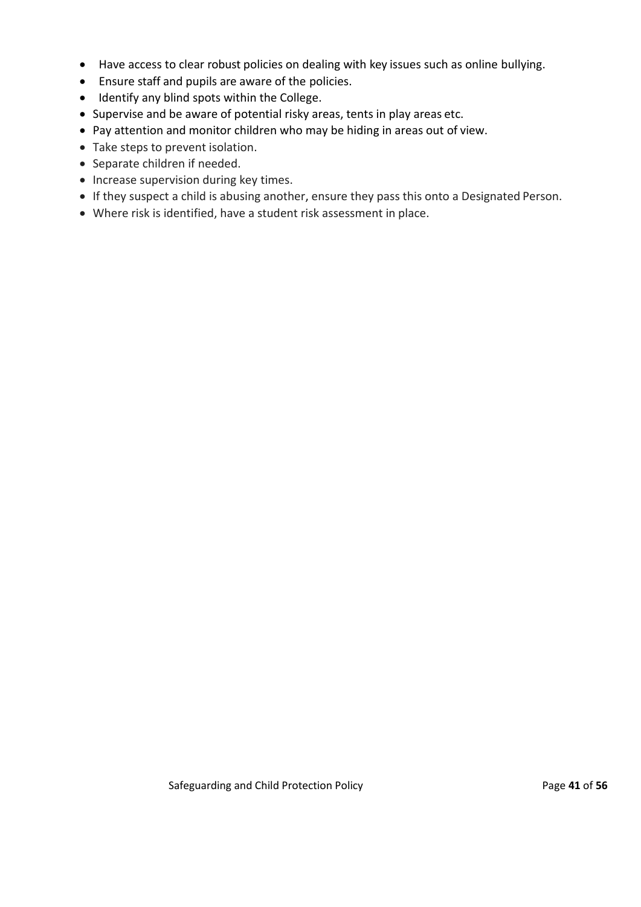- Have access to clear robust policies on dealing with key issues such as online bullying.
- Ensure staff and pupils are aware of the policies.
- Identify any blind spots within the College.
- Supervise and be aware of potential risky areas, tents in play areas etc.
- Pay attention and monitor children who may be hiding in areas out of view.
- Take steps to prevent isolation.
- Separate children if needed.
- Increase supervision during key times.
- If they suspect a child is abusing another, ensure they pass this onto a Designated Person.
- Where risk is identified, have a student risk assessment in place.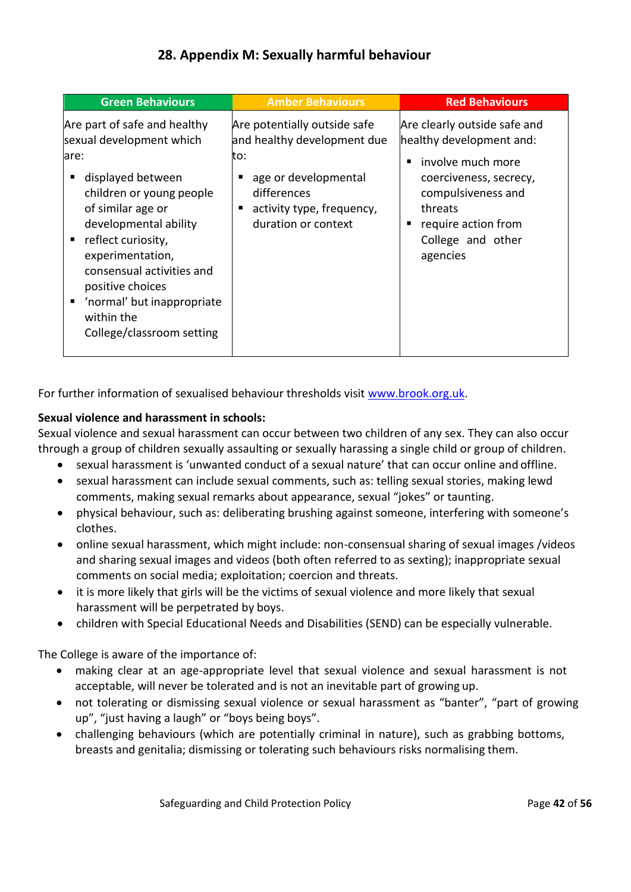## 28. Appendix M: Sexually harmful behaviour

| Green Behaviours | Amber Behaviours | Red Behaviours |
|---|---|---|
| Are part of safe and healthy sexual development which are:<br>▪ displayed between children or young people of similar age or developmental ability<br>▪ reflect curiosity, experimentation, consensual activities and positive choices<br>▪ 'normal' but inappropriate within the College/classroom setting | Are potentially outside safe and healthy development due to:<br>▪ age or developmental differences<br>▪ activity type, frequency, duration or context | Are clearly outside safe and healthy development and:<br>▪ involve much more coerciveness, secrecy, compulsiveness and threats<br>▪ require action from College and other agencies |

For further information of sexualised behaviour thresholds visit www.brook.org.uk.

**Sexual violence and harassment in schools:**

Sexual violence and sexual harassment can occur between two children of any sex. They can also occur through a group of children sexually assaulting or sexually harassing a single child or group of children.

- sexual harassment is 'unwanted conduct of a sexual nature' that can occur online and offline.
- sexual harassment can include sexual comments, such as: telling sexual stories, making lewd comments, making sexual remarks about appearance, sexual "jokes" or taunting.
- physical behaviour, such as: deliberating brushing against someone, interfering with someone's clothes.
- online sexual harassment, which might include: non-consensual sharing of sexual images /videos and sharing sexual images and videos (both often referred to as sexting); inappropriate sexual comments on social media; exploitation; coercion and threats.
- it is more likely that girls will be the victims of sexual violence and more likely that sexual harassment will be perpetrated by boys.
- children with Special Educational Needs and Disabilities (SEND) can be especially vulnerable.

The College is aware of the importance of:

- making clear at an age-appropriate level that sexual violence and sexual harassment is not acceptable, will never be tolerated and is not an inevitable part of growing up.
- not tolerating or dismissing sexual violence or sexual harassment as "banter", "part of growing up", "just having a laugh" or "boys being boys".
- challenging behaviours (which are potentially criminal in nature), such as grabbing bottoms, breasts and genitalia; dismissing or tolerating such behaviours risks normalising them.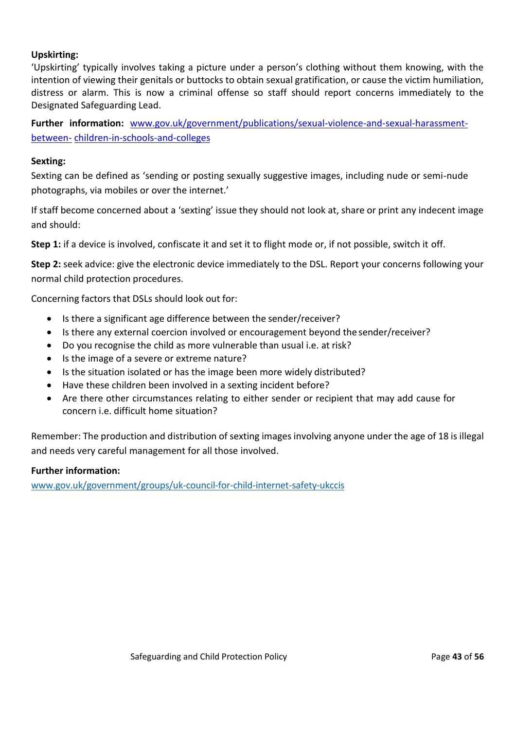**Upskirting:**

'Upskirting' typically involves taking a picture under a person's clothing without them knowing, with the intention of viewing their genitals or buttocks to obtain sexual gratification, or cause the victim humiliation, distress or alarm. This is now a criminal offense so staff should report concerns immediately to the Designated Safeguarding Lead.

**Further information:** [www.gov.uk/government/publications/sexual-violence-and-sexual-harassment-between- children-in-schools-and-colleges](https://www.gov.uk/government/publications/sexual-violence-and-sexual-harassment-between-children-in-schools-and-colleges)

**Sexting:**

Sexting can be defined as 'sending or posting sexually suggestive images, including nude or semi-nude photographs, via mobiles or over the internet.'

If staff become concerned about a 'sexting' issue they should not look at, share or print any indecent image and should:

**Step 1:** if a device is involved, confiscate it and set it to flight mode or, if not possible, switch it off.

**Step 2:** seek advice: give the electronic device immediately to the DSL. Report your concerns following your normal child protection procedures.

Concerning factors that DSLs should look out for:

- Is there a significant age difference between the sender/receiver?
- Is there any external coercion involved or encouragement beyond the sender/receiver?
- Do you recognise the child as more vulnerable than usual i.e. at risk?
- Is the image of a severe or extreme nature?
- Is the situation isolated or has the image been more widely distributed?
- Have these children been involved in a sexting incident before?
- Are there other circumstances relating to either sender or recipient that may add cause for concern i.e. difficult home situation?

Remember: The production and distribution of sexting images involving anyone under the age of 18 is illegal and needs very careful management for all those involved.

**Further information:**

[www.gov.uk/government/groups/uk-council-for-child-internet-safety-ukccis](https://www.gov.uk/government/groups/uk-council-for-child-internet-safety-ukccis)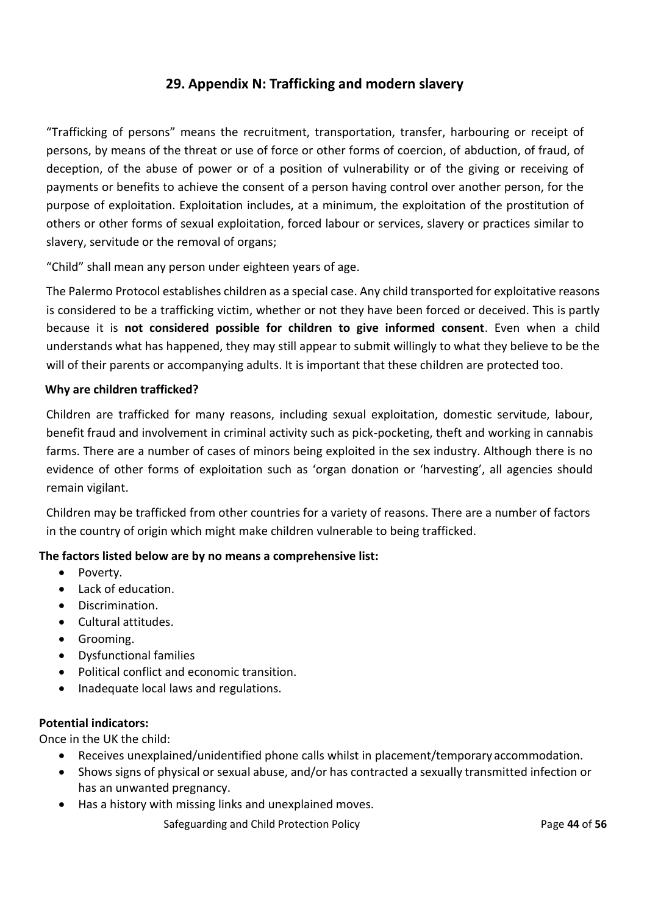## 29. Appendix N: Trafficking and modern slavery

"Trafficking of persons" means the recruitment, transportation, transfer, harbouring or receipt of persons, by means of the threat or use of force or other forms of coercion, of abduction, of fraud, of deception, of the abuse of power or of a position of vulnerability or of the giving or receiving of payments or benefits to achieve the consent of a person having control over another person, for the purpose of exploitation. Exploitation includes, at a minimum, the exploitation of the prostitution of others or other forms of sexual exploitation, forced labour or services, slavery or practices similar to slavery, servitude or the removal of organs;

"Child" shall mean any person under eighteen years of age.

The Palermo Protocol establishes children as a special case. Any child transported for exploitative reasons is considered to be a trafficking victim, whether or not they have been forced or deceived. This is partly because it is **not considered possible for children to give informed consent**. Even when a child understands what has happened, they may still appear to submit willingly to what they believe to be the will of their parents or accompanying adults. It is important that these children are protected too.

**Why are children trafficked?**

Children are trafficked for many reasons, including sexual exploitation, domestic servitude, labour, benefit fraud and involvement in criminal activity such as pick-pocketing, theft and working in cannabis farms. There are a number of cases of minors being exploited in the sex industry. Although there is no evidence of other forms of exploitation such as 'organ donation or 'harvesting', all agencies should remain vigilant.

Children may be trafficked from other countries for a variety of reasons. There are a number of factors in the country of origin which might make children vulnerable to being trafficked.

**The factors listed below are by no means a comprehensive list:**

- Poverty.
- Lack of education.
- Discrimination.
- Cultural attitudes.
- Grooming.
- Dysfunctional families
- Political conflict and economic transition.
- Inadequate local laws and regulations.

**Potential indicators:**

Once in the UK the child:

- Receives unexplained/unidentified phone calls whilst in placement/temporary accommodation.
- Shows signs of physical or sexual abuse, and/or has contracted a sexually transmitted infection or has an unwanted pregnancy.
- Has a history with missing links and unexplained moves.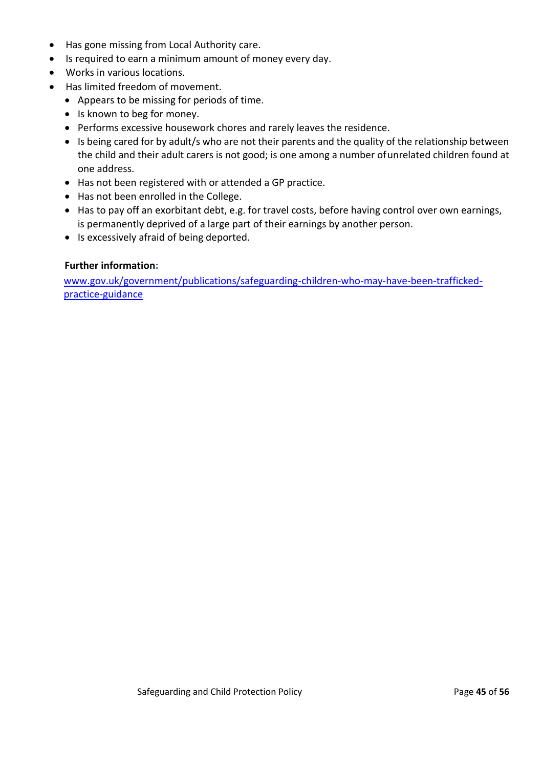- Has gone missing from Local Authority care.
- Is required to earn a minimum amount of money every day.
- Works in various locations.
- Has limited freedom of movement.
  - Appears to be missing for periods of time.
  - Is known to beg for money.
  - Performs excessive housework chores and rarely leaves the residence.
  - Is being cared for by adult/s who are not their parents and the quality of the relationship between the child and their adult carers is not good; is one among a number of unrelated children found at one address.
  - Has not been registered with or attended a GP practice.
  - Has not been enrolled in the College.
  - Has to pay off an exorbitant debt, e.g. for travel costs, before having control over own earnings, is permanently deprived of a large part of their earnings by another person.
  - Is excessively afraid of being deported.

**Further information:**

[www.gov.uk/government/publications/safeguarding-children-who-may-have-been-trafficked-practice-guidance](www.gov.uk/government/publications/safeguarding-children-who-may-have-been-trafficked-practice-guidance)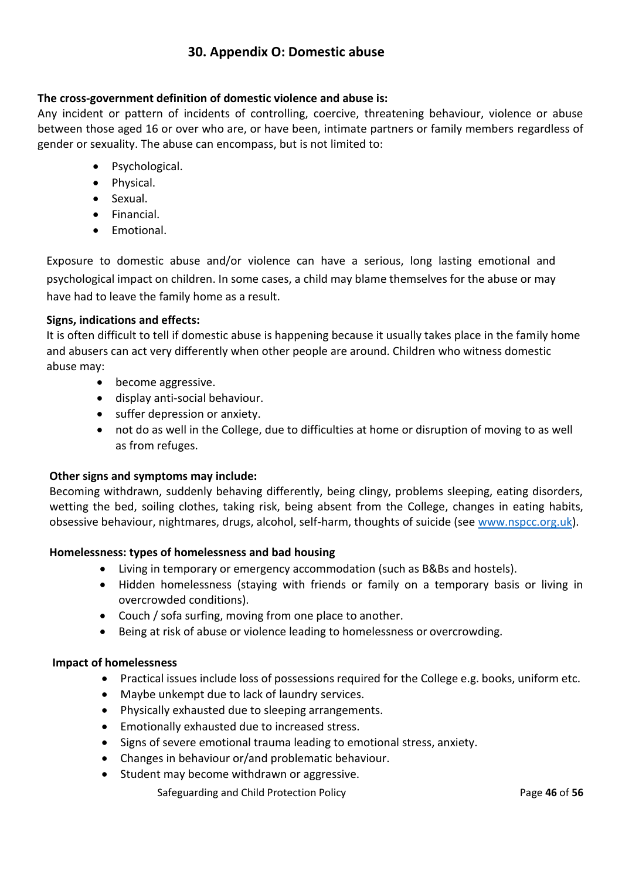## 30. Appendix O: Domestic abuse

**The cross-government definition of domestic violence and abuse is:**
Any incident or pattern of incidents of controlling, coercive, threatening behaviour, violence or abuse between those aged 16 or over who are, or have been, intimate partners or family members regardless of gender or sexuality. The abuse can encompass, but is not limited to:

- Psychological.
- Physical.
- Sexual.
- Financial.
- Emotional.

Exposure to domestic abuse and/or violence can have a serious, long lasting emotional and psychological impact on children. In some cases, a child may blame themselves for the abuse or may have had to leave the family home as a result.

**Signs, indications and effects:**
It is often difficult to tell if domestic abuse is happening because it usually takes place in the family home and abusers can act very differently when other people are around. Children who witness domestic abuse may:

- become aggressive.
- display anti-social behaviour.
- suffer depression or anxiety.
- not do as well in the College, due to difficulties at home or disruption of moving to as well as from refuges.

**Other signs and symptoms may include:**
Becoming withdrawn, suddenly behaving differently, being clingy, problems sleeping, eating disorders, wetting the bed, soiling clothes, taking risk, being absent from the College, changes in eating habits, obsessive behaviour, nightmares, drugs, alcohol, self-harm, thoughts of suicide (see www.nspcc.org.uk).

**Homelessness: types of homelessness and bad housing**

- Living in temporary or emergency accommodation (such as B&Bs and hostels).
- Hidden homelessness (staying with friends or family on a temporary basis or living in overcrowded conditions).
- Couch / sofa surfing, moving from one place to another.
- Being at risk of abuse or violence leading to homelessness or overcrowding.

**Impact of homelessness**

- Practical issues include loss of possessions required for the College e.g. books, uniform etc.
- Maybe unkempt due to lack of laundry services.
- Physically exhausted due to sleeping arrangements.
- Emotionally exhausted due to increased stress.
- Signs of severe emotional trauma leading to emotional stress, anxiety.
- Changes in behaviour or/and problematic behaviour.
- Student may become withdrawn or aggressive.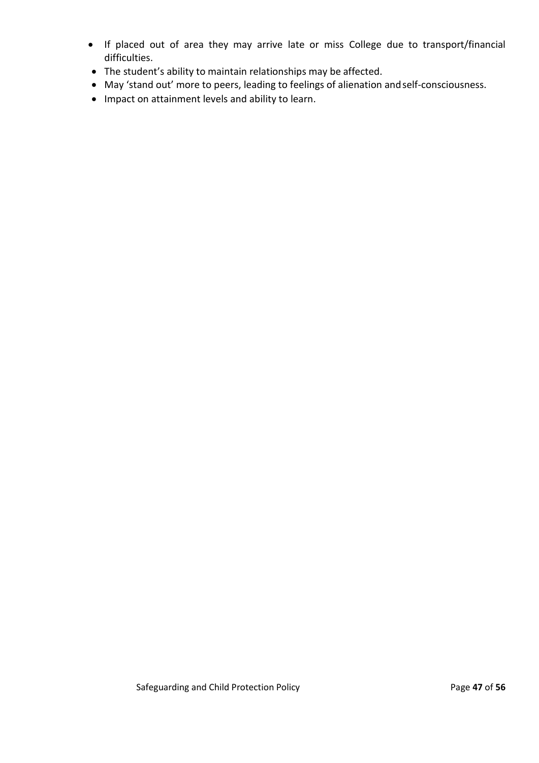- If placed out of area they may arrive late or miss College due to transport/financial difficulties.
- The student's ability to maintain relationships may be affected.
- May 'stand out' more to peers, leading to feelings of alienation and self-consciousness.
- Impact on attainment levels and ability to learn.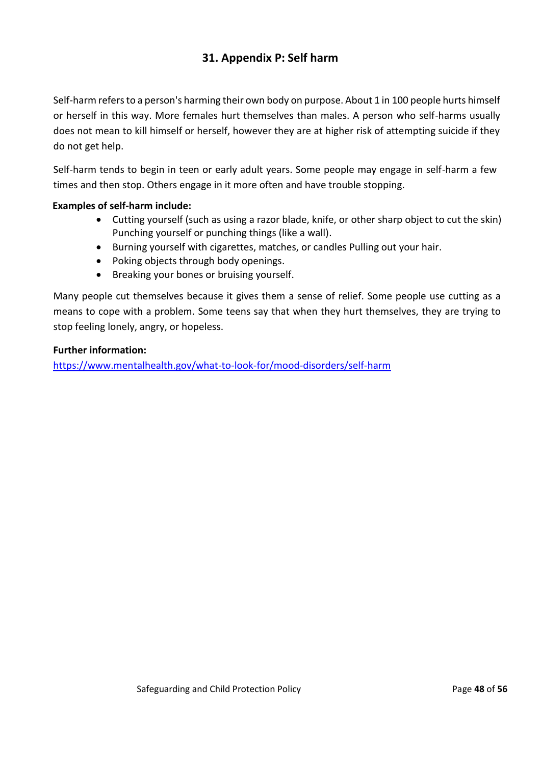## 31. Appendix P: Self harm

Self-harm refers to a person's harming their own body on purpose. About 1 in 100 people hurts himself or herself in this way. More females hurt themselves than males. A person who self-harms usually does not mean to kill himself or herself, however they are at higher risk of attempting suicide if they do not get help.

Self-harm tends to begin in teen or early adult years. Some people may engage in self-harm a few times and then stop. Others engage in it more often and have trouble stopping.

**Examples of self-harm include:**

- Cutting yourself (such as using a razor blade, knife, or other sharp object to cut the skin) Punching yourself or punching things (like a wall).
- Burning yourself with cigarettes, matches, or candles Pulling out your hair.
- Poking objects through body openings.
- Breaking your bones or bruising yourself.

Many people cut themselves because it gives them a sense of relief. Some people use cutting as a means to cope with a problem. Some teens say that when they hurt themselves, they are trying to stop feeling lonely, angry, or hopeless.

**Further information:**
https://www.mentalhealth.gov/what-to-look-for/mood-disorders/self-harm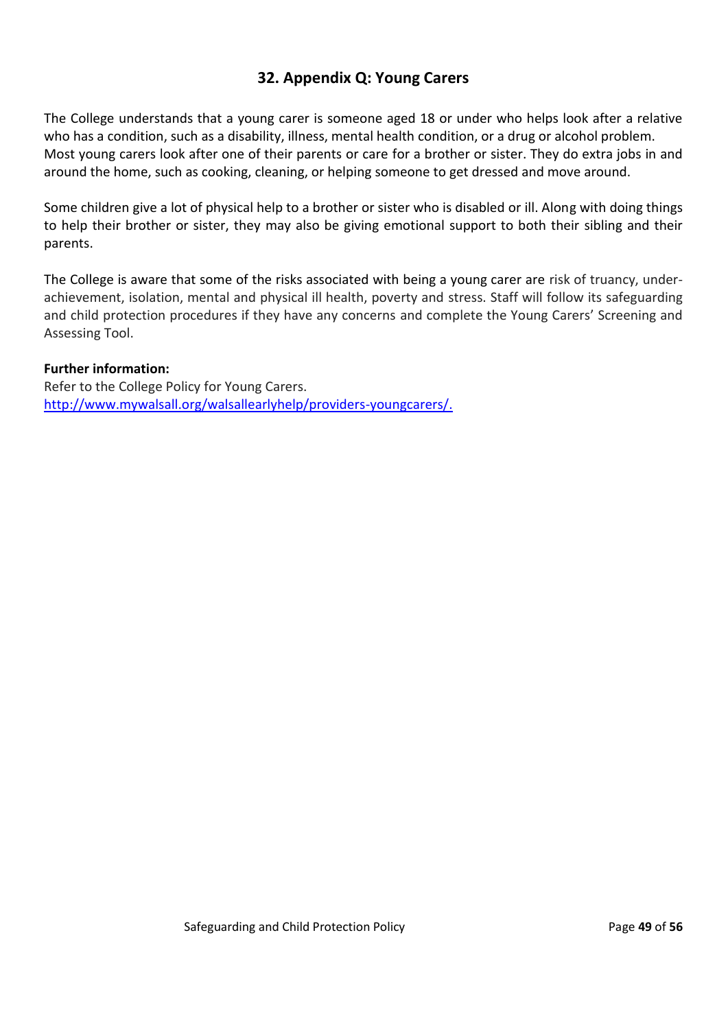## 32. Appendix Q: Young Carers

The College understands that a young carer is someone aged 18 or under who helps look after a relative who has a condition, such as a disability, illness, mental health condition, or a drug or alcohol problem. Most young carers look after one of their parents or care for a brother or sister. They do extra jobs in and around the home, such as cooking, cleaning, or helping someone to get dressed and move around.

Some children give a lot of physical help to a brother or sister who is disabled or ill. Along with doing things to help their brother or sister, they may also be giving emotional support to both their sibling and their parents.

The College is aware that some of the risks associated with being a young carer are risk of truancy, under-achievement, isolation, mental and physical ill health, poverty and stress. Staff will follow its safeguarding and child protection procedures if they have any concerns and complete the Young Carers' Screening and Assessing Tool.

**Further information:**
Refer to the College Policy for Young Carers.
[http://www.mywalsall.org/walsallearlyhelp/providers-youngcarers/.](http://www.mywalsall.org/walsallearlyhelp/providers-youngcarers/)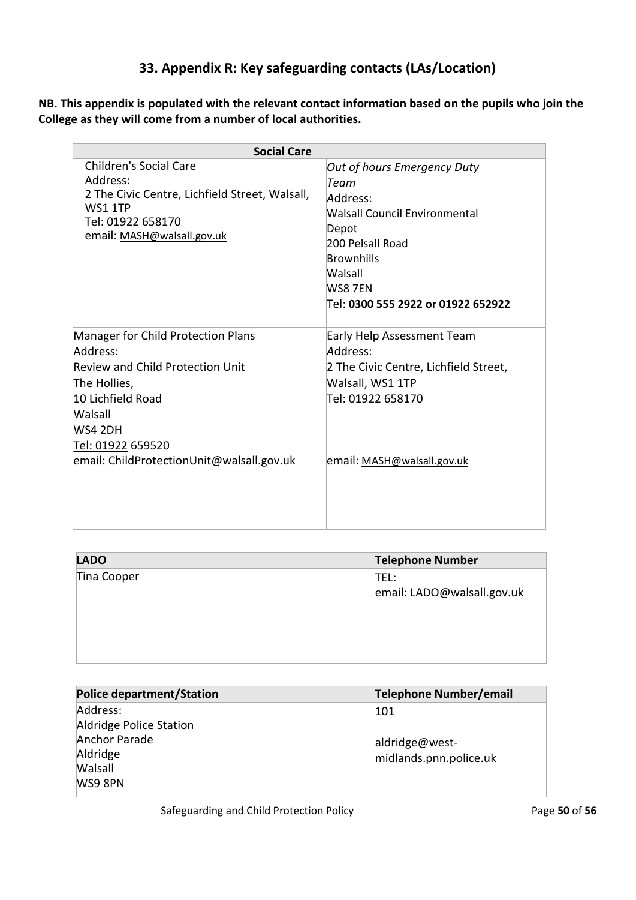## 33. Appendix R: Key safeguarding contacts (LAs/Location)

**NB. This appendix is populated with the relevant contact information based on the pupils who join the College as they will come from a number of local authorities.**

| Social Care | |
|---|---|
| Children's Social Care<br>Address:<br>2 The Civic Centre, Lichfield Street, Walsall, WS1 1TP<br>Tel: 01922 658170<br>email: MASH@walsall.gov.uk | *Out of hours Emergency Duty Team*<br>Address:<br>Walsall Council Environmental Depot<br>200 Pelsall Road<br>Brownhills<br>Walsall<br>WS8 7EN<br>Tel: **0300 555 2922 or 01922 652922** |
| Manager for Child Protection Plans<br>Address:<br>Review and Child Protection Unit<br>The Hollies,<br>10 Lichfield Road<br>Walsall<br>WS4 2DH<br>Tel: 01922 659520<br>email: ChildProtectionUnit@walsall.gov.uk | Early Help Assessment Team<br>Address:<br>2 The Civic Centre, Lichfield Street, Walsall, WS1 1TP<br>Tel: 01922 658170<br><br>email: MASH@walsall.gov.uk |

| LADO | Telephone Number |
|---|---|
| Tina Cooper | TEL:<br>email: LADO@walsall.gov.uk |

| Police department/Station | Telephone Number/email |
|---|---|
| Address:<br>Aldridge Police Station<br>Anchor Parade<br>Aldridge<br>Walsall<br>WS9 8PN | 101<br><br>aldridge@west-midlands.pnn.police.uk |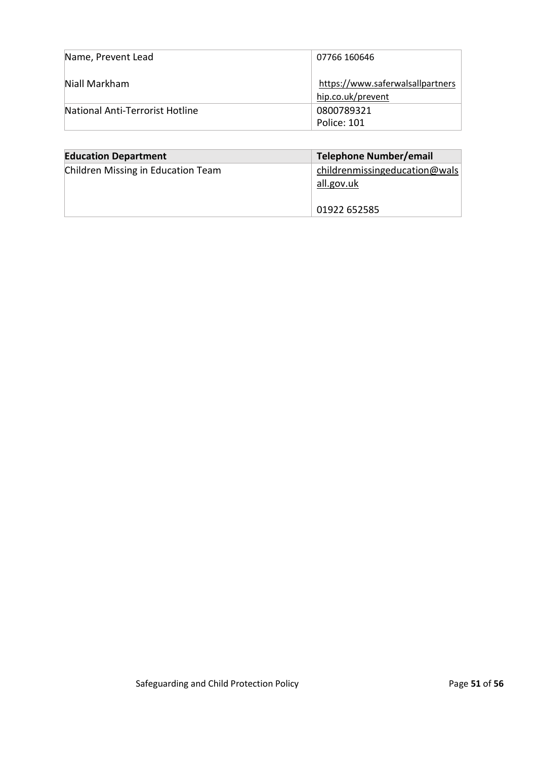| Name, Prevent Lead<br><br>Niall Markham | 07766 160646<br><br>https://www.saferwalsallpartnership.co.uk/prevent |
|---|---|
| National Anti-Terrorist Hotline | 0800789321<br>Police: 101 |

| **Education Department** | **Telephone Number/email** |
|---|---|
| Children Missing in Education Team | childrenmissingeducation@walsall.gov.uk<br><br>01922 652585 |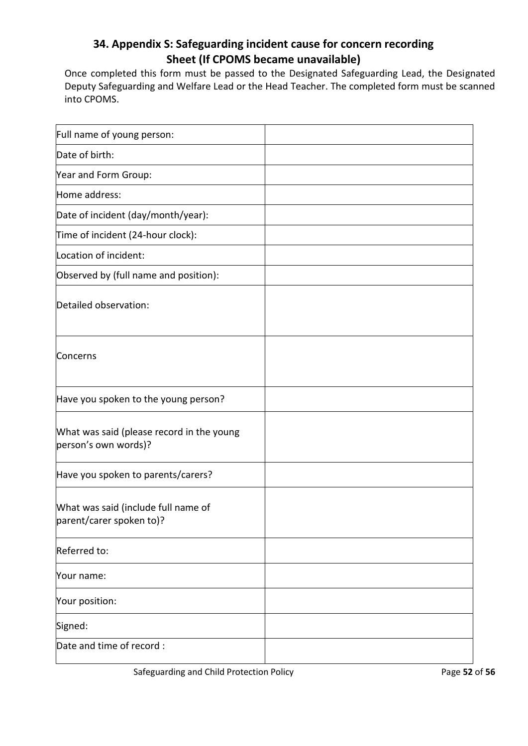## 34. Appendix S: Safeguarding incident cause for concern recording Sheet (If CPOMS became unavailable)

Once completed this form must be passed to the Designated Safeguarding Lead, the Designated Deputy Safeguarding and Welfare Lead or the Head Teacher. The completed form must be scanned into CPOMS.

| | |
|---|---|
| Full name of young person: | |
| Date of birth: | |
| Year and Form Group: | |
| Home address: | |
| Date of incident (day/month/year): | |
| Time of incident (24-hour clock): | |
| Location of incident: | |
| Observed by (full name and position): | |
| Detailed observation: | |
| Concerns | |
| Have you spoken to the young person? | |
| What was said (please record in the young person's own words)? | |
| Have you spoken to parents/carers? | |
| What was said (include full name of parent/carer spoken to)? | |
| Referred to: | |
| Your name: | |
| Your position: | |
| Signed: | |
| Date and time of record : | |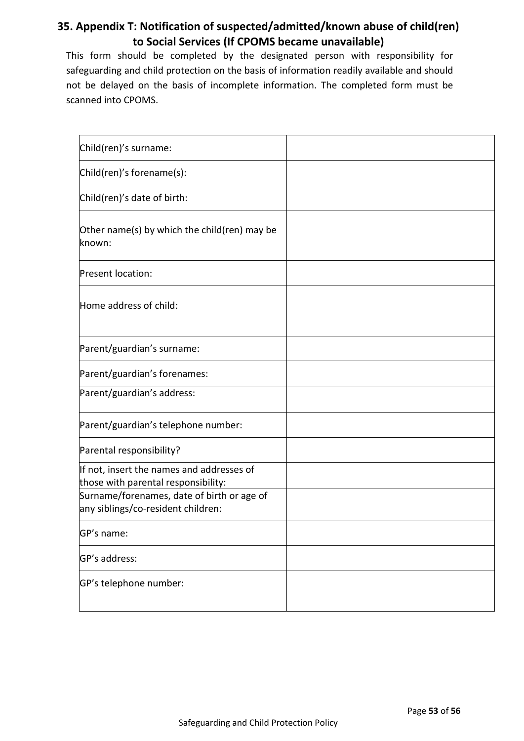## 35. Appendix T: Notification of suspected/admitted/known abuse of child(ren) to Social Services (If CPOMS became unavailable)

This form should be completed by the designated person with responsibility for safeguarding and child protection on the basis of information readily available and should not be delayed on the basis of incomplete information. The completed form must be scanned into CPOMS.

| | |
|---|---|
| Child(ren)'s surname: | |
| Child(ren)'s forename(s): | |
| Child(ren)'s date of birth: | |
| Other name(s) by which the child(ren) may be known: | |
| Present location: | |
| Home address of child: | |
| Parent/guardian's surname: | |
| Parent/guardian's forenames: | |
| Parent/guardian's address: | |
| Parent/guardian's telephone number: | |
| Parental responsibility? | |
| If not, insert the names and addresses of those with parental responsibility: | |
| Surname/forenames, date of birth or age of any siblings/co-resident children: | |
| GP's name: | |
| GP's address: | |
| GP's telephone number: | |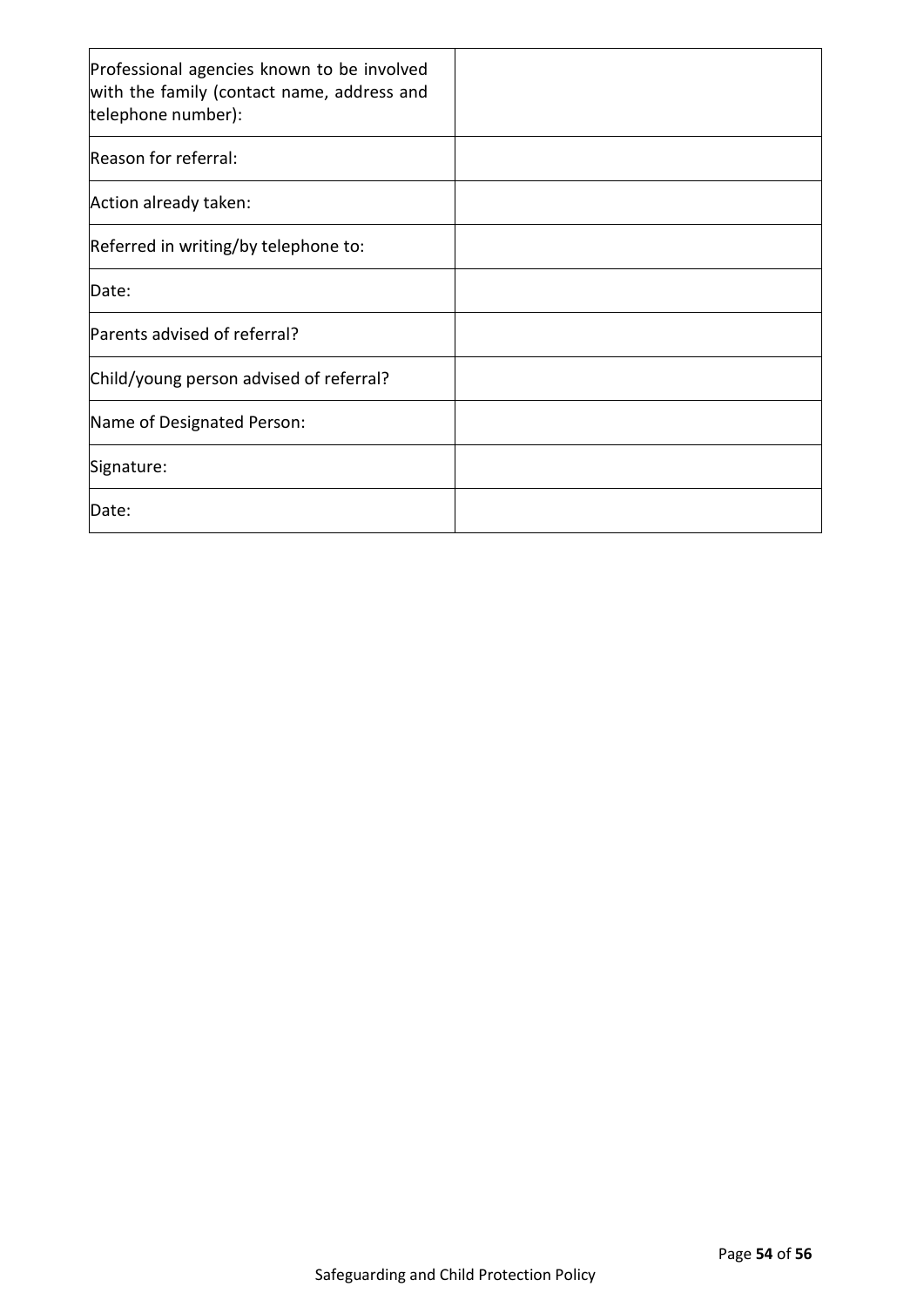| Professional agencies known to be involved with the family (contact name, address and telephone number): | |
|---|---|
| Reason for referral: | |
| Action already taken: | |
| Referred in writing/by telephone to: | |
| Date: | |
| Parents advised of referral? | |
| Child/young person advised of referral? | |
| Name of Designated Person: | |
| Signature: | |
| Date: | |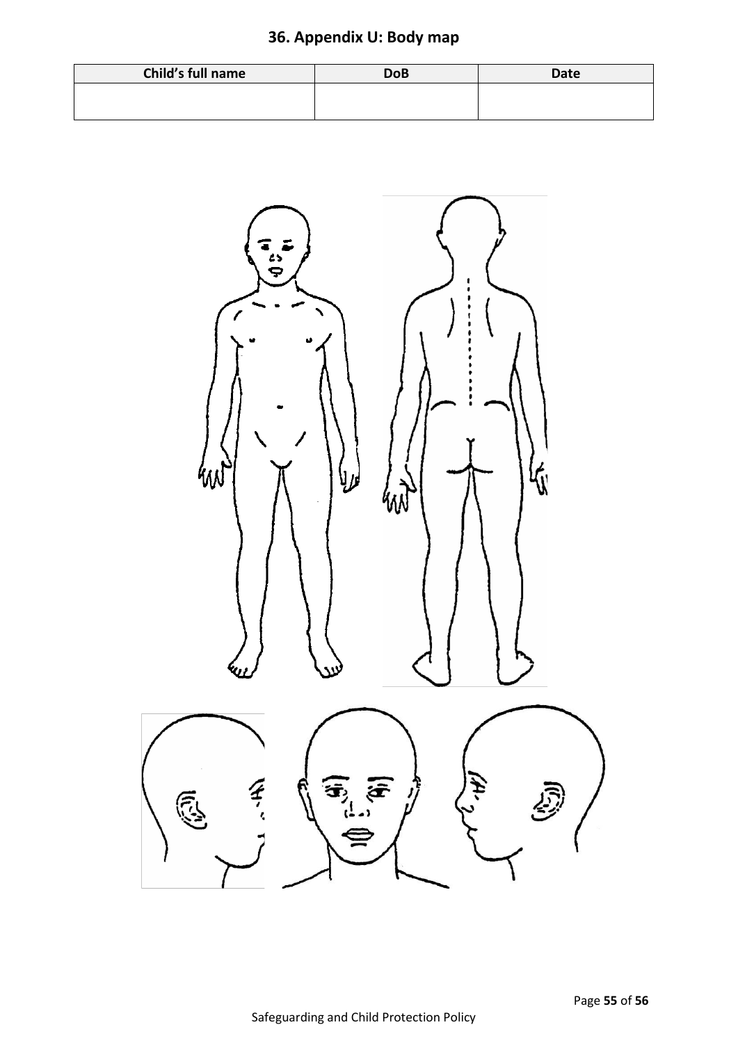## 36. Appendix U: Body map

| Child's full name | DoB | Date |
| --- | --- | --- |
| | | |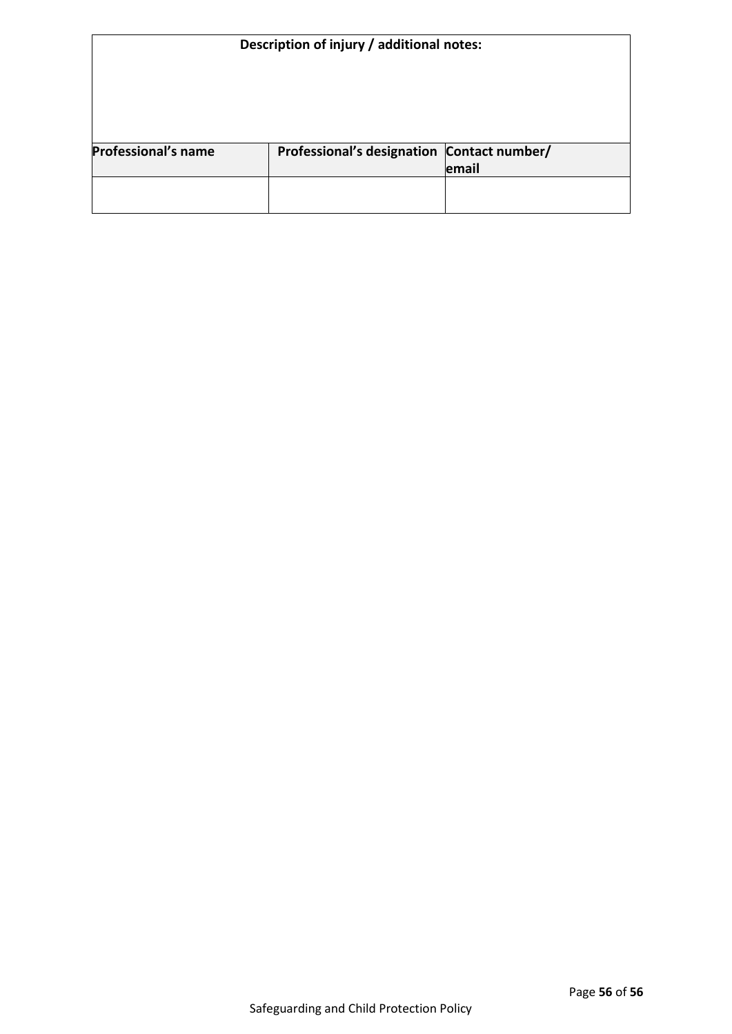| Description of injury / additional notes: | | |
|---|---|---|
| | | |
| **Professional's name** | **Professional's designation** | **Contact number/ email** |
| | | |